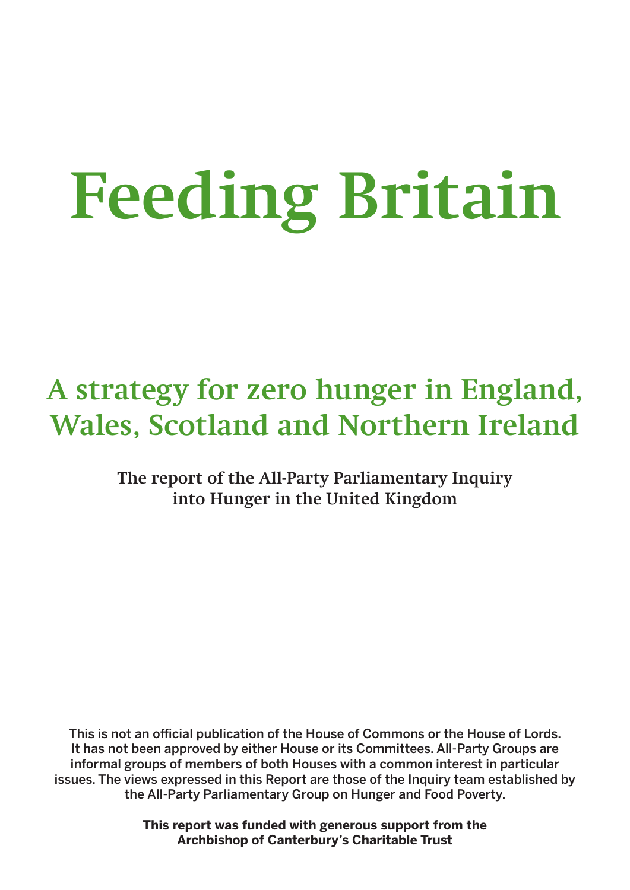# Feeding Britain

## A strategy for zero hunger in England, Wales, Scotland and Northern Ireland

**The report of the All-Party Parliamentary Inquiry into Hunger in the United Kingdom**

This is not an official publication of the House of Commons or the House of Lords. It has not been approved by either House or its Committees. All-Party Groups are informal groups of members of both Houses with a common interest in particular issues. The views expressed in this Report are those of the Inquiry team established by the All-Party Parliamentary Group on Hunger and Food Poverty.

**This report was funded with generous support from the Archbishop of Canterbury's Charitable Trust**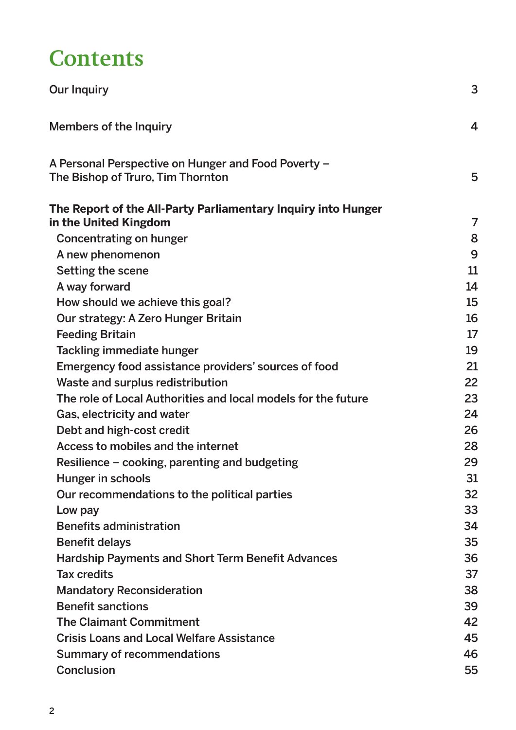# Contents

| | |
|---|---|
| Our Inquiry | 3 |
| Members of the Inquiry | 4 |
| A Personal Perspective on Hunger and Food Poverty – The Bishop of Truro, Tim Thornton | 5 |
| **The Report of the All-Party Parliamentary Inquiry into Hunger in the United Kingdom** | 7 |
| Concentrating on hunger | 8 |
| A new phenomenon | 9 |
| Setting the scene | 11 |
| A way forward | 14 |
| How should we achieve this goal? | 15 |
| Our strategy: A Zero Hunger Britain | 16 |
| Feeding Britain | 17 |
| Tackling immediate hunger | 19 |
| Emergency food assistance providers' sources of food | 21 |
| Waste and surplus redistribution | 22 |
| The role of Local Authorities and local models for the future | 23 |
| Gas, electricity and water | 24 |
| Debt and high-cost credit | 26 |
| Access to mobiles and the internet | 28 |
| Resilience – cooking, parenting and budgeting | 29 |
| Hunger in schools | 31 |
| Our recommendations to the political parties | 32 |
| Low pay | 33 |
| Benefits administration | 34 |
| Benefit delays | 35 |
| Hardship Payments and Short Term Benefit Advances | 36 |
| Tax credits | 37 |
| Mandatory Reconsideration | 38 |
| Benefit sanctions | 39 |
| The Claimant Commitment | 42 |
| Crisis Loans and Local Welfare Assistance | 45 |
| Summary of recommendations | 46 |
| Conclusion | 55 |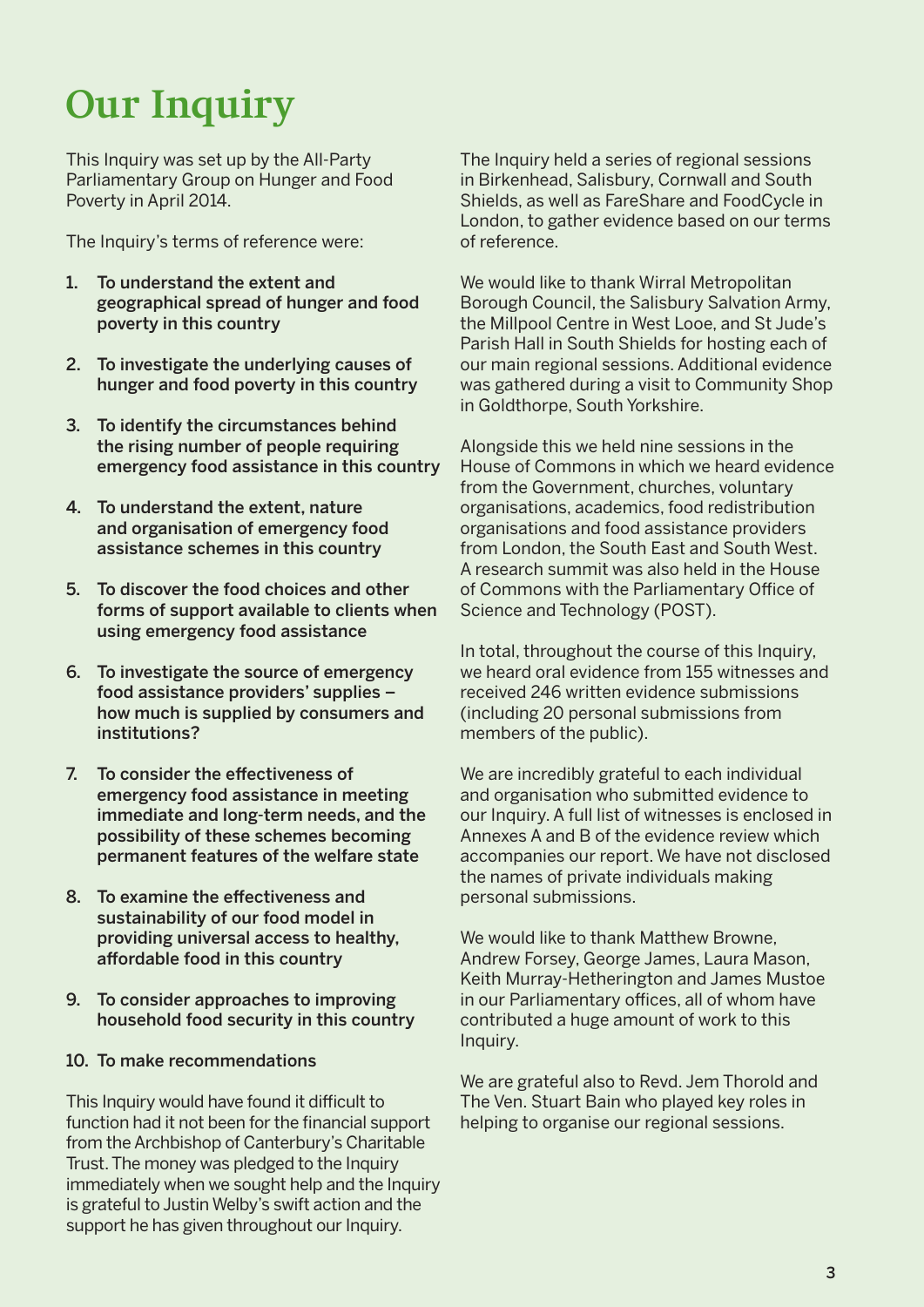# Our Inquiry

This Inquiry was set up by the All-Party Parliamentary Group on Hunger and Food Poverty in April 2014.

The Inquiry's terms of reference were:

1. **To understand the extent and geographical spread of hunger and food poverty in this country**
2. **To investigate the underlying causes of hunger and food poverty in this country**
3. **To identify the circumstances behind the rising number of people requiring emergency food assistance in this country**
4. **To understand the extent, nature and organisation of emergency food assistance schemes in this country**
5. **To discover the food choices and other forms of support available to clients when using emergency food assistance**
6. **To investigate the source of emergency food assistance providers' supplies – how much is supplied by consumers and institutions?**
7. **To consider the effectiveness of emergency food assistance in meeting immediate and long-term needs, and the possibility of these schemes becoming permanent features of the welfare state**
8. **To examine the effectiveness and sustainability of our food model in providing universal access to healthy, affordable food in this country**
9. **To consider approaches to improving household food security in this country**
10. **To make recommendations**

This Inquiry would have found it difficult to function had it not been for the financial support from the Archbishop of Canterbury's Charitable Trust. The money was pledged to the Inquiry immediately when we sought help and the Inquiry is grateful to Justin Welby's swift action and the support he has given throughout our Inquiry.

The Inquiry held a series of regional sessions in Birkenhead, Salisbury, Cornwall and South Shields, as well as FareShare and FoodCycle in London, to gather evidence based on our terms of reference.

We would like to thank Wirral Metropolitan Borough Council, the Salisbury Salvation Army, the Millpool Centre in West Looe, and St Jude's Parish Hall in South Shields for hosting each of our main regional sessions. Additional evidence was gathered during a visit to Community Shop in Goldthorpe, South Yorkshire.

Alongside this we held nine sessions in the House of Commons in which we heard evidence from the Government, churches, voluntary organisations, academics, food redistribution organisations and food assistance providers from London, the South East and South West. A research summit was also held in the House of Commons with the Parliamentary Office of Science and Technology (POST).

In total, throughout the course of this Inquiry, we heard oral evidence from 155 witnesses and received 246 written evidence submissions (including 20 personal submissions from members of the public).

We are incredibly grateful to each individual and organisation who submitted evidence to our Inquiry. A full list of witnesses is enclosed in Annexes A and B of the evidence review which accompanies our report. We have not disclosed the names of private individuals making personal submissions.

We would like to thank Matthew Browne, Andrew Forsey, George James, Laura Mason, Keith Murray-Hetherington and James Mustoe in our Parliamentary offices, all of whom have contributed a huge amount of work to this Inquiry.

We are grateful also to Revd. Jem Thorold and The Ven. Stuart Bain who played key roles in helping to organise our regional sessions.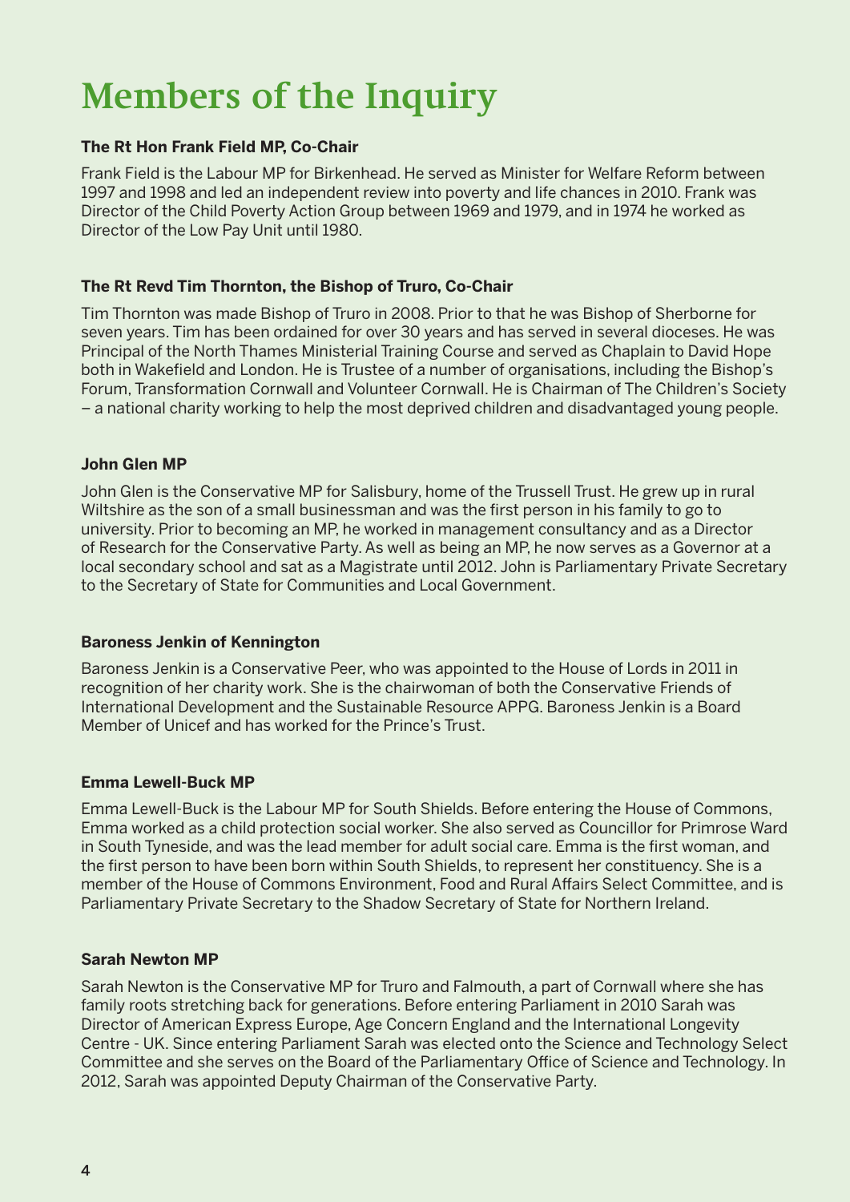# Members of the Inquiry

**The Rt Hon Frank Field MP, Co-Chair**

Frank Field is the Labour MP for Birkenhead. He served as Minister for Welfare Reform between 1997 and 1998 and led an independent review into poverty and life chances in 2010. Frank was Director of the Child Poverty Action Group between 1969 and 1979, and in 1974 he worked as Director of the Low Pay Unit until 1980.

**The Rt Revd Tim Thornton, the Bishop of Truro, Co-Chair**

Tim Thornton was made Bishop of Truro in 2008. Prior to that he was Bishop of Sherborne for seven years. Tim has been ordained for over 30 years and has served in several dioceses. He was Principal of the North Thames Ministerial Training Course and served as Chaplain to David Hope both in Wakefield and London. He is Trustee of a number of organisations, including the Bishop's Forum, Transformation Cornwall and Volunteer Cornwall. He is Chairman of The Children's Society – a national charity working to help the most deprived children and disadvantaged young people.

**John Glen MP**

John Glen is the Conservative MP for Salisbury, home of the Trussell Trust. He grew up in rural Wiltshire as the son of a small businessman and was the first person in his family to go to university. Prior to becoming an MP, he worked in management consultancy and as a Director of Research for the Conservative Party. As well as being an MP, he now serves as a Governor at a local secondary school and sat as a Magistrate until 2012. John is Parliamentary Private Secretary to the Secretary of State for Communities and Local Government.

**Baroness Jenkin of Kennington**

Baroness Jenkin is a Conservative Peer, who was appointed to the House of Lords in 2011 in recognition of her charity work. She is the chairwoman of both the Conservative Friends of International Development and the Sustainable Resource APPG. Baroness Jenkin is a Board Member of Unicef and has worked for the Prince's Trust.

**Emma Lewell-Buck MP**

Emma Lewell-Buck is the Labour MP for South Shields. Before entering the House of Commons, Emma worked as a child protection social worker. She also served as Councillor for Primrose Ward in South Tyneside, and was the lead member for adult social care. Emma is the first woman, and the first person to have been born within South Shields, to represent her constituency. She is a member of the House of Commons Environment, Food and Rural Affairs Select Committee, and is Parliamentary Private Secretary to the Shadow Secretary of State for Northern Ireland.

**Sarah Newton MP**

Sarah Newton is the Conservative MP for Truro and Falmouth, a part of Cornwall where she has family roots stretching back for generations. Before entering Parliament in 2010 Sarah was Director of American Express Europe, Age Concern England and the International Longevity Centre - UK. Since entering Parliament Sarah was elected onto the Science and Technology Select Committee and she serves on the Board of the Parliamentary Office of Science and Technology. In 2012, Sarah was appointed Deputy Chairman of the Conservative Party.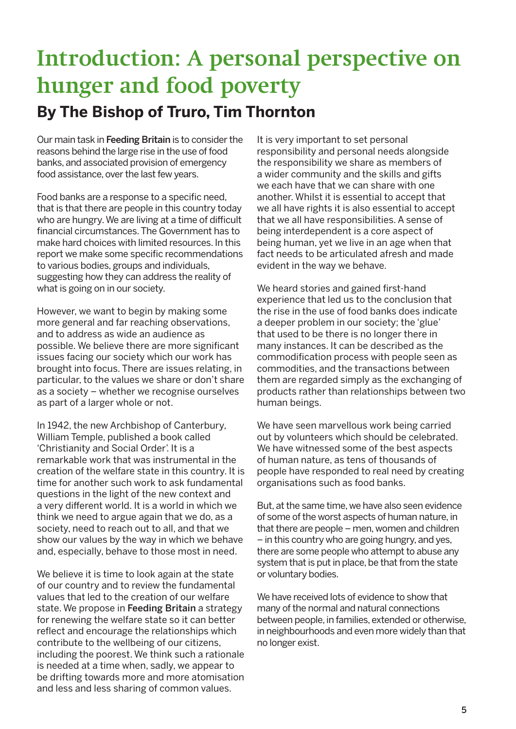# Introduction: A personal perspective on hunger and food poverty

## By The Bishop of Truro, Tim Thornton

Our main task in **Feeding Britain** is to consider the reasons behind the large rise in the use of food banks, and associated provision of emergency food assistance, over the last few years.

Food banks are a response to a specific need, that is that there are people in this country today who are hungry. We are living at a time of difficult financial circumstances. The Government has to make hard choices with limited resources. In this report we make some specific recommendations to various bodies, groups and individuals, suggesting how they can address the reality of what is going on in our society.

However, we want to begin by making some more general and far reaching observations, and to address as wide an audience as possible. We believe there are more significant issues facing our society which our work has brought into focus. There are issues relating, in particular, to the values we share or don't share as a society – whether we recognise ourselves as part of a larger whole or not.

In 1942, the new Archbishop of Canterbury, William Temple, published a book called 'Christianity and Social Order'. It is a remarkable work that was instrumental in the creation of the welfare state in this country. It is time for another such work to ask fundamental questions in the light of the new context and a very different world. It is a world in which we think we need to argue again that we do, as a society, need to reach out to all, and that we show our values by the way in which we behave and, especially, behave to those most in need.

We believe it is time to look again at the state of our country and to review the fundamental values that led to the creation of our welfare state. We propose in **Feeding Britain** a strategy for renewing the welfare state so it can better reflect and encourage the relationships which contribute to the wellbeing of our citizens, including the poorest. We think such a rationale is needed at a time when, sadly, we appear to be drifting towards more and more atomisation and less and less sharing of common values.

It is very important to set personal responsibility and personal needs alongside the responsibility we share as members of a wider community and the skills and gifts we each have that we can share with one another. Whilst it is essential to accept that we all have rights it is also essential to accept that we all have responsibilities. A sense of being interdependent is a core aspect of being human, yet we live in an age when that fact needs to be articulated afresh and made evident in the way we behave.

We heard stories and gained first-hand experience that led us to the conclusion that the rise in the use of food banks does indicate a deeper problem in our society; the 'glue' that used to be there is no longer there in many instances. It can be described as the commodification process with people seen as commodities, and the transactions between them are regarded simply as the exchanging of products rather than relationships between two human beings.

We have seen marvellous work being carried out by volunteers which should be celebrated. We have witnessed some of the best aspects of human nature, as tens of thousands of people have responded to real need by creating organisations such as food banks.

But, at the same time, we have also seen evidence of some of the worst aspects of human nature, in that there are people – men, women and children – in this country who are going hungry, and yes, there are some people who attempt to abuse any system that is put in place, be that from the state or voluntary bodies.

We have received lots of evidence to show that many of the normal and natural connections between people, in families, extended or otherwise, in neighbourhoods and even more widely than that no longer exist.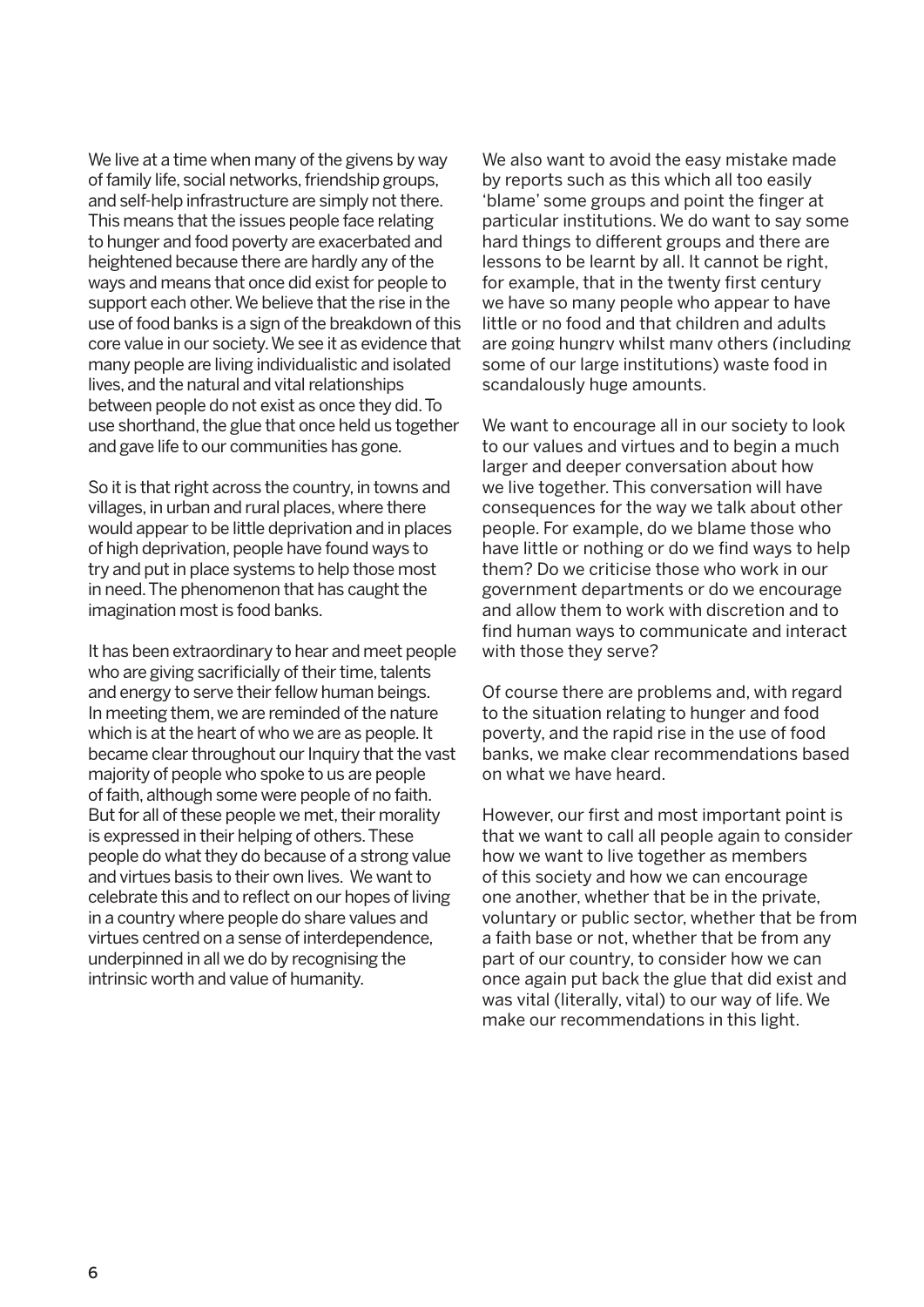We live at a time when many of the givens by way of family life, social networks, friendship groups, and self-help infrastructure are simply not there. This means that the issues people face relating to hunger and food poverty are exacerbated and heightened because there are hardly any of the ways and means that once did exist for people to support each other. We believe that the rise in the use of food banks is a sign of the breakdown of this core value in our society. We see it as evidence that many people are living individualistic and isolated lives, and the natural and vital relationships between people do not exist as once they did. To use shorthand, the glue that once held us together and gave life to our communities has gone.

So it is that right across the country, in towns and villages, in urban and rural places, where there would appear to be little deprivation and in places of high deprivation, people have found ways to try and put in place systems to help those most in need. The phenomenon that has caught the imagination most is food banks.

It has been extraordinary to hear and meet people who are giving sacrificially of their time, talents and energy to serve their fellow human beings. In meeting them, we are reminded of the nature which is at the heart of who we are as people. It became clear throughout our Inquiry that the vast majority of people who spoke to us are people of faith, although some were people of no faith. But for all of these people we met, their morality is expressed in their helping of others. These people do what they do because of a strong value and virtues basis to their own lives. We want to celebrate this and to reflect on our hopes of living in a country where people do share values and virtues centred on a sense of interdependence, underpinned in all we do by recognising the intrinsic worth and value of humanity.

We also want to avoid the easy mistake made by reports such as this which all too easily 'blame' some groups and point the finger at particular institutions. We do want to say some hard things to different groups and there are lessons to be learnt by all. It cannot be right, for example, that in the twenty first century we have so many people who appear to have little or no food and that children and adults are going hungry whilst many others (including some of our large institutions) waste food in scandalously huge amounts.

We want to encourage all in our society to look to our values and virtues and to begin a much larger and deeper conversation about how we live together. This conversation will have consequences for the way we talk about other people. For example, do we blame those who have little or nothing or do we find ways to help them? Do we criticise those who work in our government departments or do we encourage and allow them to work with discretion and to find human ways to communicate and interact with those they serve?

Of course there are problems and, with regard to the situation relating to hunger and food poverty, and the rapid rise in the use of food banks, we make clear recommendations based on what we have heard.

However, our first and most important point is that we want to call all people again to consider how we want to live together as members of this society and how we can encourage one another, whether that be in the private, voluntary or public sector, whether that be from a faith base or not, whether that be from any part of our country, to consider how we can once again put back the glue that did exist and was vital (literally, vital) to our way of life. We make our recommendations in this light.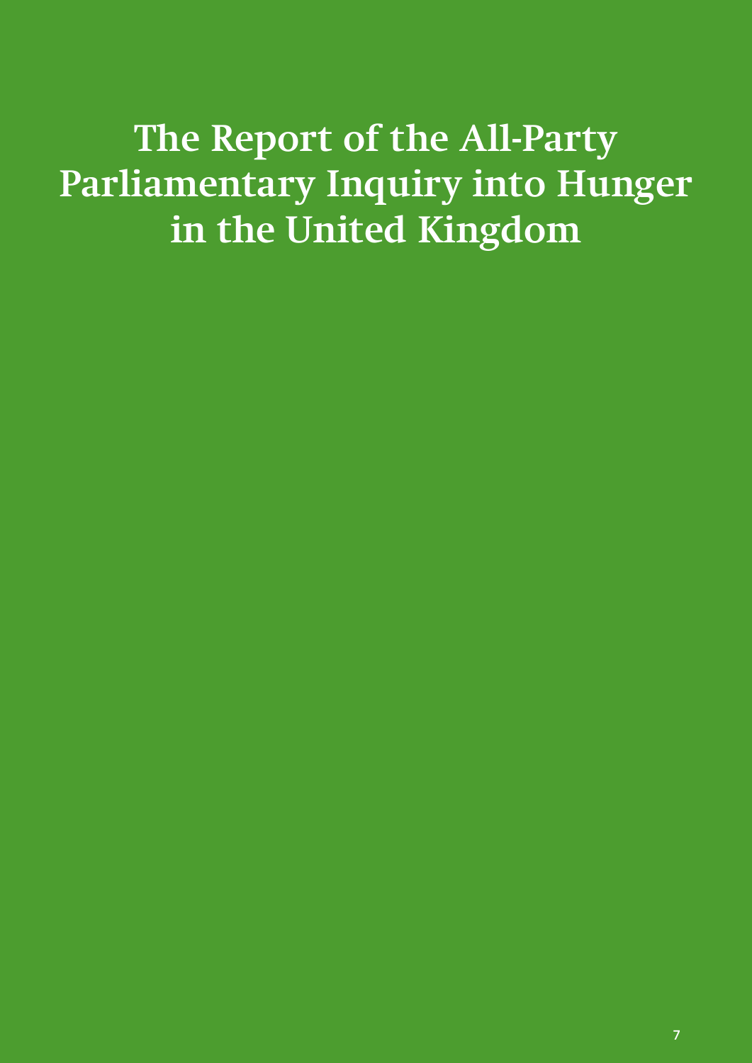# The Report of the All-Party Parliamentary Inquiry into Hunger in the United Kingdom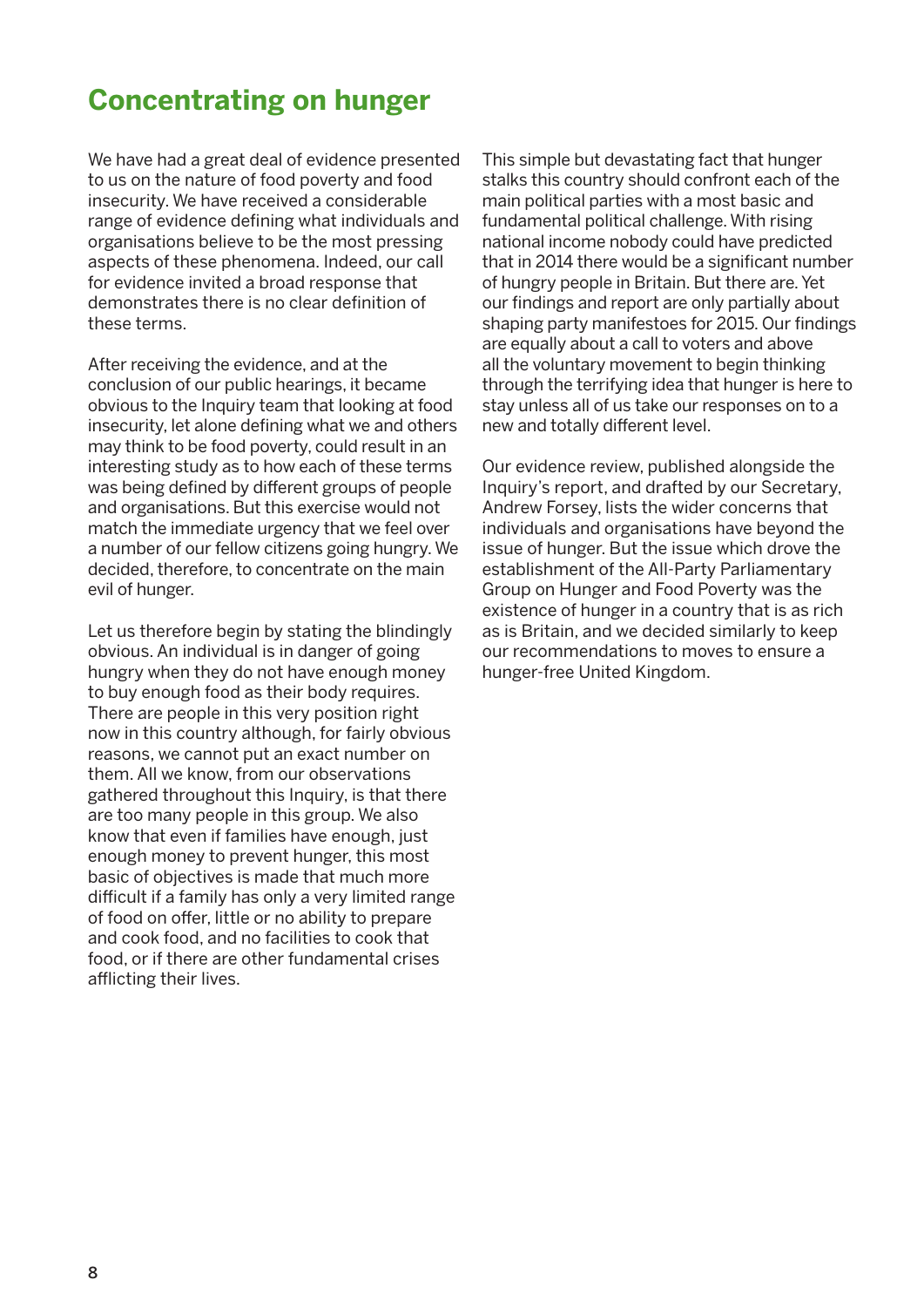## Concentrating on hunger

We have had a great deal of evidence presented to us on the nature of food poverty and food insecurity. We have received a considerable range of evidence defining what individuals and organisations believe to be the most pressing aspects of these phenomena. Indeed, our call for evidence invited a broad response that demonstrates there is no clear definition of these terms.

After receiving the evidence, and at the conclusion of our public hearings, it became obvious to the Inquiry team that looking at food insecurity, let alone defining what we and others may think to be food poverty, could result in an interesting study as to how each of these terms was being defined by different groups of people and organisations. But this exercise would not match the immediate urgency that we feel over a number of our fellow citizens going hungry. We decided, therefore, to concentrate on the main evil of hunger.

Let us therefore begin by stating the blindingly obvious. An individual is in danger of going hungry when they do not have enough money to buy enough food as their body requires. There are people in this very position right now in this country although, for fairly obvious reasons, we cannot put an exact number on them. All we know, from our observations gathered throughout this Inquiry, is that there are too many people in this group. We also know that even if families have enough, just enough money to prevent hunger, this most basic of objectives is made that much more difficult if a family has only a very limited range of food on offer, little or no ability to prepare and cook food, and no facilities to cook that food, or if there are other fundamental crises afflicting their lives.

This simple but devastating fact that hunger stalks this country should confront each of the main political parties with a most basic and fundamental political challenge. With rising national income nobody could have predicted that in 2014 there would be a significant number of hungry people in Britain. But there are. Yet our findings and report are only partially about shaping party manifestoes for 2015. Our findings are equally about a call to voters and above all the voluntary movement to begin thinking through the terrifying idea that hunger is here to stay unless all of us take our responses on to a new and totally different level.

Our evidence review, published alongside the Inquiry's report, and drafted by our Secretary, Andrew Forsey, lists the wider concerns that individuals and organisations have beyond the issue of hunger. But the issue which drove the establishment of the All-Party Parliamentary Group on Hunger and Food Poverty was the existence of hunger in a country that is as rich as is Britain, and we decided similarly to keep our recommendations to moves to ensure a hunger-free United Kingdom.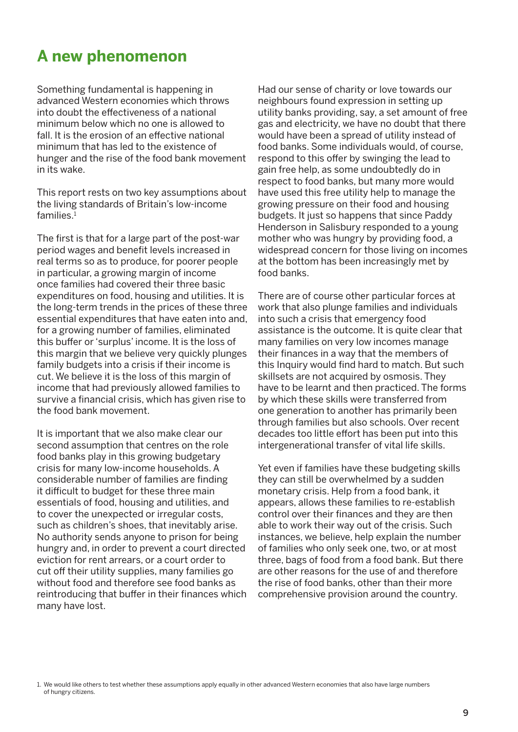## A new phenomenon

Something fundamental is happening in advanced Western economies which throws into doubt the effectiveness of a national minimum below which no one is allowed to fall. It is the erosion of an effective national minimum that has led to the existence of hunger and the rise of the food bank movement in its wake.

This report rests on two key assumptions about the living standards of Britain's low-income families.[1]

The first is that for a large part of the post-war period wages and benefit levels increased in real terms so as to produce, for poorer people in particular, a growing margin of income once families had covered their three basic expenditures on food, housing and utilities. It is the long-term trends in the prices of these three essential expenditures that have eaten into and, for a growing number of families, eliminated this buffer or 'surplus' income. It is the loss of this margin that we believe very quickly plunges family budgets into a crisis if their income is cut. We believe it is the loss of this margin of income that had previously allowed families to survive a financial crisis, which has given rise to the food bank movement.

It is important that we also make clear our second assumption that centres on the role food banks play in this growing budgetary crisis for many low-income households. A considerable number of families are finding it difficult to budget for these three main essentials of food, housing and utilities, and to cover the unexpected or irregular costs, such as children's shoes, that inevitably arise. No authority sends anyone to prison for being hungry and, in order to prevent a court directed eviction for rent arrears, or a court order to cut off their utility supplies, many families go without food and therefore see food banks as reintroducing that buffer in their finances which many have lost.

Had our sense of charity or love towards our neighbours found expression in setting up utility banks providing, say, a set amount of free gas and electricity, we have no doubt that there would have been a spread of utility instead of food banks. Some individuals would, of course, respond to this offer by swinging the lead to gain free help, as some undoubtedly do in respect to food banks, but many more would have used this free utility help to manage the growing pressure on their food and housing budgets. It just so happens that since Paddy Henderson in Salisbury responded to a young mother who was hungry by providing food, a widespread concern for those living on incomes at the bottom has been increasingly met by food banks.

There are of course other particular forces at work that also plunge families and individuals into such a crisis that emergency food assistance is the outcome. It is quite clear that many families on very low incomes manage their finances in a way that the members of this Inquiry would find hard to match. But such skillsets are not acquired by osmosis. They have to be learnt and then practiced. The forms by which these skills were transferred from one generation to another has primarily been through families but also schools. Over recent decades too little effort has been put into this intergenerational transfer of vital life skills.

Yet even if families have these budgeting skills they can still be overwhelmed by a sudden monetary crisis. Help from a food bank, it appears, allows these families to re-establish control over their finances and they are then able to work their way out of the crisis. Such instances, we believe, help explain the number of families who only seek one, two, or at most three, bags of food from a food bank. But there are other reasons for the use of and therefore the rise of food banks, other than their more comprehensive provision around the country.

1. We would like others to test whether these assumptions apply equally in other advanced Western economies that also have large numbers of hungry citizens.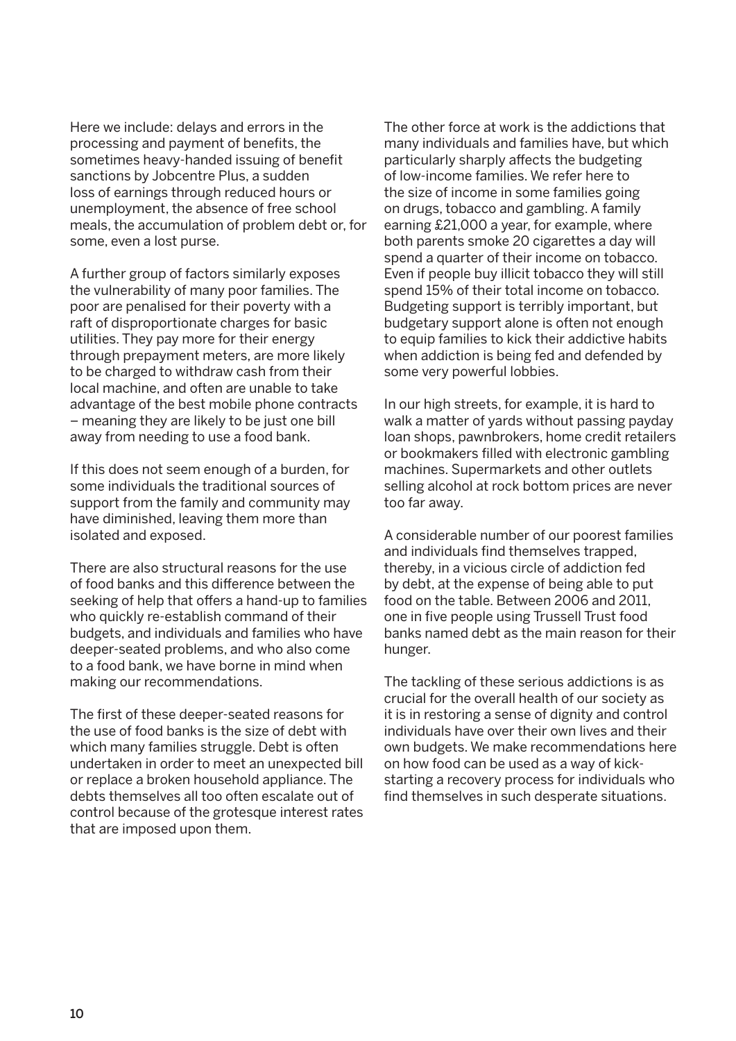Here we include: delays and errors in the processing and payment of benefits, the sometimes heavy-handed issuing of benefit sanctions by Jobcentre Plus, a sudden loss of earnings through reduced hours or unemployment, the absence of free school meals, the accumulation of problem debt or, for some, even a lost purse.

A further group of factors similarly exposes the vulnerability of many poor families. The poor are penalised for their poverty with a raft of disproportionate charges for basic utilities. They pay more for their energy through prepayment meters, are more likely to be charged to withdraw cash from their local machine, and often are unable to take advantage of the best mobile phone contracts – meaning they are likely to be just one bill away from needing to use a food bank.

If this does not seem enough of a burden, for some individuals the traditional sources of support from the family and community may have diminished, leaving them more than isolated and exposed.

There are also structural reasons for the use of food banks and this difference between the seeking of help that offers a hand-up to families who quickly re-establish command of their budgets, and individuals and families who have deeper-seated problems, and who also come to a food bank, we have borne in mind when making our recommendations.

The first of these deeper-seated reasons for the use of food banks is the size of debt with which many families struggle. Debt is often undertaken in order to meet an unexpected bill or replace a broken household appliance. The debts themselves all too often escalate out of control because of the grotesque interest rates that are imposed upon them.

The other force at work is the addictions that many individuals and families have, but which particularly sharply affects the budgeting of low-income families. We refer here to the size of income in some families going on drugs, tobacco and gambling. A family earning £21,000 a year, for example, where both parents smoke 20 cigarettes a day will spend a quarter of their income on tobacco. Even if people buy illicit tobacco they will still spend 15% of their total income on tobacco. Budgeting support is terribly important, but budgetary support alone is often not enough to equip families to kick their addictive habits when addiction is being fed and defended by some very powerful lobbies.

In our high streets, for example, it is hard to walk a matter of yards without passing payday loan shops, pawnbrokers, home credit retailers or bookmakers filled with electronic gambling machines. Supermarkets and other outlets selling alcohol at rock bottom prices are never too far away.

A considerable number of our poorest families and individuals find themselves trapped, thereby, in a vicious circle of addiction fed by debt, at the expense of being able to put food on the table. Between 2006 and 2011, one in five people using Trussell Trust food banks named debt as the main reason for their hunger.

The tackling of these serious addictions is as crucial for the overall health of our society as it is in restoring a sense of dignity and control individuals have over their own lives and their own budgets. We make recommendations here on how food can be used as a way of kick-starting a recovery process for individuals who find themselves in such desperate situations.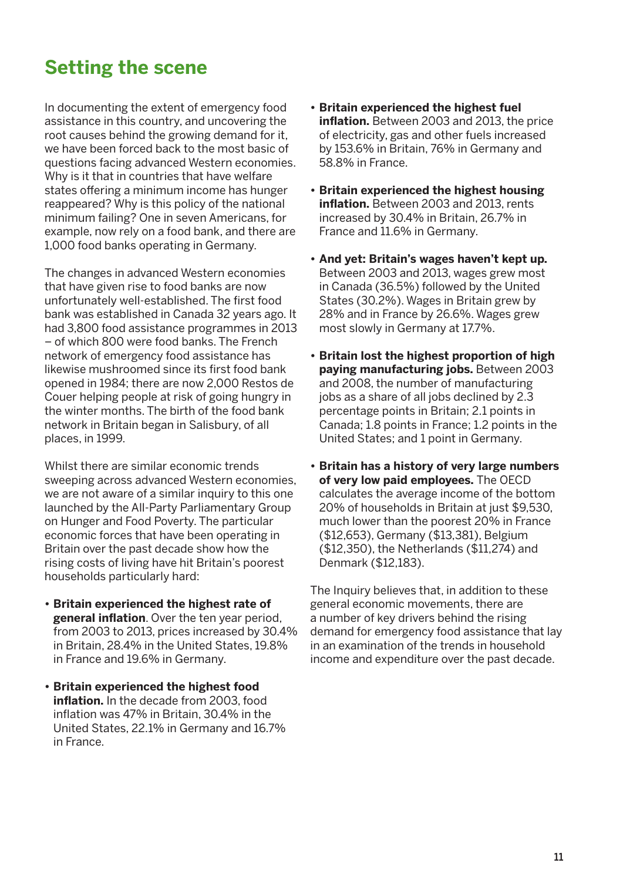## Setting the scene

In documenting the extent of emergency food assistance in this country, and uncovering the root causes behind the growing demand for it, we have been forced back to the most basic of questions facing advanced Western economies. Why is it that in countries that have welfare states offering a minimum income has hunger reappeared? Why is this policy of the national minimum failing? One in seven Americans, for example, now rely on a food bank, and there are 1,000 food banks operating in Germany.

The changes in advanced Western economies that have given rise to food banks are now unfortunately well-established. The first food bank was established in Canada 32 years ago. It had 3,800 food assistance programmes in 2013 – of which 800 were food banks. The French network of emergency food assistance has likewise mushroomed since its first food bank opened in 1984; there are now 2,000 Restos de Couer helping people at risk of going hungry in the winter months. The birth of the food bank network in Britain began in Salisbury, of all places, in 1999.

Whilst there are similar economic trends sweeping across advanced Western economies, we are not aware of a similar inquiry to this one launched by the All-Party Parliamentary Group on Hunger and Food Poverty. The particular economic forces that have been operating in Britain over the past decade show how the rising costs of living have hit Britain's poorest households particularly hard:

- **Britain experienced the highest rate of general inflation**. Over the ten year period, from 2003 to 2013, prices increased by 30.4% in Britain, 28.4% in the United States, 19.8% in France and 19.6% in Germany.
- **Britain experienced the highest food inflation.** In the decade from 2003, food inflation was 47% in Britain, 30.4% in the United States, 22.1% in Germany and 16.7% in France.
- **Britain experienced the highest fuel inflation.** Between 2003 and 2013, the price of electricity, gas and other fuels increased by 153.6% in Britain, 76% in Germany and 58.8% in France.
- **Britain experienced the highest housing inflation.** Between 2003 and 2013, rents increased by 30.4% in Britain, 26.7% in France and 11.6% in Germany.
- **And yet: Britain's wages haven't kept up.** Between 2003 and 2013, wages grew most in Canada (36.5%) followed by the United States (30.2%). Wages in Britain grew by 28% and in France by 26.6%. Wages grew most slowly in Germany at 17.7%.
- **Britain lost the highest proportion of high paying manufacturing jobs.** Between 2003 and 2008, the number of manufacturing jobs as a share of all jobs declined by 2.3 percentage points in Britain; 2.1 points in Canada; 1.8 points in France; 1.2 points in the United States; and 1 point in Germany.
- **Britain has a history of very large numbers of very low paid employees.** The OECD calculates the average income of the bottom 20% of households in Britain at just $9,530, much lower than the poorest 20% in France ($12,653), Germany ($13,381), Belgium ($12,350), the Netherlands ($11,274) and Denmark ($12,183).

The Inquiry believes that, in addition to these general economic movements, there are a number of key drivers behind the rising demand for emergency food assistance that lay in an examination of the trends in household income and expenditure over the past decade.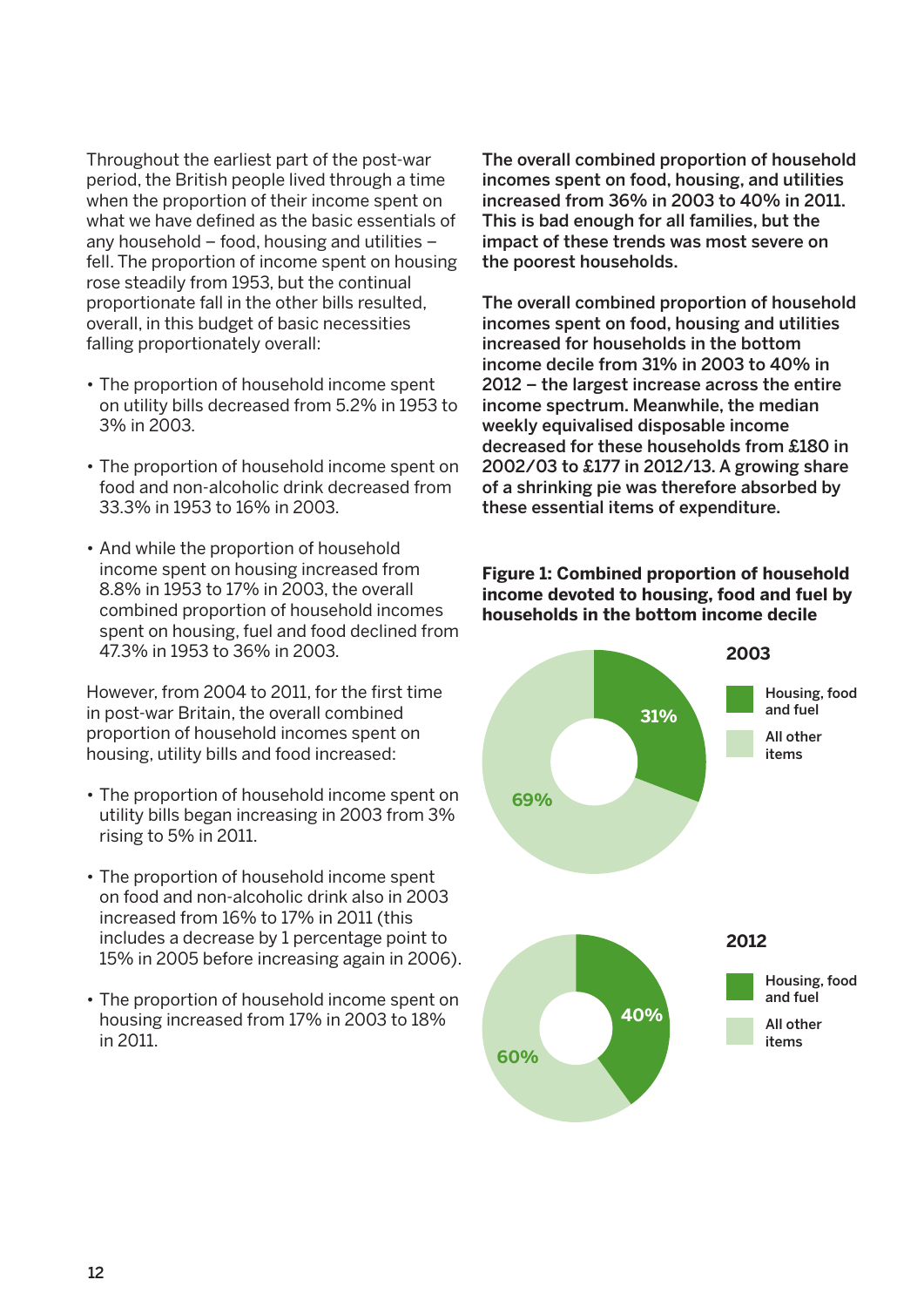Throughout the earliest part of the post-war period, the British people lived through a time when the proportion of their income spent on what we have defined as the basic essentials of any household – food, housing and utilities – fell. The proportion of income spent on housing rose steadily from 1953, but the continual proportionate fall in the other bills resulted, overall, in this budget of basic necessities falling proportionately overall:

- The proportion of household income spent on utility bills decreased from 5.2% in 1953 to 3% in 2003.
- The proportion of household income spent on food and non-alcoholic drink decreased from 33.3% in 1953 to 16% in 2003.
- And while the proportion of household income spent on housing increased from 8.8% in 1953 to 17% in 2003, the overall combined proportion of household incomes spent on housing, fuel and food declined from 47.3% in 1953 to 36% in 2003.

However, from 2004 to 2011, for the first time in post-war Britain, the overall combined proportion of household incomes spent on housing, utility bills and food increased:

- The proportion of household income spent on utility bills began increasing in 2003 from 3% rising to 5% in 2011.
- The proportion of household income spent on food and non-alcoholic drink also in 2003 increased from 16% to 17% in 2011 (this includes a decrease by 1 percentage point to 15% in 2005 before increasing again in 2006).
- The proportion of household income spent on housing increased from 17% in 2003 to 18% in 2011.

**The overall combined proportion of household incomes spent on food, housing, and utilities increased from 36% in 2003 to 40% in 2011. This is bad enough for all families, but the impact of these trends was most severe on the poorest households.**

**The overall combined proportion of household incomes spent on food, housing and utilities increased for households in the bottom income decile from 31% in 2003 to 40% in 2012 – the largest increase across the entire income spectrum. Meanwhile, the median weekly equivalised disposable income decreased for these households from £180 in 2002/03 to £177 in 2012/13. A growing share of a shrinking pie was therefore absorbed by these essential items of expenditure.**

**Figure 1: Combined proportion of household income devoted to housing, food and fuel by households in the bottom income decile**

| | 2003 | 2012 |
|---|---|---|
| Housing, food and fuel | 31% | 40% |
| All other items | 69% | 60% |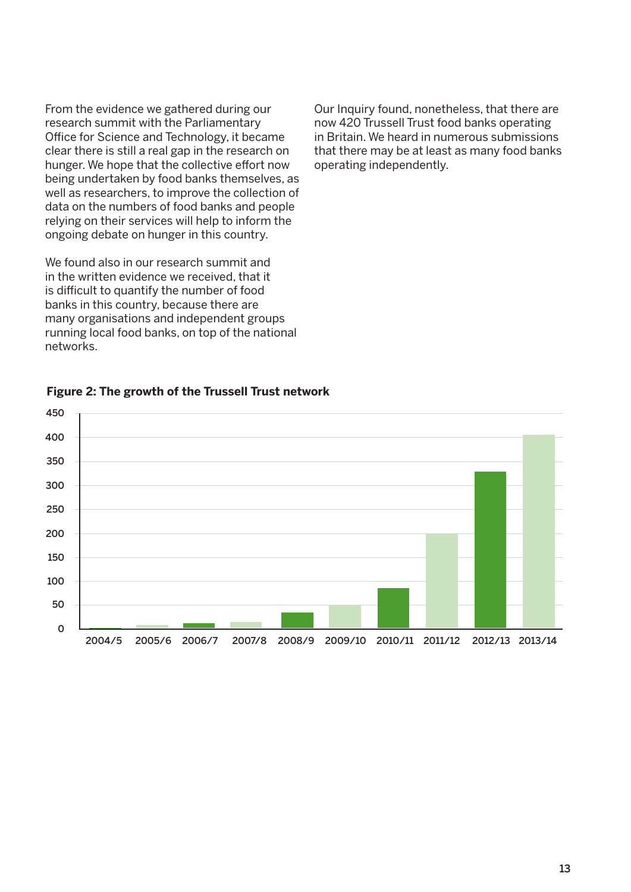From the evidence we gathered during our research summit with the Parliamentary Office for Science and Technology, it became clear there is still a real gap in the research on hunger. We hope that the collective effort now being undertaken by food banks themselves, as well as researchers, to improve the collection of data on the numbers of food banks and people relying on their services will help to inform the ongoing debate on hunger in this country.

We found also in our research summit and in the written evidence we received, that it is difficult to quantify the number of food banks in this country, because there are many organisations and independent groups running local food banks, on top of the national networks.

Our Inquiry found, nonetheless, that there are now 420 Trussell Trust food banks operating in Britain. We heard in numerous submissions that there may be at least as many food banks operating independently.

**Figure 2: The growth of the Trussell Trust network**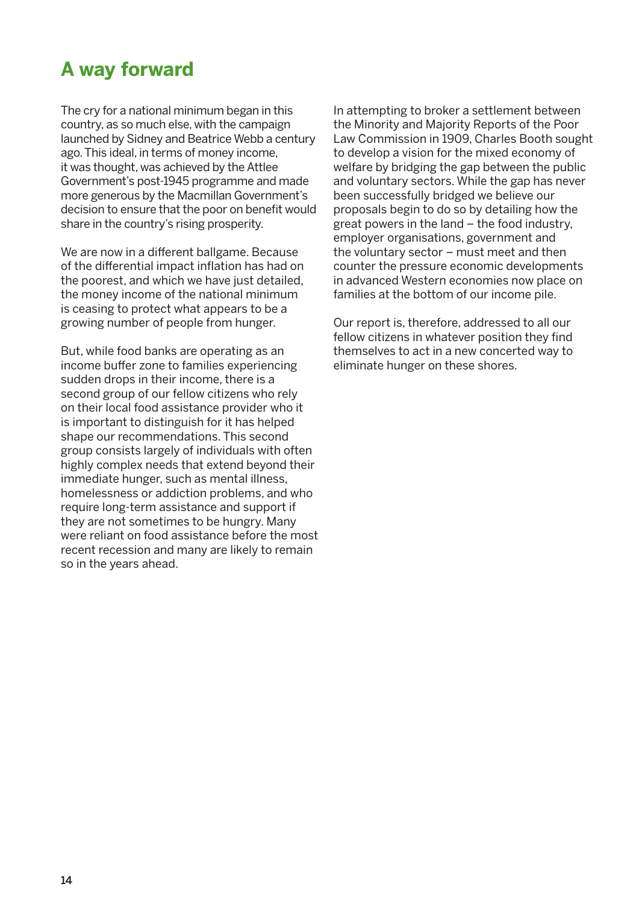## A way forward

The cry for a national minimum began in this country, as so much else, with the campaign launched by Sidney and Beatrice Webb a century ago. This ideal, in terms of money income, it was thought, was achieved by the Attlee Government's post-1945 programme and made more generous by the Macmillan Government's decision to ensure that the poor on benefit would share in the country's rising prosperity.

We are now in a different ballgame. Because of the differential impact inflation has had on the poorest, and which we have just detailed, the money income of the national minimum is ceasing to protect what appears to be a growing number of people from hunger.

But, while food banks are operating as an income buffer zone to families experiencing sudden drops in their income, there is a second group of our fellow citizens who rely on their local food assistance provider who it is important to distinguish for it has helped shape our recommendations. This second group consists largely of individuals with often highly complex needs that extend beyond their immediate hunger, such as mental illness, homelessness or addiction problems, and who require long-term assistance and support if they are not sometimes to be hungry. Many were reliant on food assistance before the most recent recession and many are likely to remain so in the years ahead.

In attempting to broker a settlement between the Minority and Majority Reports of the Poor Law Commission in 1909, Charles Booth sought to develop a vision for the mixed economy of welfare by bridging the gap between the public and voluntary sectors. While the gap has never been successfully bridged we believe our proposals begin to do so by detailing how the great powers in the land – the food industry, employer organisations, government and the voluntary sector – must meet and then counter the pressure economic developments in advanced Western economies now place on families at the bottom of our income pile.

Our report is, therefore, addressed to all our fellow citizens in whatever position they find themselves to act in a new concerted way to eliminate hunger on these shores.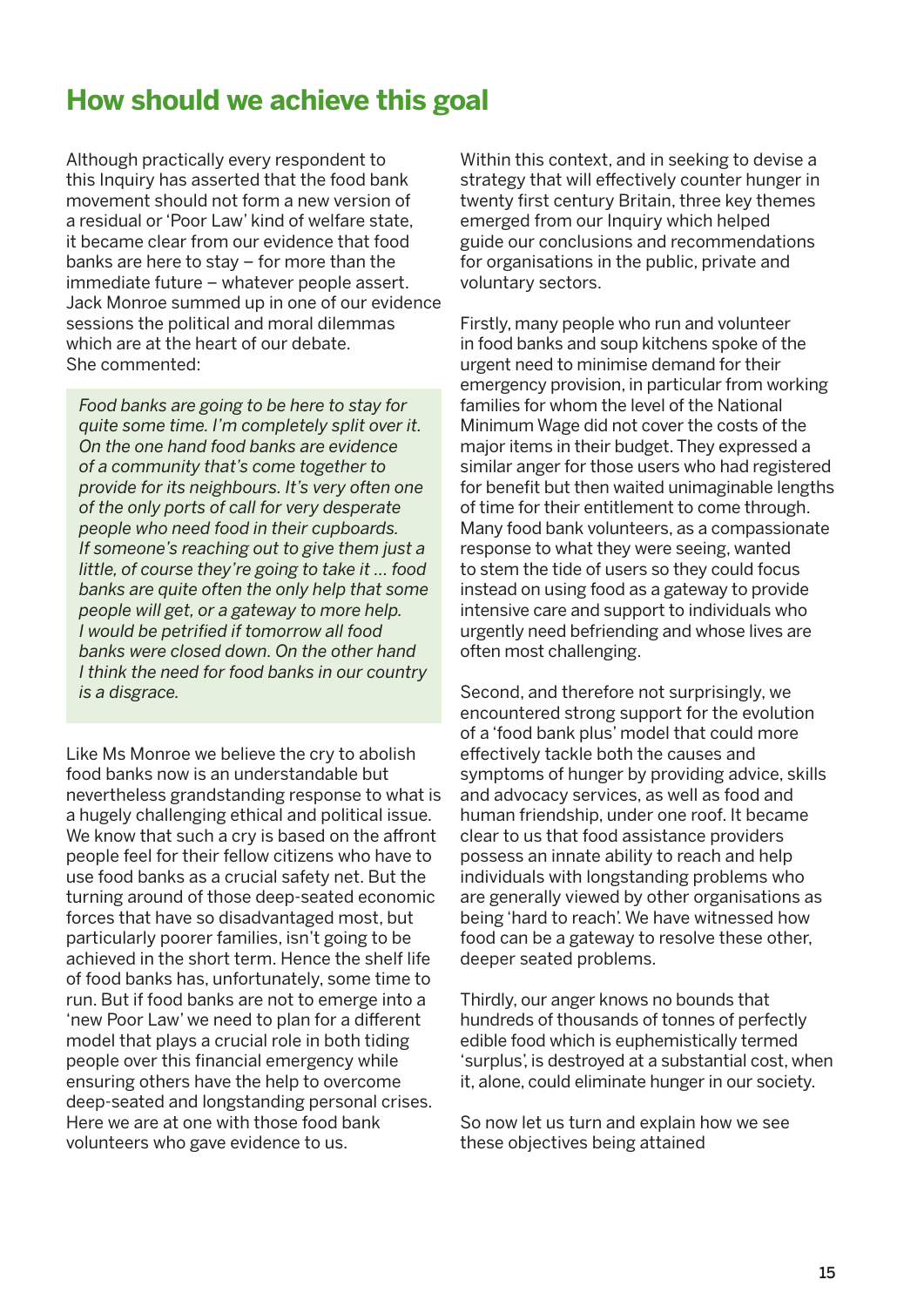## How should we achieve this goal

Although practically every respondent to this Inquiry has asserted that the food bank movement should not form a new version of a residual or 'Poor Law' kind of welfare state, it became clear from our evidence that food banks are here to stay – for more than the immediate future – whatever people assert. Jack Monroe summed up in one of our evidence sessions the political and moral dilemmas which are at the heart of our debate. She commented:

> *Food banks are going to be here to stay for quite some time. I'm completely split over it. On the one hand food banks are evidence of a community that's come together to provide for its neighbours. It's very often one of the only ports of call for very desperate people who need food in their cupboards. If someone's reaching out to give them just a little, of course they're going to take it ... food banks are quite often the only help that some people will get, or a gateway to more help. I would be petrified if tomorrow all food banks were closed down. On the other hand I think the need for food banks in our country is a disgrace.*

Like Ms Monroe we believe the cry to abolish food banks now is an understandable but nevertheless grandstanding response to what is a hugely challenging ethical and political issue. We know that such a cry is based on the affront people feel for their fellow citizens who have to use food banks as a crucial safety net. But the turning around of those deep-seated economic forces that have so disadvantaged most, but particularly poorer families, isn't going to be achieved in the short term. Hence the shelf life of food banks has, unfortunately, some time to run. But if food banks are not to emerge into a 'new Poor Law' we need to plan for a different model that plays a crucial role in both tiding people over this financial emergency while ensuring others have the help to overcome deep-seated and longstanding personal crises. Here we are at one with those food bank volunteers who gave evidence to us.

Within this context, and in seeking to devise a strategy that will effectively counter hunger in twenty first century Britain, three key themes emerged from our Inquiry which helped guide our conclusions and recommendations for organisations in the public, private and voluntary sectors.

Firstly, many people who run and volunteer in food banks and soup kitchens spoke of the urgent need to minimise demand for their emergency provision, in particular from working families for whom the level of the National Minimum Wage did not cover the costs of the major items in their budget. They expressed a similar anger for those users who had registered for benefit but then waited unimaginable lengths of time for their entitlement to come through. Many food bank volunteers, as a compassionate response to what they were seeing, wanted to stem the tide of users so they could focus instead on using food as a gateway to provide intensive care and support to individuals who urgently need befriending and whose lives are often most challenging.

Second, and therefore not surprisingly, we encountered strong support for the evolution of a 'food bank plus' model that could more effectively tackle both the causes and symptoms of hunger by providing advice, skills and advocacy services, as well as food and human friendship, under one roof. It became clear to us that food assistance providers possess an innate ability to reach and help individuals with longstanding problems who are generally viewed by other organisations as being 'hard to reach'. We have witnessed how food can be a gateway to resolve these other, deeper seated problems.

Thirdly, our anger knows no bounds that hundreds of thousands of tonnes of perfectly edible food which is euphemistically termed 'surplus', is destroyed at a substantial cost, when it, alone, could eliminate hunger in our society.

So now let us turn and explain how we see these objectives being attained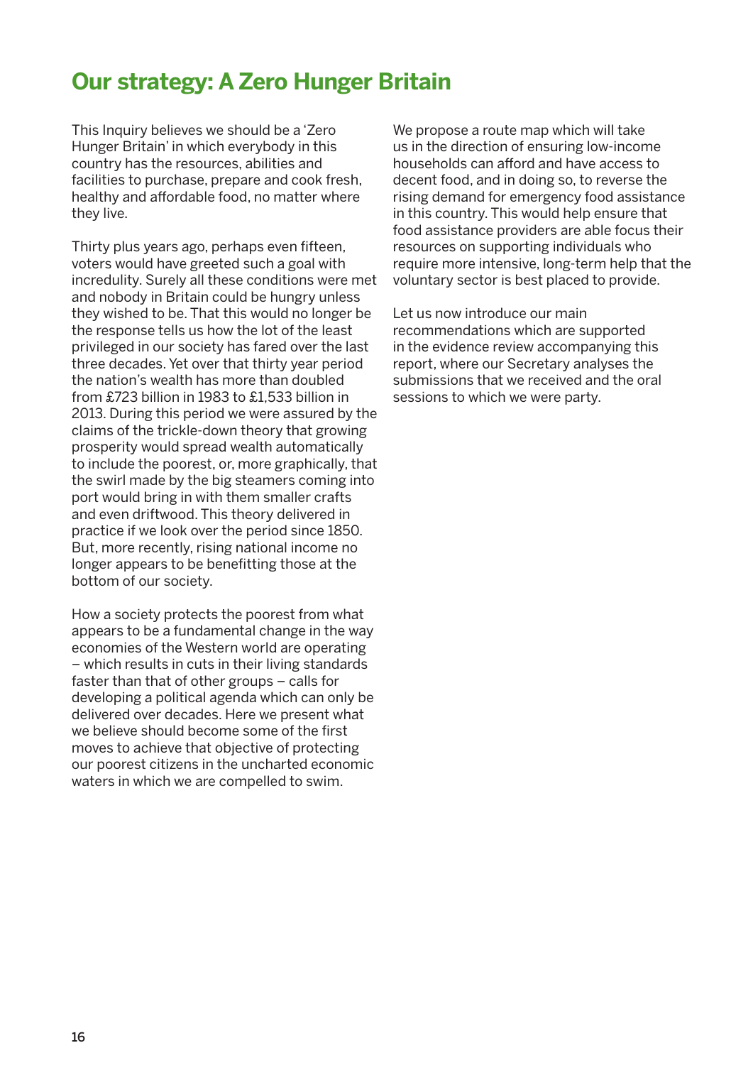## Our strategy: A Zero Hunger Britain

This Inquiry believes we should be a 'Zero Hunger Britain' in which everybody in this country has the resources, abilities and facilities to purchase, prepare and cook fresh, healthy and affordable food, no matter where they live.

Thirty plus years ago, perhaps even fifteen, voters would have greeted such a goal with incredulity. Surely all these conditions were met and nobody in Britain could be hungry unless they wished to be. That this would no longer be the response tells us how the lot of the least privileged in our society has fared over the last three decades. Yet over that thirty year period the nation's wealth has more than doubled from £723 billion in 1983 to £1,533 billion in 2013. During this period we were assured by the claims of the trickle-down theory that growing prosperity would spread wealth automatically to include the poorest, or, more graphically, that the swirl made by the big steamers coming into port would bring in with them smaller crafts and even driftwood. This theory delivered in practice if we look over the period since 1850. But, more recently, rising national income no longer appears to be benefitting those at the bottom of our society.

How a society protects the poorest from what appears to be a fundamental change in the way economies of the Western world are operating – which results in cuts in their living standards faster than that of other groups – calls for developing a political agenda which can only be delivered over decades. Here we present what we believe should become some of the first moves to achieve that objective of protecting our poorest citizens in the uncharted economic waters in which we are compelled to swim.

We propose a route map which will take us in the direction of ensuring low-income households can afford and have access to decent food, and in doing so, to reverse the rising demand for emergency food assistance in this country. This would help ensure that food assistance providers are able focus their resources on supporting individuals who require more intensive, long-term help that the voluntary sector is best placed to provide.

Let us now introduce our main recommendations which are supported in the evidence review accompanying this report, where our Secretary analyses the submissions that we received and the oral sessions to which we were party.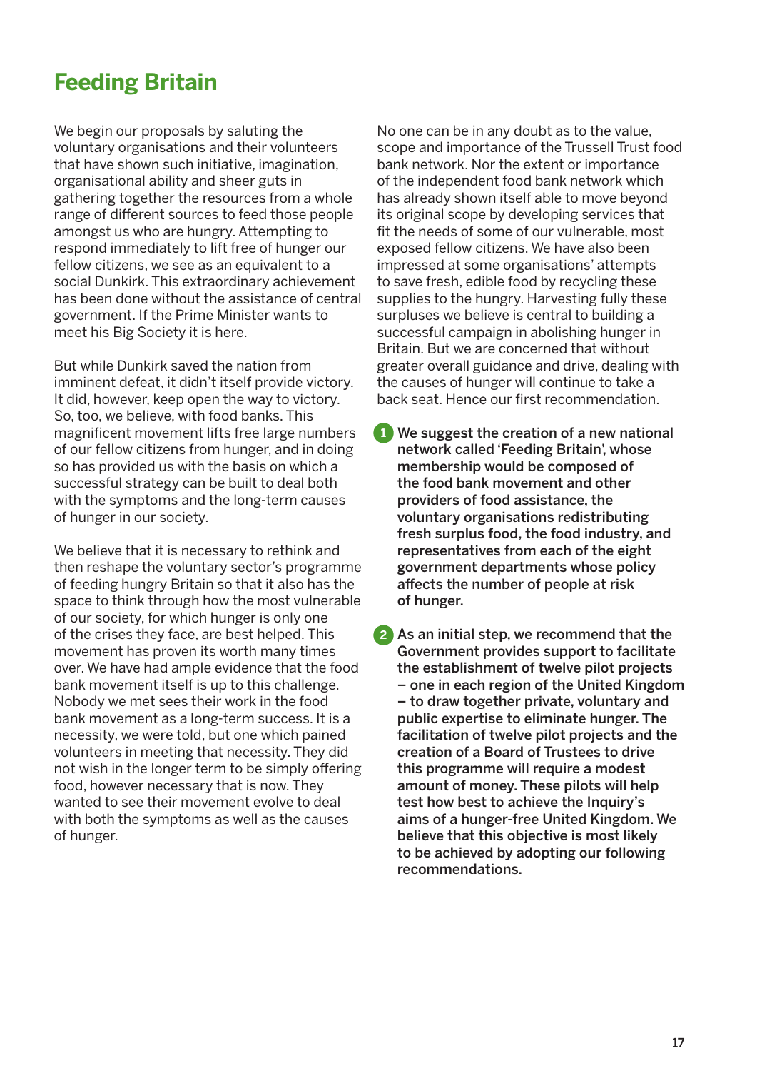## Feeding Britain

We begin our proposals by saluting the voluntary organisations and their volunteers that have shown such initiative, imagination, organisational ability and sheer guts in gathering together the resources from a whole range of different sources to feed those people amongst us who are hungry. Attempting to respond immediately to lift free of hunger our fellow citizens, we see as an equivalent to a social Dunkirk. This extraordinary achievement has been done without the assistance of central government. If the Prime Minister wants to meet his Big Society it is here.

But while Dunkirk saved the nation from imminent defeat, it didn't itself provide victory. It did, however, keep open the way to victory. So, too, we believe, with food banks. This magnificent movement lifts free large numbers of our fellow citizens from hunger, and in doing so has provided us with the basis on which a successful strategy can be built to deal both with the symptoms and the long-term causes of hunger in our society.

We believe that it is necessary to rethink and then reshape the voluntary sector's programme of feeding hungry Britain so that it also has the space to think through how the most vulnerable of our society, for which hunger is only one of the crises they face, are best helped. This movement has proven its worth many times over. We have had ample evidence that the food bank movement itself is up to this challenge. Nobody we met sees their work in the food bank movement as a long-term success. It is a necessity, we were told, but one which pained volunteers in meeting that necessity. They did not wish in the longer term to be simply offering food, however necessary that is now. They wanted to see their movement evolve to deal with both the symptoms as well as the causes of hunger.

No one can be in any doubt as to the value, scope and importance of the Trussell Trust food bank network. Nor the extent or importance of the independent food bank network which has already shown itself able to move beyond its original scope by developing services that fit the needs of some of our vulnerable, most exposed fellow citizens. We have also been impressed at some organisations' attempts to save fresh, edible food by recycling these supplies to the hungry. Harvesting fully these surpluses we believe is central to building a successful campaign in abolishing hunger in Britain. But we are concerned that without greater overall guidance and drive, dealing with the causes of hunger will continue to take a back seat. Hence our first recommendation.

1. **We suggest the creation of a new national network called 'Feeding Britain', whose membership would be composed of the food bank movement and other providers of food assistance, the voluntary organisations redistributing fresh surplus food, the food industry, and representatives from each of the eight government departments whose policy affects the number of people at risk of hunger.**

2. **As an initial step, we recommend that the Government provides support to facilitate the establishment of twelve pilot projects – one in each region of the United Kingdom – to draw together private, voluntary and public expertise to eliminate hunger. The facilitation of twelve pilot projects and the creation of a Board of Trustees to drive this programme will require a modest amount of money. These pilots will help test how best to achieve the Inquiry's aims of a hunger-free United Kingdom. We believe that this objective is most likely to be achieved by adopting our following recommendations.**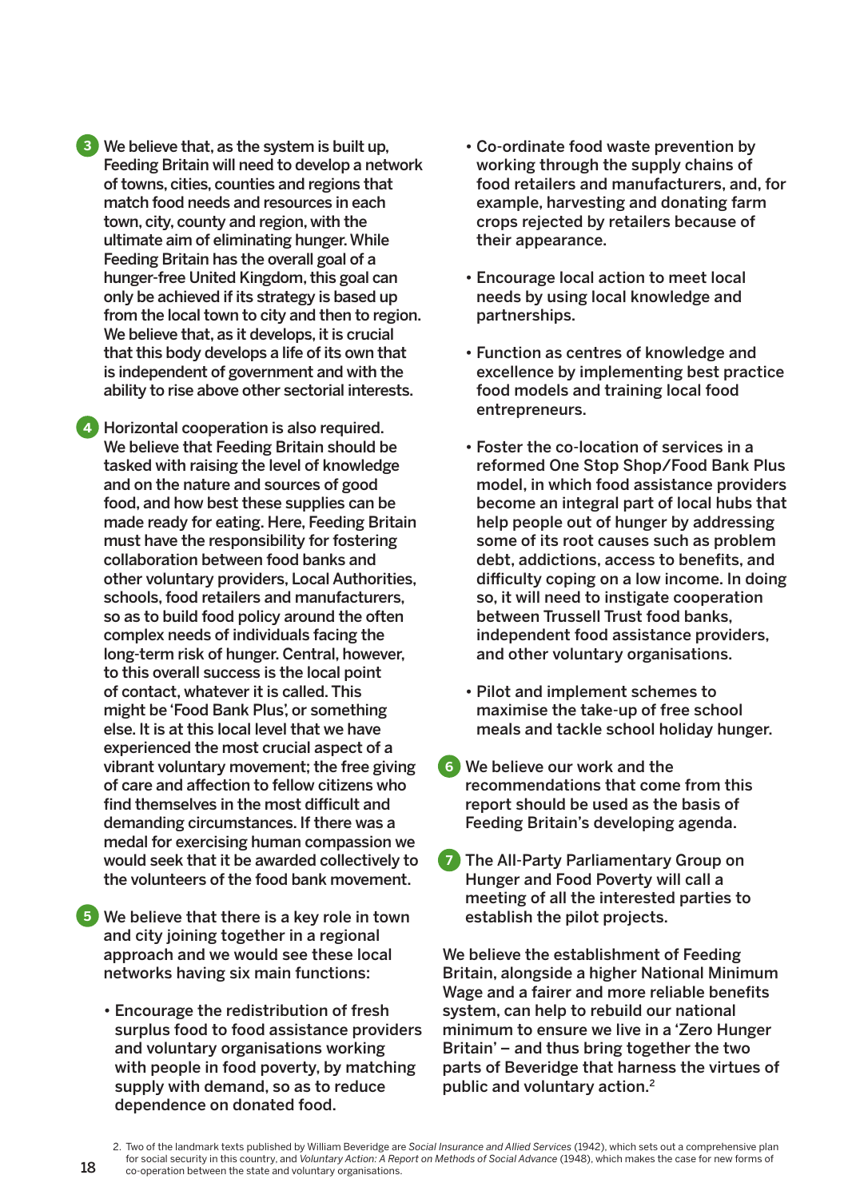3. We believe that, as the system is built up, Feeding Britain will need to develop a network of towns, cities, counties and regions that match food needs and resources in each town, city, county and region, with the ultimate aim of eliminating hunger. While Feeding Britain has the overall goal of a hunger-free United Kingdom, this goal can only be achieved if its strategy is based up from the local town to city and then to region. We believe that, as it develops, it is crucial that this body develops a life of its own that is independent of government and with the ability to rise above other sectorial interests.

4. Horizontal cooperation is also required. We believe that Feeding Britain should be tasked with raising the level of knowledge and on the nature and sources of good food, and how best these supplies can be made ready for eating. Here, Feeding Britain must have the responsibility for fostering collaboration between food banks and other voluntary providers, Local Authorities, schools, food retailers and manufacturers, so as to build food policy around the often complex needs of individuals facing the long-term risk of hunger. Central, however, to this overall success is the local point of contact, whatever it is called. This might be 'Food Bank Plus', or something else. It is at this local level that we have experienced the most crucial aspect of a vibrant voluntary movement; the free giving of care and affection to fellow citizens who find themselves in the most difficult and demanding circumstances. If there was a medal for exercising human compassion we would seek that it be awarded collectively to the volunteers of the food bank movement.

5. We believe that there is a key role in town and city joining together in a regional approach and we would see these local networks having six main functions:

   - Encourage the redistribution of fresh surplus food to food assistance providers and voluntary organisations working with people in food poverty, by matching supply with demand, so as to reduce dependence on donated food.
   - Co-ordinate food waste prevention by working through the supply chains of food retailers and manufacturers, and, for example, harvesting and donating farm crops rejected by retailers because of their appearance.
   - Encourage local action to meet local needs by using local knowledge and partnerships.
   - Function as centres of knowledge and excellence by implementing best practice food models and training local food entrepreneurs.
   - Foster the co-location of services in a reformed One Stop Shop/Food Bank Plus model, in which food assistance providers become an integral part of local hubs that help people out of hunger by addressing some of its root causes such as problem debt, addictions, access to benefits, and difficulty coping on a low income. In doing so, it will need to instigate cooperation between Trussell Trust food banks, independent food assistance providers, and other voluntary organisations.
   - Pilot and implement schemes to maximise the take-up of free school meals and tackle school holiday hunger.

6. We believe our work and the recommendations that come from this report should be used as the basis of Feeding Britain's developing agenda.

7. The All-Party Parliamentary Group on Hunger and Food Poverty will call a meeting of all the interested parties to establish the pilot projects.

We believe the establishment of Feeding Britain, alongside a higher National Minimum Wage and a fairer and more reliable benefits system, can help to rebuild our national minimum to ensure we live in a 'Zero Hunger Britain' – and thus bring together the two parts of Beveridge that harness the virtues of public and voluntary action.[2]

2. Two of the landmark texts published by William Beveridge are *Social Insurance and Allied Services* (1942), which sets out a comprehensive plan for social security in this country, and *Voluntary Action: A Report on Methods of Social Advance* (1948), which makes the case for new forms of co-operation between the state and voluntary organisations.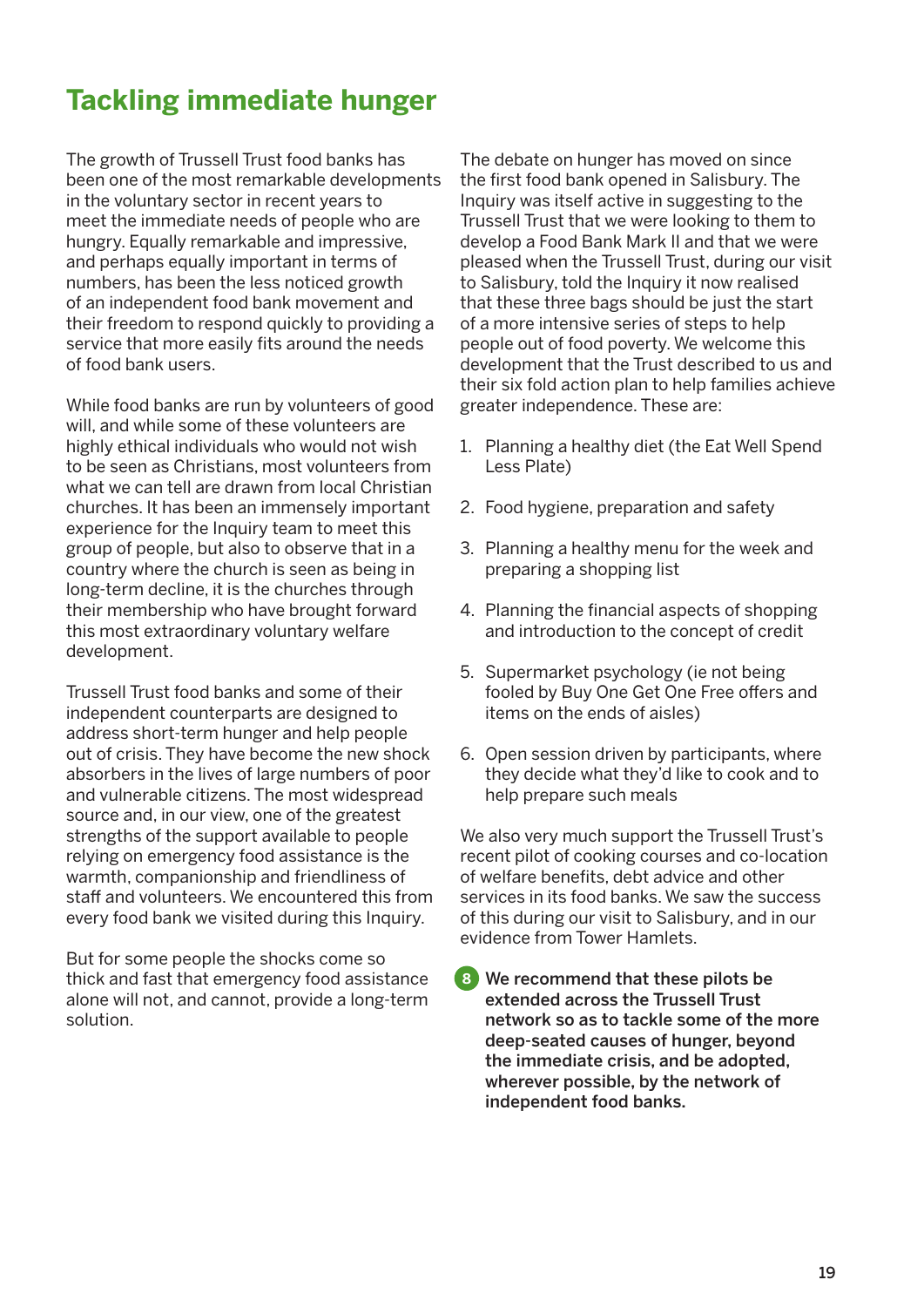# Tackling immediate hunger

The growth of Trussell Trust food banks has been one of the most remarkable developments in the voluntary sector in recent years to meet the immediate needs of people who are hungry. Equally remarkable and impressive, and perhaps equally important in terms of numbers, has been the less noticed growth of an independent food bank movement and their freedom to respond quickly to providing a service that more easily fits around the needs of food bank users.

While food banks are run by volunteers of good will, and while some of these volunteers are highly ethical individuals who would not wish to be seen as Christians, most volunteers from what we can tell are drawn from local Christian churches. It has been an immensely important experience for the Inquiry team to meet this group of people, but also to observe that in a country where the church is seen as being in long-term decline, it is the churches through their membership who have brought forward this most extraordinary voluntary welfare development.

Trussell Trust food banks and some of their independent counterparts are designed to address short-term hunger and help people out of crisis. They have become the new shock absorbers in the lives of large numbers of poor and vulnerable citizens. The most widespread source and, in our view, one of the greatest strengths of the support available to people relying on emergency food assistance is the warmth, companionship and friendliness of staff and volunteers. We encountered this from every food bank we visited during this Inquiry.

But for some people the shocks come so thick and fast that emergency food assistance alone will not, and cannot, provide a long-term solution.

The debate on hunger has moved on since the first food bank opened in Salisbury. The Inquiry was itself active in suggesting to the Trussell Trust that we were looking to them to develop a Food Bank Mark II and that we were pleased when the Trussell Trust, during our visit to Salisbury, told the Inquiry it now realised that these three bags should be just the start of a more intensive series of steps to help people out of food poverty. We welcome this development that the Trust described to us and their six fold action plan to help families achieve greater independence. These are:

1. Planning a healthy diet (the Eat Well Spend Less Plate)
2. Food hygiene, preparation and safety
3. Planning a healthy menu for the week and preparing a shopping list
4. Planning the financial aspects of shopping and introduction to the concept of credit
5. Supermarket psychology (ie not being fooled by Buy One Get One Free offers and items on the ends of aisles)
6. Open session driven by participants, where they decide what they'd like to cook and to help prepare such meals

We also very much support the Trussell Trust's recent pilot of cooking courses and co-location of welfare benefits, debt advice and other services in its food banks. We saw the success of this during our visit to Salisbury, and in our evidence from Tower Hamlets.

**8** **We recommend that these pilots be extended across the Trussell Trust network so as to tackle some of the more deep-seated causes of hunger, beyond the immediate crisis, and be adopted, wherever possible, by the network of independent food banks.**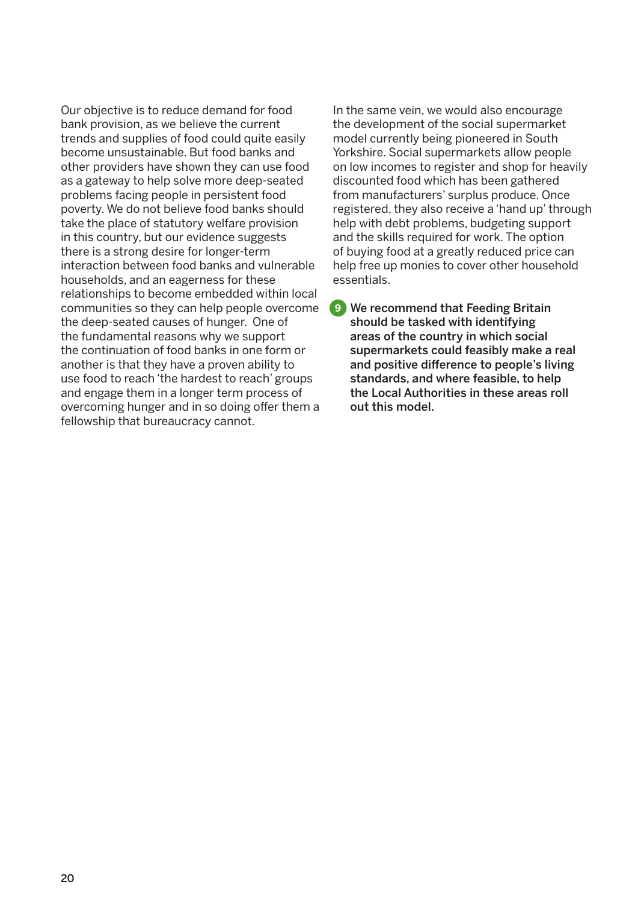Our objective is to reduce demand for food bank provision, as we believe the current trends and supplies of food could quite easily become unsustainable. But food banks and other providers have shown they can use food as a gateway to help solve more deep-seated problems facing people in persistent food poverty. We do not believe food banks should take the place of statutory welfare provision in this country, but our evidence suggests there is a strong desire for longer-term interaction between food banks and vulnerable households, and an eagerness for these relationships to become embedded within local communities so they can help people overcome the deep-seated causes of hunger. One of the fundamental reasons why we support the continuation of food banks in one form or another is that they have a proven ability to use food to reach 'the hardest to reach' groups and engage them in a longer term process of overcoming hunger and in so doing offer them a fellowship that bureaucracy cannot.

In the same vein, we would also encourage the development of the social supermarket model currently being pioneered in South Yorkshire. Social supermarkets allow people on low incomes to register and shop for heavily discounted food which has been gathered from manufacturers' surplus produce. Once registered, they also receive a 'hand up' through help with debt problems, budgeting support and the skills required for work. The option of buying food at a greatly reduced price can help free up monies to cover other household essentials.

**9** **We recommend that Feeding Britain should be tasked with identifying areas of the country in which social supermarkets could feasibly make a real and positive difference to people's living standards, and where feasible, to help the Local Authorities in these areas roll out this model.**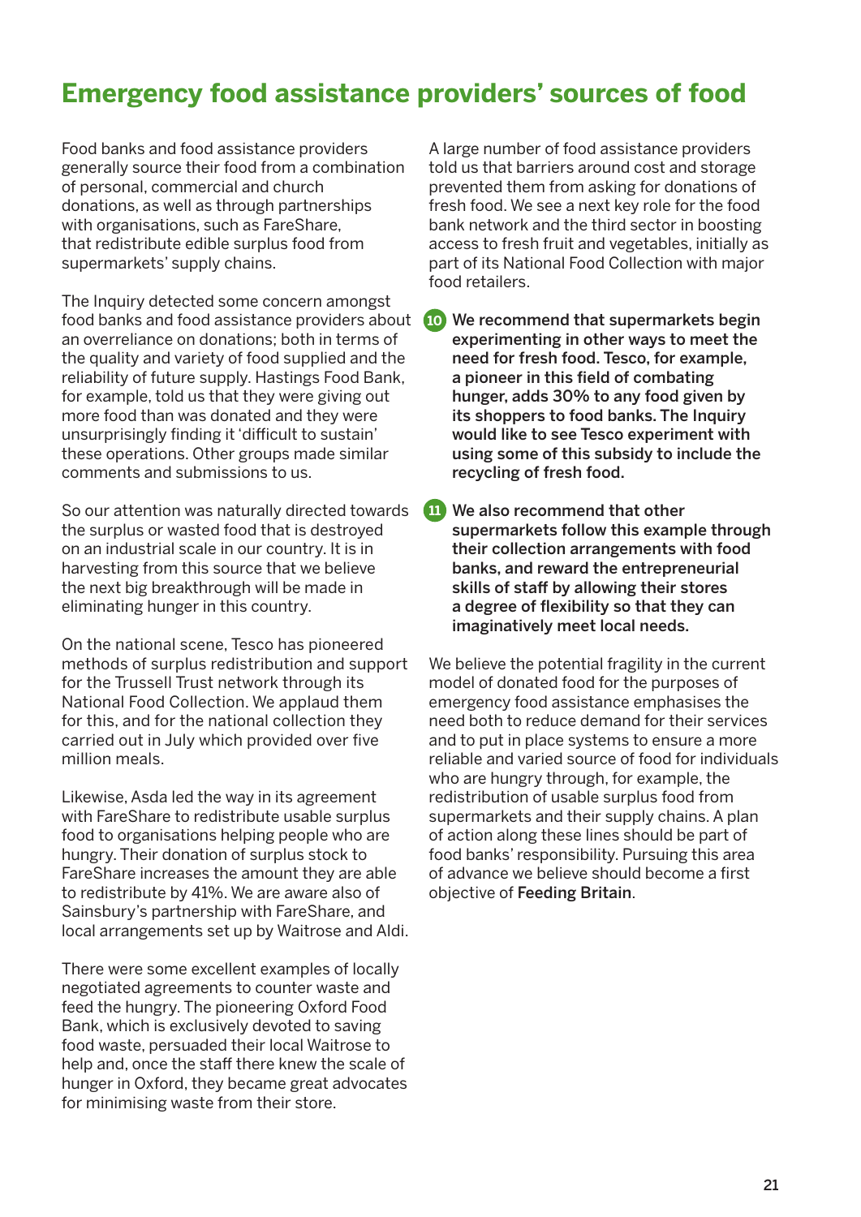## Emergency food assistance providers' sources of food

Food banks and food assistance providers generally source their food from a combination of personal, commercial and church donations, as well as through partnerships with organisations, such as FareShare, that redistribute edible surplus food from supermarkets' supply chains.

The Inquiry detected some concern amongst food banks and food assistance providers about an overreliance on donations; both in terms of the quality and variety of food supplied and the reliability of future supply. Hastings Food Bank, for example, told us that they were giving out more food than was donated and they were unsurprisingly finding it 'difficult to sustain' these operations. Other groups made similar comments and submissions to us.

So our attention was naturally directed towards the surplus or wasted food that is destroyed on an industrial scale in our country. It is in harvesting from this source that we believe the next big breakthrough will be made in eliminating hunger in this country.

On the national scene, Tesco has pioneered methods of surplus redistribution and support for the Trussell Trust network through its National Food Collection. We applaud them for this, and for the national collection they carried out in July which provided over five million meals.

Likewise, Asda led the way in its agreement with FareShare to redistribute usable surplus food to organisations helping people who are hungry. Their donation of surplus stock to FareShare increases the amount they are able to redistribute by 41%. We are aware also of Sainsbury's partnership with FareShare, and local arrangements set up by Waitrose and Aldi.

There were some excellent examples of locally negotiated agreements to counter waste and feed the hungry. The pioneering Oxford Food Bank, which is exclusively devoted to saving food waste, persuaded their local Waitrose to help and, once the staff there knew the scale of hunger in Oxford, they became great advocates for minimising waste from their store.

A large number of food assistance providers told us that barriers around cost and storage prevented them from asking for donations of fresh food. We see a next key role for the food bank network and the third sector in boosting access to fresh fruit and vegetables, initially as part of its National Food Collection with major food retailers.

**10 We recommend that supermarkets begin experimenting in other ways to meet the need for fresh food. Tesco, for example, a pioneer in this field of combating hunger, adds 30% to any food given by its shoppers to food banks. The Inquiry would like to see Tesco experiment with using some of this subsidy to include the recycling of fresh food.**

**11 We also recommend that other supermarkets follow this example through their collection arrangements with food banks, and reward the entrepreneurial skills of staff by allowing their stores a degree of flexibility so that they can imaginatively meet local needs.**

We believe the potential fragility in the current model of donated food for the purposes of emergency food assistance emphasises the need both to reduce demand for their services and to put in place systems to ensure a more reliable and varied source of food for individuals who are hungry through, for example, the redistribution of usable surplus food from supermarkets and their supply chains. A plan of action along these lines should be part of food banks' responsibility. Pursuing this area of advance we believe should become a first objective of **Feeding Britain**.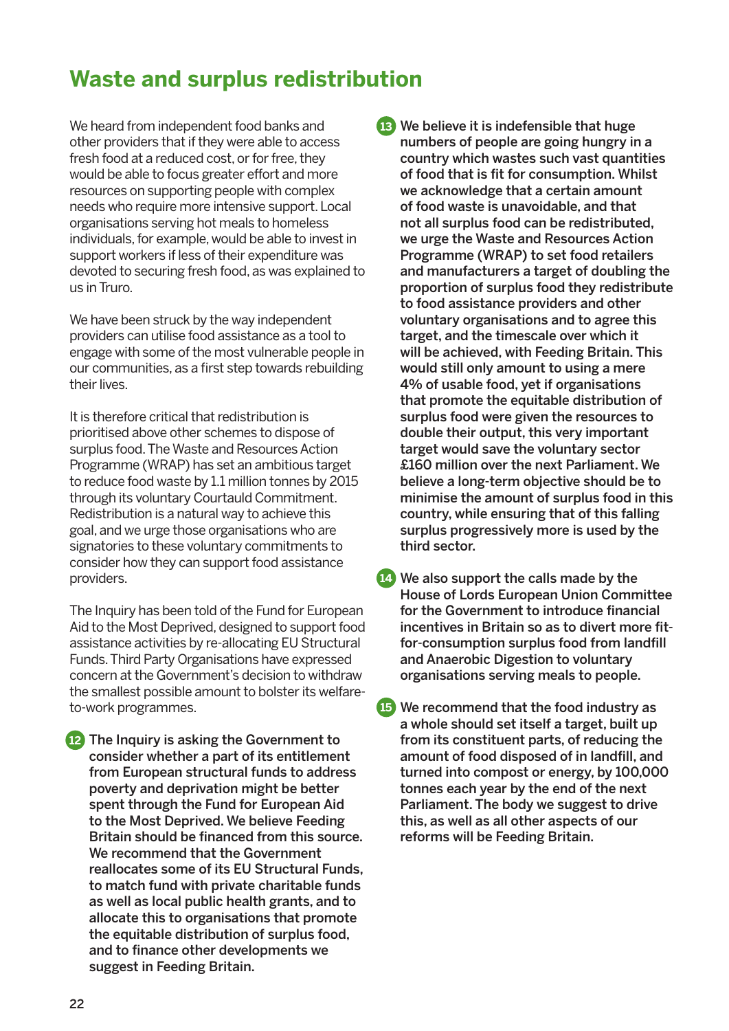# Waste and surplus redistribution

We heard from independent food banks and other providers that if they were able to access fresh food at a reduced cost, or for free, they would be able to focus greater effort and more resources on supporting people with complex needs who require more intensive support. Local organisations serving hot meals to homeless individuals, for example, would be able to invest in support workers if less of their expenditure was devoted to securing fresh food, as was explained to us in Truro.

We have been struck by the way independent providers can utilise food assistance as a tool to engage with some of the most vulnerable people in our communities, as a first step towards rebuilding their lives.

It is therefore critical that redistribution is prioritised above other schemes to dispose of surplus food. The Waste and Resources Action Programme (WRAP) has set an ambitious target to reduce food waste by 1.1 million tonnes by 2015 through its voluntary Courtauld Commitment. Redistribution is a natural way to achieve this goal, and we urge those organisations who are signatories to these voluntary commitments to consider how they can support food assistance providers.

The Inquiry has been told of the Fund for European Aid to the Most Deprived, designed to support food assistance activities by re-allocating EU Structural Funds. Third Party Organisations have expressed concern at the Government's decision to withdraw the smallest possible amount to bolster its welfare-to-work programmes.

**12 The Inquiry is asking the Government to consider whether a part of its entitlement from European structural funds to address poverty and deprivation might be better spent through the Fund for European Aid to the Most Deprived. We believe Feeding Britain should be financed from this source. We recommend that the Government reallocates some of its EU Structural Funds, to match fund with private charitable funds as well as local public health grants, and to allocate this to organisations that promote the equitable distribution of surplus food, and to finance other developments we suggest in Feeding Britain.**

**13 We believe it is indefensible that huge numbers of people are going hungry in a country which wastes such vast quantities of food that is fit for consumption. Whilst we acknowledge that a certain amount of food waste is unavoidable, and that not all surplus food can be redistributed, we urge the Waste and Resources Action Programme (WRAP) to set food retailers and manufacturers a target of doubling the proportion of surplus food they redistribute to food assistance providers and other voluntary organisations and to agree this target, and the timescale over which it will be achieved, with Feeding Britain. This would still only amount to using a mere 4% of usable food, yet if organisations that promote the equitable distribution of surplus food were given the resources to double their output, this very important target would save the voluntary sector £160 million over the next Parliament. We believe a long-term objective should be to minimise the amount of surplus food in this country, while ensuring that of this falling surplus progressively more is used by the third sector.**

**14 We also support the calls made by the House of Lords European Union Committee for the Government to introduce financial incentives in Britain so as to divert more fit-for-consumption surplus food from landfill and Anaerobic Digestion to voluntary organisations serving meals to people.**

**15 We recommend that the food industry as a whole should set itself a target, built up from its constituent parts, of reducing the amount of food disposed of in landfill, and turned into compost or energy, by 100,000 tonnes each year by the end of the next Parliament. The body we suggest to drive this, as well as all other aspects of our reforms will be Feeding Britain.**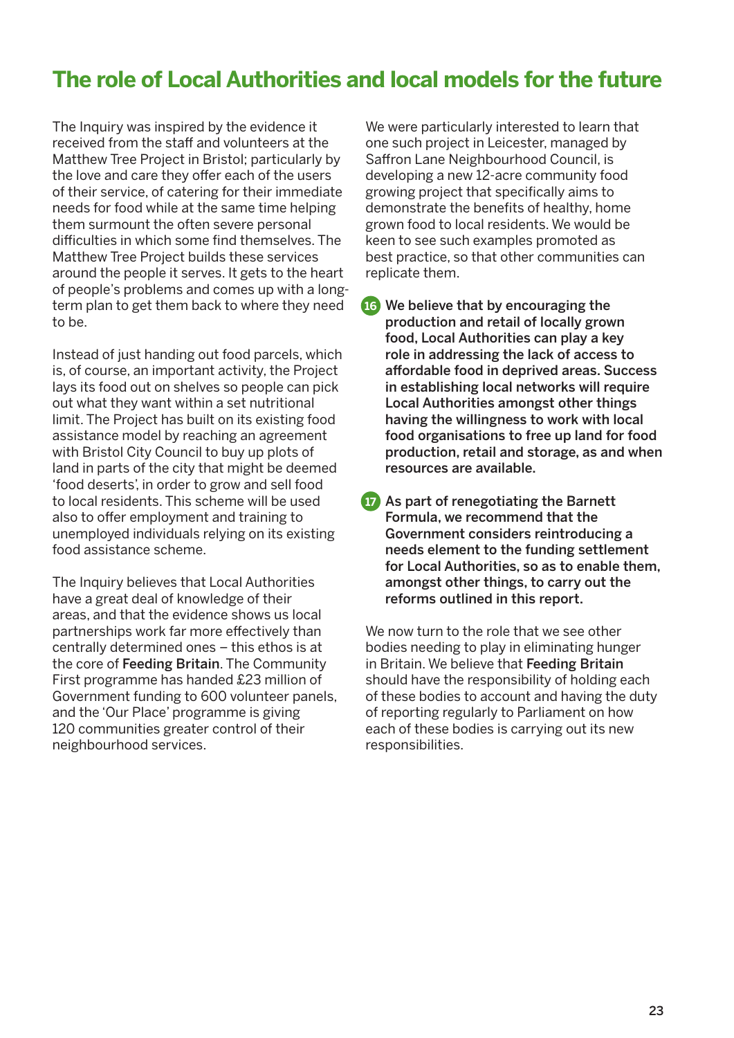## The role of Local Authorities and local models for the future

The Inquiry was inspired by the evidence it received from the staff and volunteers at the Matthew Tree Project in Bristol; particularly by the love and care they offer each of the users of their service, of catering for their immediate needs for food while at the same time helping them surmount the often severe personal difficulties in which some find themselves. The Matthew Tree Project builds these services around the people it serves. It gets to the heart of people's problems and comes up with a long-term plan to get them back to where they need to be.

Instead of just handing out food parcels, which is, of course, an important activity, the Project lays its food out on shelves so people can pick out what they want within a set nutritional limit. The Project has built on its existing food assistance model by reaching an agreement with Bristol City Council to buy up plots of land in parts of the city that might be deemed 'food deserts', in order to grow and sell food to local residents. This scheme will be used also to offer employment and training to unemployed individuals relying on its existing food assistance scheme.

The Inquiry believes that Local Authorities have a great deal of knowledge of their areas, and that the evidence shows us local partnerships work far more effectively than centrally determined ones – this ethos is at the core of **Feeding Britain**. The Community First programme has handed £23 million of Government funding to 600 volunteer panels, and the 'Our Place' programme is giving 120 communities greater control of their neighbourhood services.

We were particularly interested to learn that one such project in Leicester, managed by Saffron Lane Neighbourhood Council, is developing a new 12-acre community food growing project that specifically aims to demonstrate the benefits of healthy, home grown food to local residents. We would be keen to see such examples promoted as best practice, so that other communities can replicate them.

**16** **We believe that by encouraging the production and retail of locally grown food, Local Authorities can play a key role in addressing the lack of access to affordable food in deprived areas. Success in establishing local networks will require Local Authorities amongst other things having the willingness to work with local food organisations to free up land for food production, retail and storage, as and when resources are available.**

**17** **As part of renegotiating the Barnett Formula, we recommend that the Government considers reintroducing a needs element to the funding settlement for Local Authorities, so as to enable them, amongst other things, to carry out the reforms outlined in this report.**

We now turn to the role that we see other bodies needing to play in eliminating hunger in Britain. We believe that **Feeding Britain** should have the responsibility of holding each of these bodies to account and having the duty of reporting regularly to Parliament on how each of these bodies is carrying out its new responsibilities.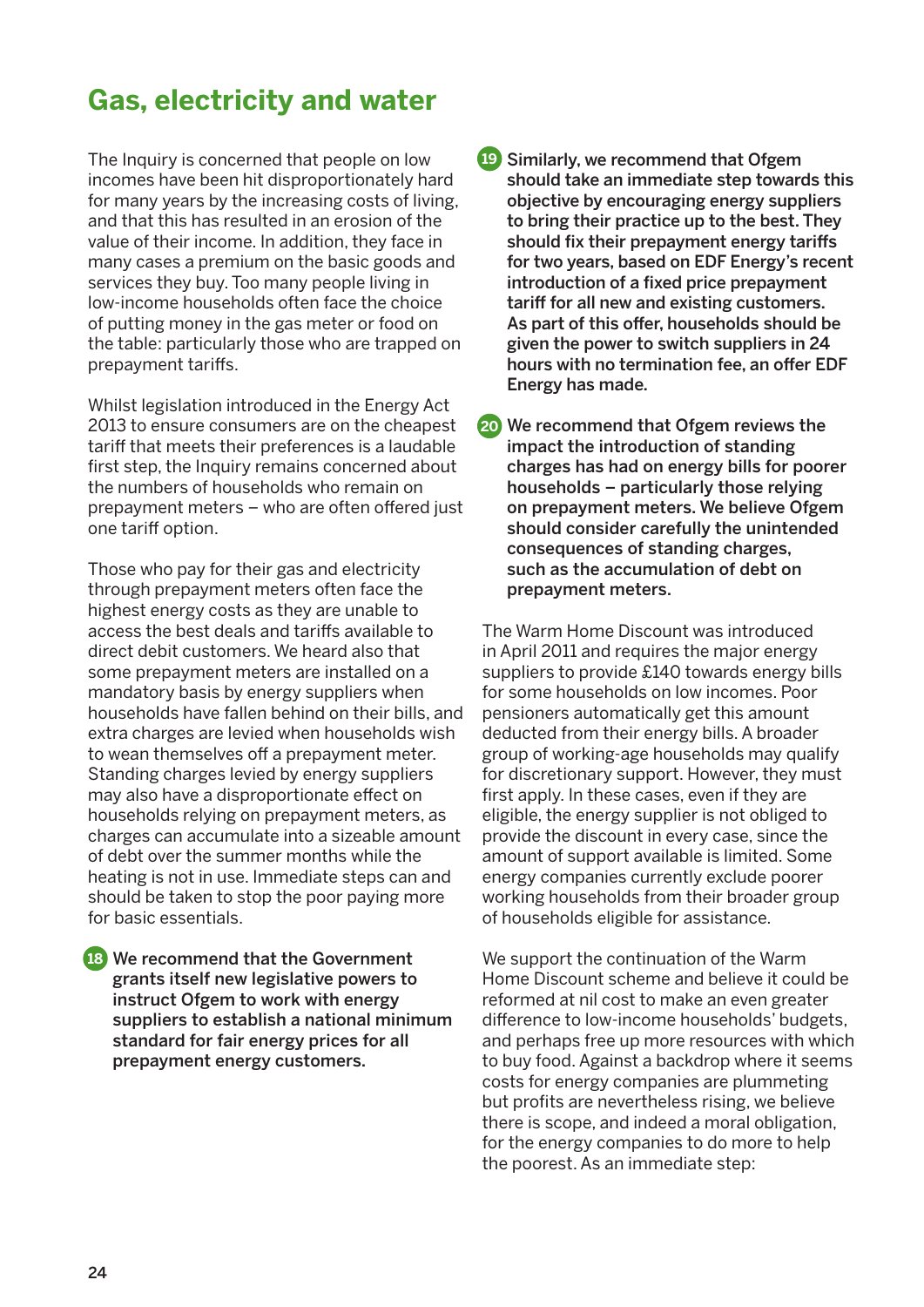## Gas, electricity and water

The Inquiry is concerned that people on low incomes have been hit disproportionately hard for many years by the increasing costs of living, and that this has resulted in an erosion of the value of their income. In addition, they face in many cases a premium on the basic goods and services they buy. Too many people living in low-income households often face the choice of putting money in the gas meter or food on the table: particularly those who are trapped on prepayment tariffs.

Whilst legislation introduced in the Energy Act 2013 to ensure consumers are on the cheapest tariff that meets their preferences is a laudable first step, the Inquiry remains concerned about the numbers of households who remain on prepayment meters – who are often offered just one tariff option.

Those who pay for their gas and electricity through prepayment meters often face the highest energy costs as they are unable to access the best deals and tariffs available to direct debit customers. We heard also that some prepayment meters are installed on a mandatory basis by energy suppliers when households have fallen behind on their bills, and extra charges are levied when households wish to wean themselves off a prepayment meter. Standing charges levied by energy suppliers may also have a disproportionate effect on households relying on prepayment meters, as charges can accumulate into a sizeable amount of debt over the summer months while the heating is not in use. Immediate steps can and should be taken to stop the poor paying more for basic essentials.

**18 We recommend that the Government grants itself new legislative powers to instruct Ofgem to work with energy suppliers to establish a national minimum standard for fair energy prices for all prepayment energy customers.**

**19 Similarly, we recommend that Ofgem should take an immediate step towards this objective by encouraging energy suppliers to bring their practice up to the best. They should fix their prepayment energy tariffs for two years, based on EDF Energy's recent introduction of a fixed price prepayment tariff for all new and existing customers. As part of this offer, households should be given the power to switch suppliers in 24 hours with no termination fee, an offer EDF Energy has made.**

**20 We recommend that Ofgem reviews the impact the introduction of standing charges has had on energy bills for poorer households – particularly those relying on prepayment meters. We believe Ofgem should consider carefully the unintended consequences of standing charges, such as the accumulation of debt on prepayment meters.**

The Warm Home Discount was introduced in April 2011 and requires the major energy suppliers to provide £140 towards energy bills for some households on low incomes. Poor pensioners automatically get this amount deducted from their energy bills. A broader group of working-age households may qualify for discretionary support. However, they must first apply. In these cases, even if they are eligible, the energy supplier is not obliged to provide the discount in every case, since the amount of support available is limited. Some energy companies currently exclude poorer working households from their broader group of households eligible for assistance.

We support the continuation of the Warm Home Discount scheme and believe it could be reformed at nil cost to make an even greater difference to low-income households' budgets, and perhaps free up more resources with which to buy food. Against a backdrop where it seems costs for energy companies are plummeting but profits are nevertheless rising, we believe there is scope, and indeed a moral obligation, for the energy companies to do more to help the poorest. As an immediate step: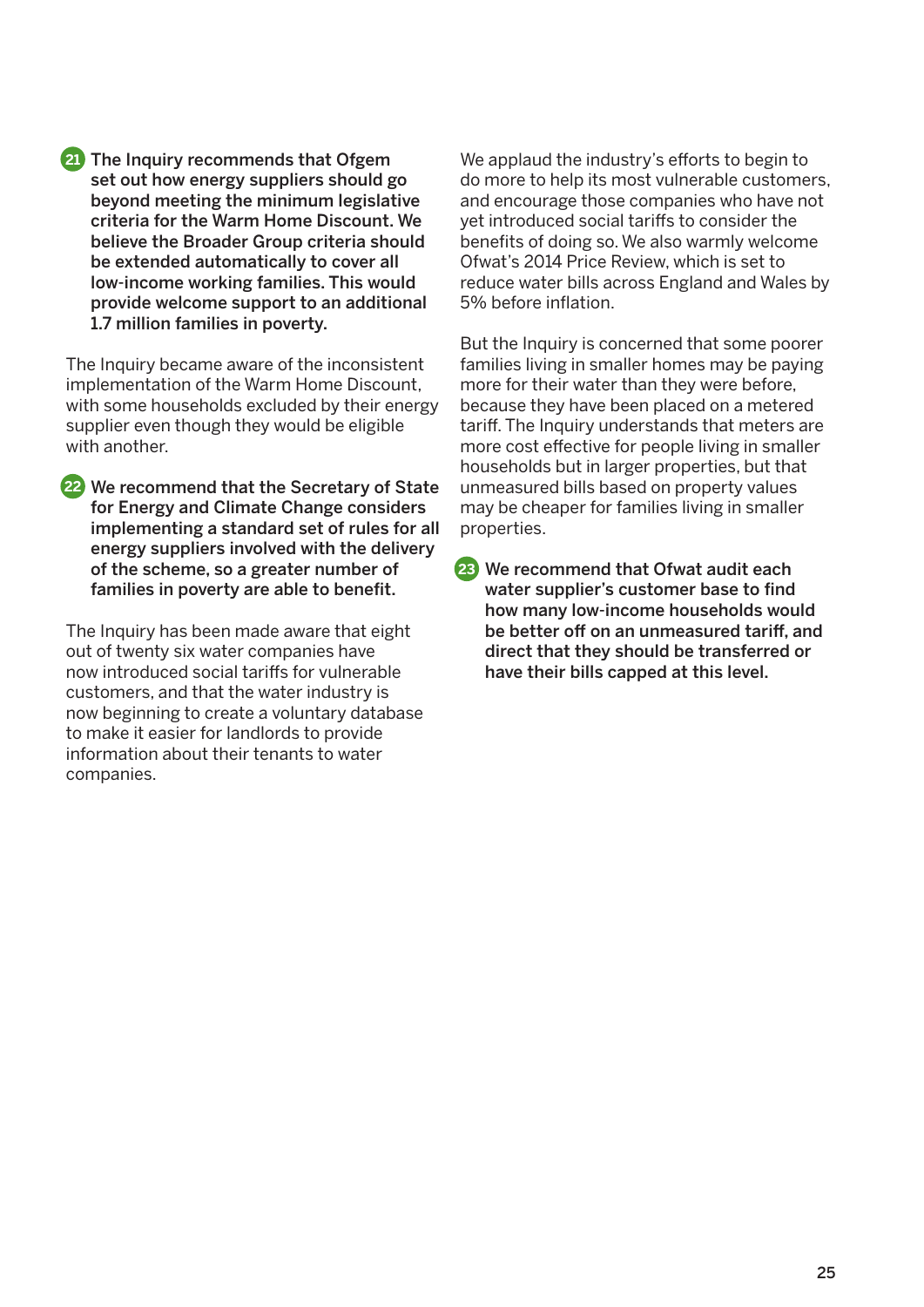**21** **The Inquiry recommends that Ofgem set out how energy suppliers should go beyond meeting the minimum legislative criteria for the Warm Home Discount. We believe the Broader Group criteria should be extended automatically to cover all low-income working families. This would provide welcome support to an additional 1.7 million families in poverty.**

The Inquiry became aware of the inconsistent implementation of the Warm Home Discount, with some households excluded by their energy supplier even though they would be eligible with another.

**22** **We recommend that the Secretary of State for Energy and Climate Change considers implementing a standard set of rules for all energy suppliers involved with the delivery of the scheme, so a greater number of families in poverty are able to benefit.**

The Inquiry has been made aware that eight out of twenty six water companies have now introduced social tariffs for vulnerable customers, and that the water industry is now beginning to create a voluntary database to make it easier for landlords to provide information about their tenants to water companies.

We applaud the industry's efforts to begin to do more to help its most vulnerable customers, and encourage those companies who have not yet introduced social tariffs to consider the benefits of doing so. We also warmly welcome Ofwat's 2014 Price Review, which is set to reduce water bills across England and Wales by 5% before inflation.

But the Inquiry is concerned that some poorer families living in smaller homes may be paying more for their water than they were before, because they have been placed on a metered tariff. The Inquiry understands that meters are more cost effective for people living in smaller households but in larger properties, but that unmeasured bills based on property values may be cheaper for families living in smaller properties.

**23** **We recommend that Ofwat audit each water supplier's customer base to find how many low-income households would be better off on an unmeasured tariff, and direct that they should be transferred or have their bills capped at this level.**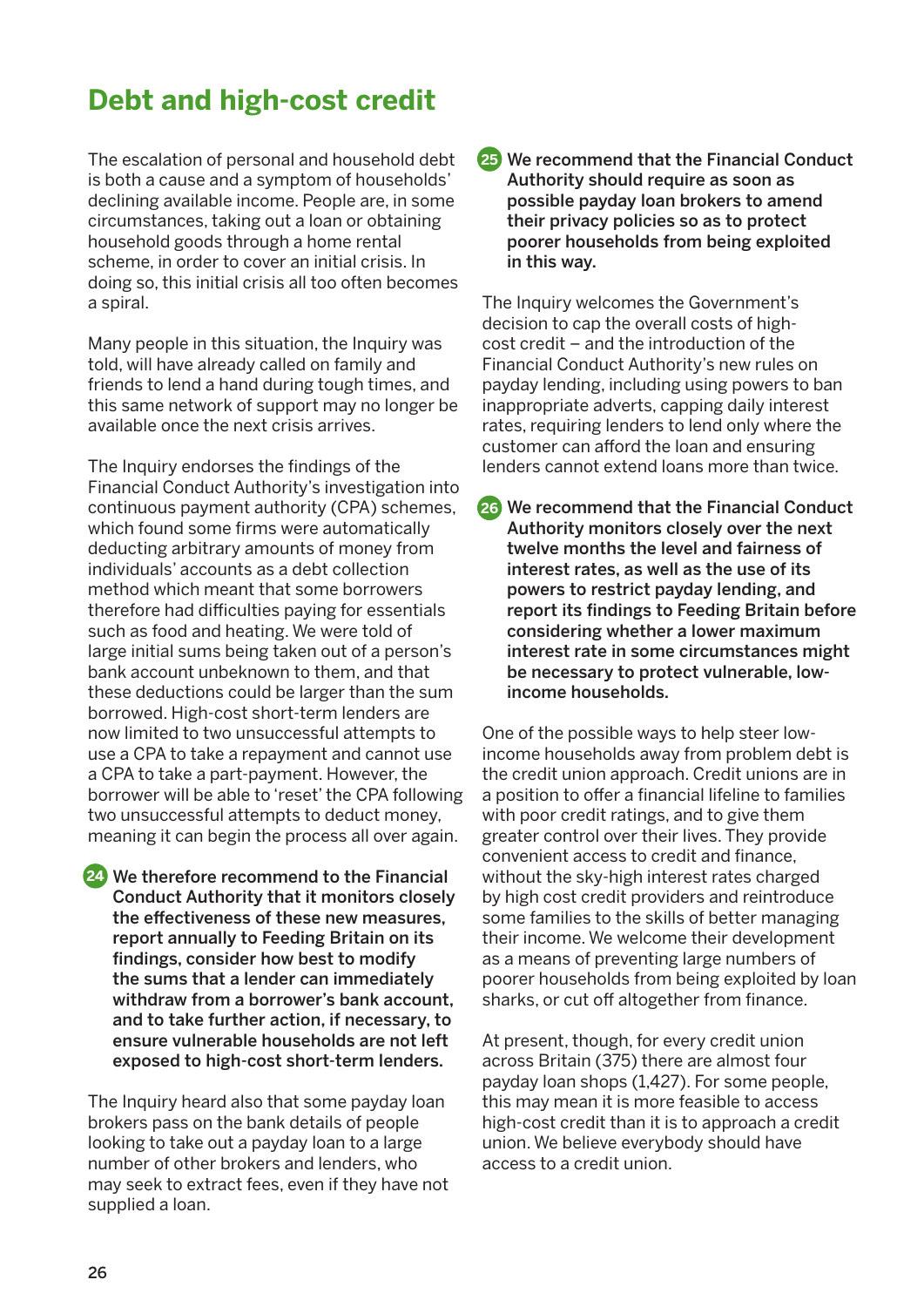# Debt and high-cost credit

The escalation of personal and household debt is both a cause and a symptom of households' declining available income. People are, in some circumstances, taking out a loan or obtaining household goods through a home rental scheme, in order to cover an initial crisis. In doing so, this initial crisis all too often becomes a spiral.

Many people in this situation, the Inquiry was told, will have already called on family and friends to lend a hand during tough times, and this same network of support may no longer be available once the next crisis arrives.

The Inquiry endorses the findings of the Financial Conduct Authority's investigation into continuous payment authority (CPA) schemes, which found some firms were automatically deducting arbitrary amounts of money from individuals' accounts as a debt collection method which meant that some borrowers therefore had difficulties paying for essentials such as food and heating. We were told of large initial sums being taken out of a person's bank account unbeknown to them, and that these deductions could be larger than the sum borrowed. High-cost short-term lenders are now limited to two unsuccessful attempts to use a CPA to take a repayment and cannot use a CPA to take a part-payment. However, the borrower will be able to 'reset' the CPA following two unsuccessful attempts to deduct money, meaning it can begin the process all over again.

**24 We therefore recommend to the Financial Conduct Authority that it monitors closely the effectiveness of these new measures, report annually to Feeding Britain on its findings, consider how best to modify the sums that a lender can immediately withdraw from a borrower's bank account, and to take further action, if necessary, to ensure vulnerable households are not left exposed to high-cost short-term lenders.**

The Inquiry heard also that some payday loan brokers pass on the bank details of people looking to take out a payday loan to a large number of other brokers and lenders, who may seek to extract fees, even if they have not supplied a loan.

**25 We recommend that the Financial Conduct Authority should require as soon as possible payday loan brokers to amend their privacy policies so as to protect poorer households from being exploited in this way.**

The Inquiry welcomes the Government's decision to cap the overall costs of high-cost credit – and the introduction of the Financial Conduct Authority's new rules on payday lending, including using powers to ban inappropriate adverts, capping daily interest rates, requiring lenders to lend only where the customer can afford the loan and ensuring lenders cannot extend loans more than twice.

**26 We recommend that the Financial Conduct Authority monitors closely over the next twelve months the level and fairness of interest rates, as well as the use of its powers to restrict payday lending, and report its findings to Feeding Britain before considering whether a lower maximum interest rate in some circumstances might be necessary to protect vulnerable, low-income households.**

One of the possible ways to help steer low-income households away from problem debt is the credit union approach. Credit unions are in a position to offer a financial lifeline to families with poor credit ratings, and to give them greater control over their lives. They provide convenient access to credit and finance, without the sky-high interest rates charged by high cost credit providers and reintroduce some families to the skills of better managing their income. We welcome their development as a means of preventing large numbers of poorer households from being exploited by loan sharks, or cut off altogether from finance.

At present, though, for every credit union across Britain (375) there are almost four payday loan shops (1,427). For some people, this may mean it is more feasible to access high-cost credit than it is to approach a credit union. We believe everybody should have access to a credit union.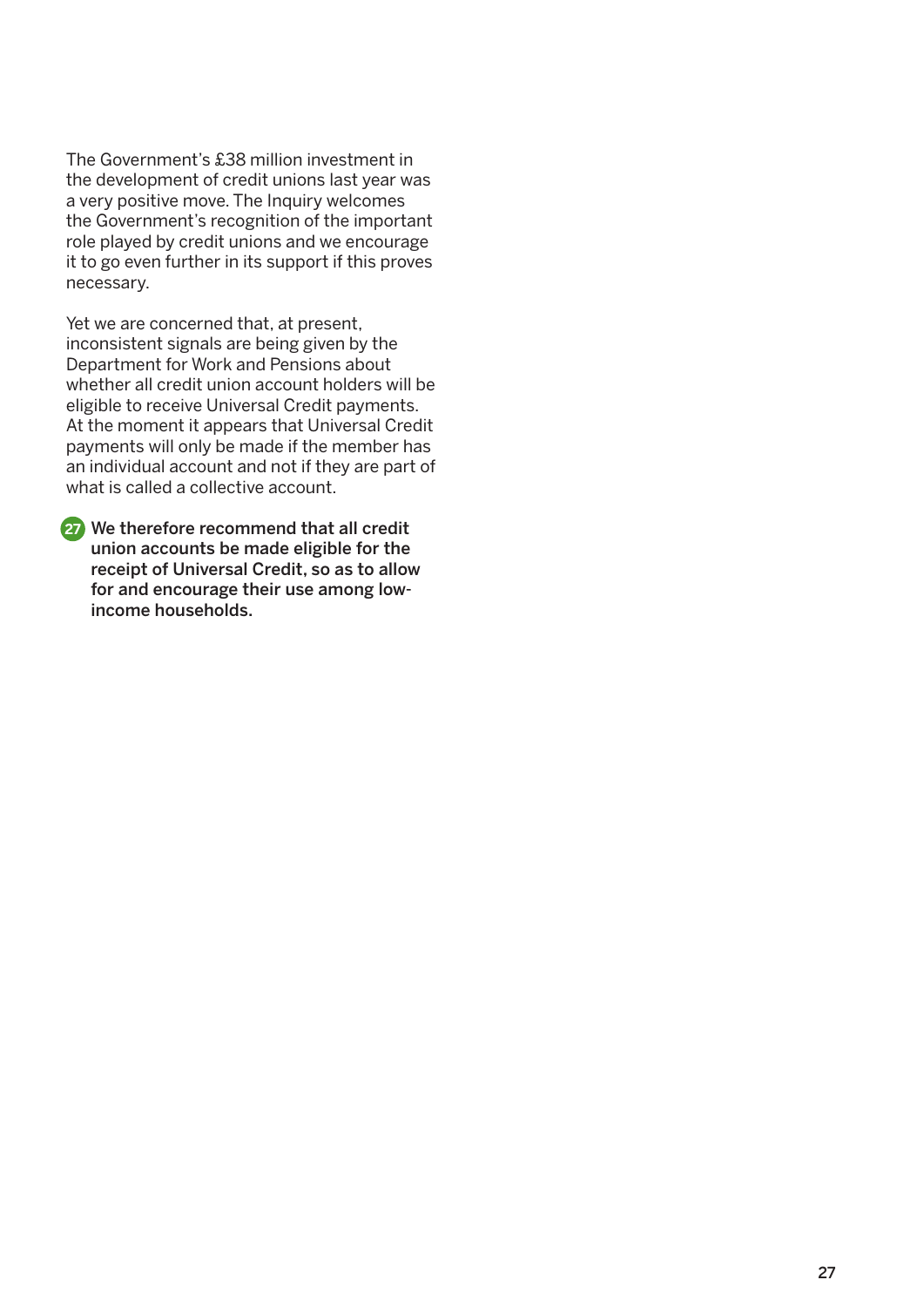The Government's £38 million investment in the development of credit unions last year was a very positive move. The Inquiry welcomes the Government's recognition of the important role played by credit unions and we encourage it to go even further in its support if this proves necessary.

Yet we are concerned that, at present, inconsistent signals are being given by the Department for Work and Pensions about whether all credit union account holders will be eligible to receive Universal Credit payments. At the moment it appears that Universal Credit payments will only be made if the member has an individual account and not if they are part of what is called a collective account.

**27** **We therefore recommend that all credit union accounts be made eligible for the receipt of Universal Credit, so as to allow for and encourage their use among low-income households.**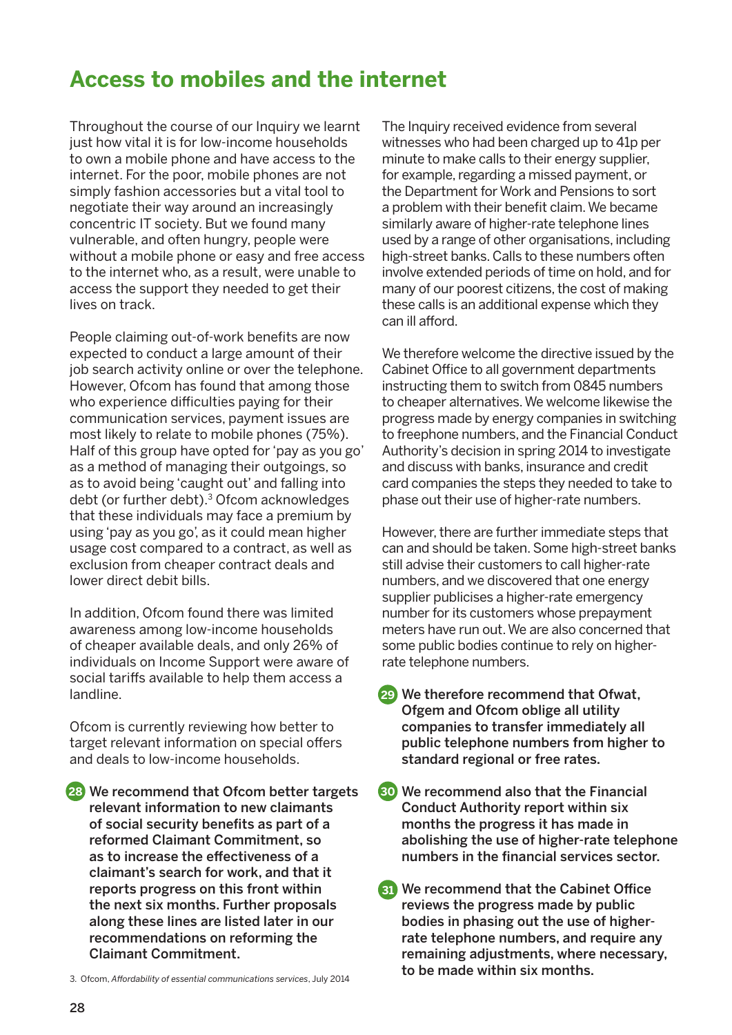# Access to mobiles and the internet

Throughout the course of our Inquiry we learnt just how vital it is for low-income households to own a mobile phone and have access to the internet. For the poor, mobile phones are not simply fashion accessories but a vital tool to negotiate their way around an increasingly concentric IT society. But we found many vulnerable, and often hungry, people were without a mobile phone or easy and free access to the internet who, as a result, were unable to access the support they needed to get their lives on track.

People claiming out-of-work benefits are now expected to conduct a large amount of their job search activity online or over the telephone. However, Ofcom has found that among those who experience difficulties paying for their communication services, payment issues are most likely to relate to mobile phones (75%). Half of this group have opted for 'pay as you go' as a method of managing their outgoings, so as to avoid being 'caught out' and falling into debt (or further debt).[3] Ofcom acknowledges that these individuals may face a premium by using 'pay as you go', as it could mean higher usage cost compared to a contract, as well as exclusion from cheaper contract deals and lower direct debit bills.

In addition, Ofcom found there was limited awareness among low-income households of cheaper available deals, and only 26% of individuals on Income Support were aware of social tariffs available to help them access a landline.

Ofcom is currently reviewing how better to target relevant information on special offers and deals to low-income households.

**28** **We recommend that Ofcom better targets relevant information to new claimants of social security benefits as part of a reformed Claimant Commitment, so as to increase the effectiveness of a claimant's search for work, and that it reports progress on this front within the next six months. Further proposals along these lines are listed later in our recommendations on reforming the Claimant Commitment.**

3. Ofcom, *Affordability of essential communications services*, July 2014

The Inquiry received evidence from several witnesses who had been charged up to 41p per minute to make calls to their energy supplier, for example, regarding a missed payment, or the Department for Work and Pensions to sort a problem with their benefit claim. We became similarly aware of higher-rate telephone lines used by a range of other organisations, including high-street banks. Calls to these numbers often involve extended periods of time on hold, and for many of our poorest citizens, the cost of making these calls is an additional expense which they can ill afford.

We therefore welcome the directive issued by the Cabinet Office to all government departments instructing them to switch from 0845 numbers to cheaper alternatives. We welcome likewise the progress made by energy companies in switching to freephone numbers, and the Financial Conduct Authority's decision in spring 2014 to investigate and discuss with banks, insurance and credit card companies the steps they needed to take to phase out their use of higher-rate numbers.

However, there are further immediate steps that can and should be taken. Some high-street banks still advise their customers to call higher-rate numbers, and we discovered that one energy supplier publicises a higher-rate emergency number for its customers whose prepayment meters have run out. We are also concerned that some public bodies continue to rely on higher-rate telephone numbers.

**29** **We therefore recommend that Ofwat, Ofgem and Ofcom oblige all utility companies to transfer immediately all public telephone numbers from higher to standard regional or free rates.**

**30** **We recommend also that the Financial Conduct Authority report within six months the progress it has made in abolishing the use of higher-rate telephone numbers in the financial services sector.**

**31** **We recommend that the Cabinet Office reviews the progress made by public bodies in phasing out the use of higher-rate telephone numbers, and require any remaining adjustments, where necessary, to be made within six months.**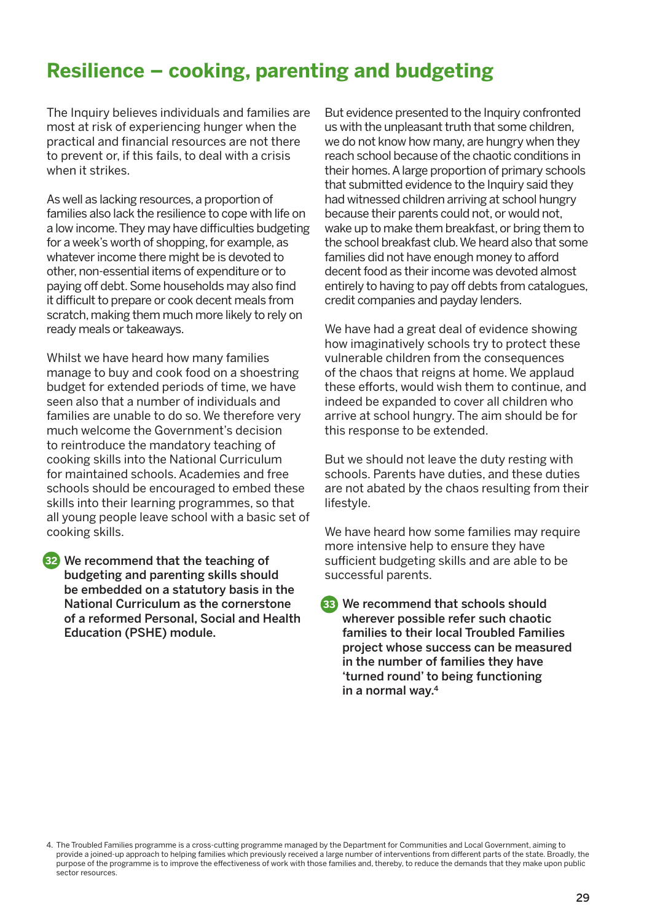## Resilience – cooking, parenting and budgeting

The Inquiry believes individuals and families are most at risk of experiencing hunger when the practical and financial resources are not there to prevent or, if this fails, to deal with a crisis when it strikes.

As well as lacking resources, a proportion of families also lack the resilience to cope with life on a low income. They may have difficulties budgeting for a week's worth of shopping, for example, as whatever income there might be is devoted to other, non-essential items of expenditure or to paying off debt. Some households may also find it difficult to prepare or cook decent meals from scratch, making them much more likely to rely on ready meals or takeaways.

Whilst we have heard how many families manage to buy and cook food on a shoestring budget for extended periods of time, we have seen also that a number of individuals and families are unable to do so. We therefore very much welcome the Government's decision to reintroduce the mandatory teaching of cooking skills into the National Curriculum for maintained schools. Academies and free schools should be encouraged to embed these skills into their learning programmes, so that all young people leave school with a basic set of cooking skills.

**32 We recommend that the teaching of budgeting and parenting skills should be embedded on a statutory basis in the National Curriculum as the cornerstone of a reformed Personal, Social and Health Education (PSHE) module.**

But evidence presented to the Inquiry confronted us with the unpleasant truth that some children, we do not know how many, are hungry when they reach school because of the chaotic conditions in their homes. A large proportion of primary schools that submitted evidence to the Inquiry said they had witnessed children arriving at school hungry because their parents could not, or would not, wake up to make them breakfast, or bring them to the school breakfast club. We heard also that some families did not have enough money to afford decent food as their income was devoted almost entirely to having to pay off debts from catalogues, credit companies and payday lenders.

We have had a great deal of evidence showing how imaginatively schools try to protect these vulnerable children from the consequences of the chaos that reigns at home. We applaud these efforts, would wish them to continue, and indeed be expanded to cover all children who arrive at school hungry. The aim should be for this response to be extended.

But we should not leave the duty resting with schools. Parents have duties, and these duties are not abated by the chaos resulting from their lifestyle.

We have heard how some families may require more intensive help to ensure they have sufficient budgeting skills and are able to be successful parents.

**33 We recommend that schools should wherever possible refer such chaotic families to their local Troubled Families project whose success can be measured in the number of families they have 'turned round' to being functioning in a normal way.**[4]

4. The Troubled Families programme is a cross-cutting programme managed by the Department for Communities and Local Government, aiming to provide a joined-up approach to helping families which previously received a large number of interventions from different parts of the state. Broadly, the purpose of the programme is to improve the effectiveness of work with those families and, thereby, to reduce the demands that they make upon public sector resources.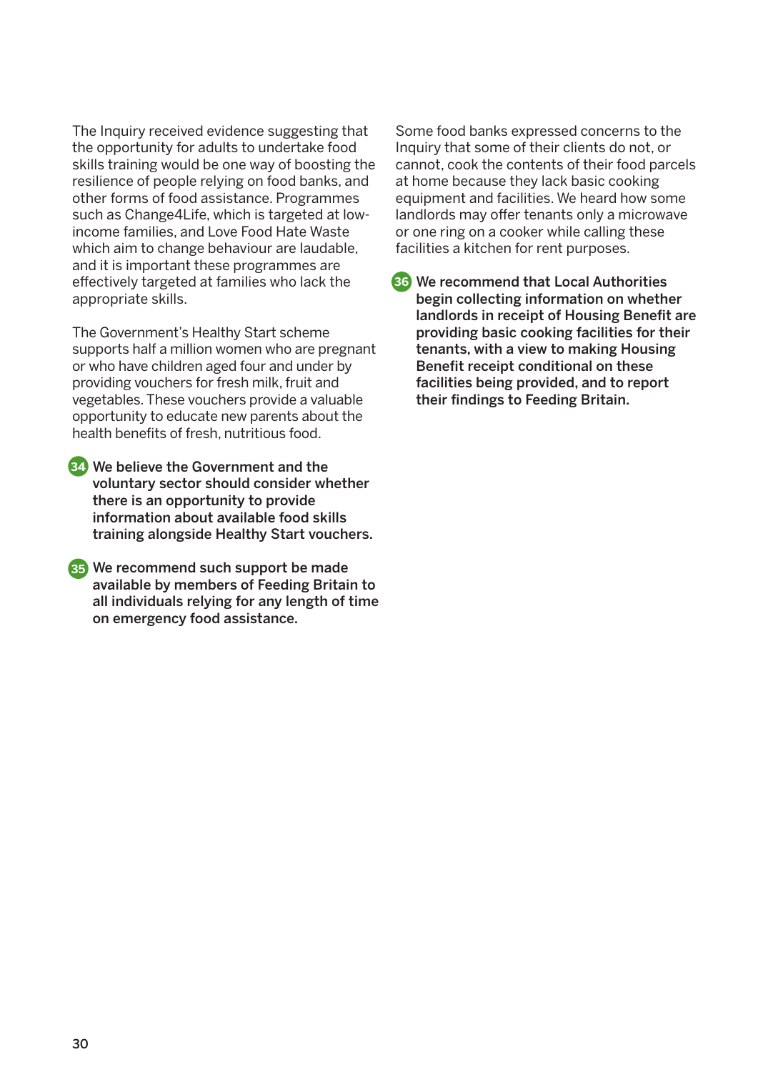The Inquiry received evidence suggesting that the opportunity for adults to undertake food skills training would be one way of boosting the resilience of people relying on food banks, and other forms of food assistance. Programmes such as Change4Life, which is targeted at low-income families, and Love Food Hate Waste which aim to change behaviour are laudable, and it is important these programmes are effectively targeted at families who lack the appropriate skills.

The Government's Healthy Start scheme supports half a million women who are pregnant or who have children aged four and under by providing vouchers for fresh milk, fruit and vegetables. These vouchers provide a valuable opportunity to educate new parents about the health benefits of fresh, nutritious food.

**34** **We believe the Government and the voluntary sector should consider whether there is an opportunity to provide information about available food skills training alongside Healthy Start vouchers.**

**35** **We recommend such support be made available by members of Feeding Britain to all individuals relying for any length of time on emergency food assistance.**

Some food banks expressed concerns to the Inquiry that some of their clients do not, or cannot, cook the contents of their food parcels at home because they lack basic cooking equipment and facilities. We heard how some landlords may offer tenants only a microwave or one ring on a cooker while calling these facilities a kitchen for rent purposes.

**36** **We recommend that Local Authorities begin collecting information on whether landlords in receipt of Housing Benefit are providing basic cooking facilities for their tenants, with a view to making Housing Benefit receipt conditional on these facilities being provided, and to report their findings to Feeding Britain.**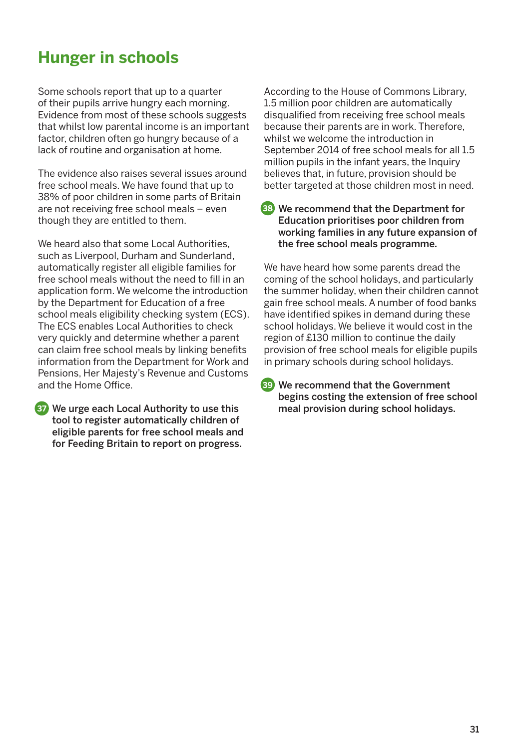# Hunger in schools

Some schools report that up to a quarter of their pupils arrive hungry each morning. Evidence from most of these schools suggests that whilst low parental income is an important factor, children often go hungry because of a lack of routine and organisation at home.

The evidence also raises several issues around free school meals. We have found that up to 38% of poor children in some parts of Britain are not receiving free school meals – even though they are entitled to them.

We heard also that some Local Authorities, such as Liverpool, Durham and Sunderland, automatically register all eligible families for free school meals without the need to fill in an application form. We welcome the introduction by the Department for Education of a free school meals eligibility checking system (ECS). The ECS enables Local Authorities to check very quickly and determine whether a parent can claim free school meals by linking benefits information from the Department for Work and Pensions, Her Majesty's Revenue and Customs and the Home Office.

**37 We urge each Local Authority to use this tool to register automatically children of eligible parents for free school meals and for Feeding Britain to report on progress.**

According to the House of Commons Library, 1.5 million poor children are automatically disqualified from receiving free school meals because their parents are in work. Therefore, whilst we welcome the introduction in September 2014 of free school meals for all 1.5 million pupils in the infant years, the Inquiry believes that, in future, provision should be better targeted at those children most in need.

**38 We recommend that the Department for Education prioritises poor children from working families in any future expansion of the free school meals programme.**

We have heard how some parents dread the coming of the school holidays, and particularly the summer holiday, when their children cannot gain free school meals. A number of food banks have identified spikes in demand during these school holidays. We believe it would cost in the region of £130 million to continue the daily provision of free school meals for eligible pupils in primary schools during school holidays.

**39 We recommend that the Government begins costing the extension of free school meal provision during school holidays.**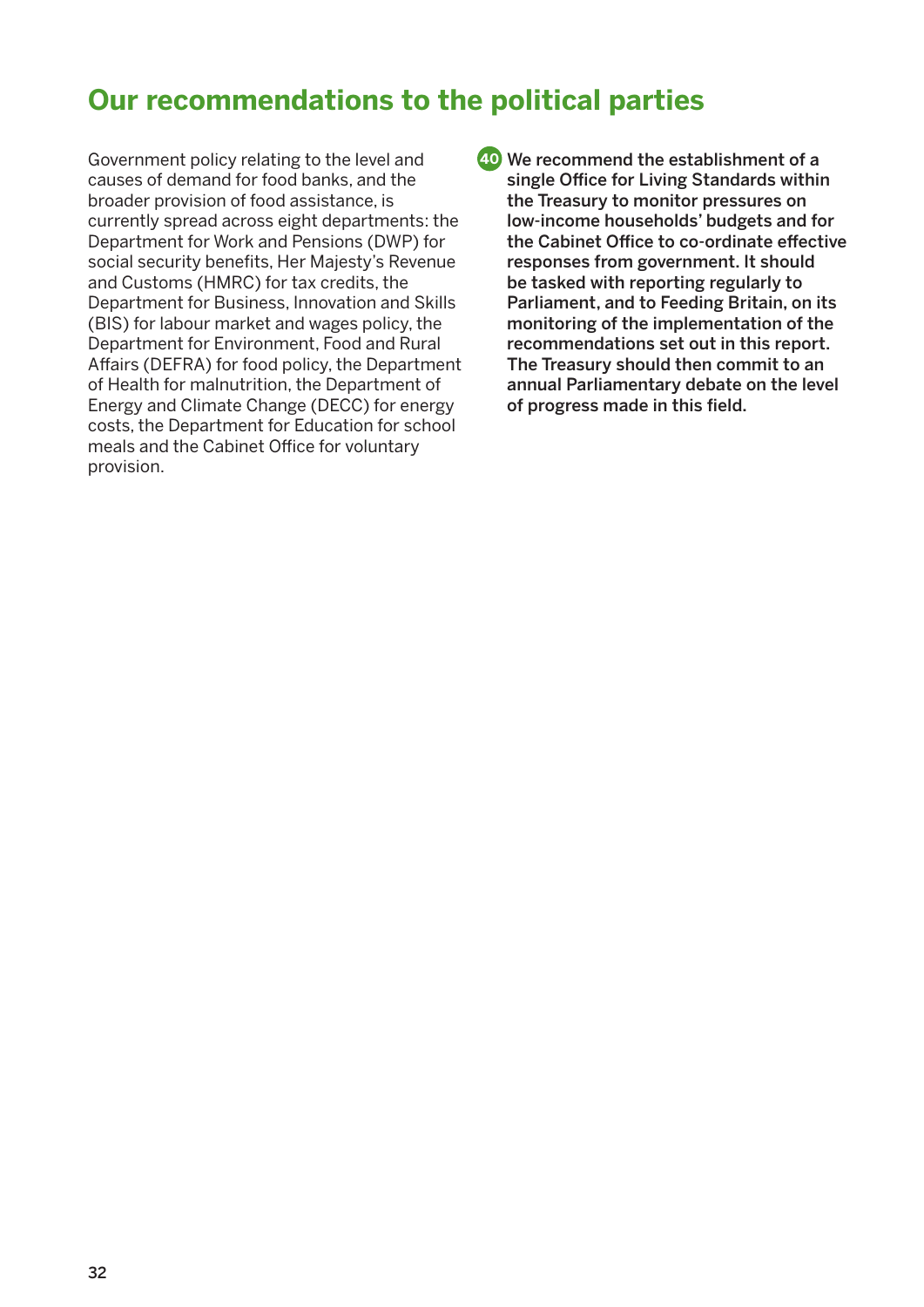## Our recommendations to the political parties

Government policy relating to the level and causes of demand for food banks, and the broader provision of food assistance, is currently spread across eight departments: the Department for Work and Pensions (DWP) for social security benefits, Her Majesty's Revenue and Customs (HMRC) for tax credits, the Department for Business, Innovation and Skills (BIS) for labour market and wages policy, the Department for Environment, Food and Rural Affairs (DEFRA) for food policy, the Department of Health for malnutrition, the Department of Energy and Climate Change (DECC) for energy costs, the Department for Education for school meals and the Cabinet Office for voluntary provision.

**40** **We recommend the establishment of a single Office for Living Standards within the Treasury to monitor pressures on low-income households' budgets and for the Cabinet Office to co-ordinate effective responses from government. It should be tasked with reporting regularly to Parliament, and to Feeding Britain, on its monitoring of the implementation of the recommendations set out in this report. The Treasury should then commit to an annual Parliamentary debate on the level of progress made in this field.**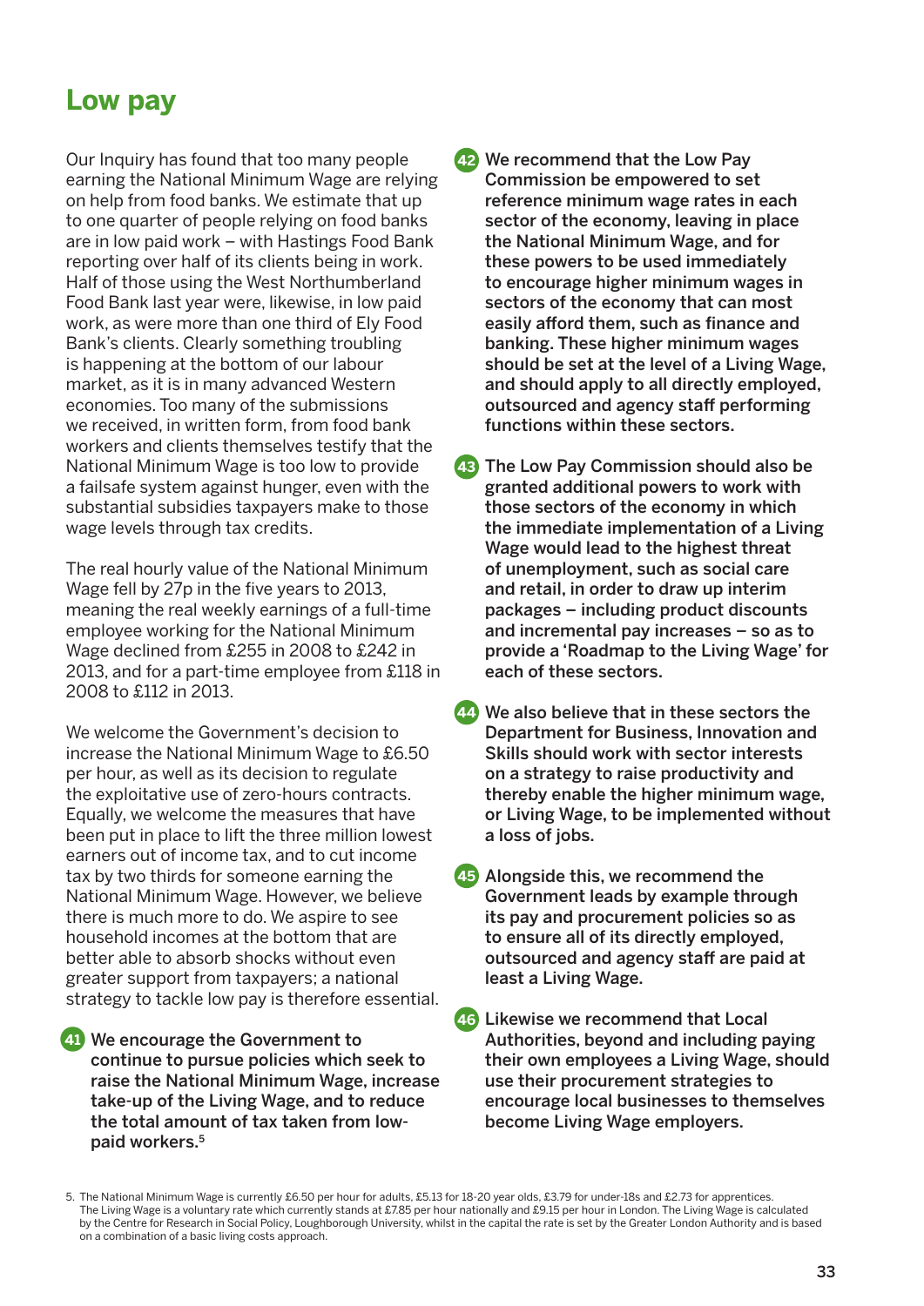## Low pay

Our Inquiry has found that too many people earning the National Minimum Wage are relying on help from food banks. We estimate that up to one quarter of people relying on food banks are in low paid work – with Hastings Food Bank reporting over half of its clients being in work. Half of those using the West Northumberland Food Bank last year were, likewise, in low paid work, as were more than one third of Ely Food Bank's clients. Clearly something troubling is happening at the bottom of our labour market, as it is in many advanced Western economies. Too many of the submissions we received, in written form, from food bank workers and clients themselves testify that the National Minimum Wage is too low to provide a failsafe system against hunger, even with the substantial subsidies taxpayers make to those wage levels through tax credits.

The real hourly value of the National Minimum Wage fell by 27p in the five years to 2013, meaning the real weekly earnings of a full-time employee working for the National Minimum Wage declined from £255 in 2008 to £242 in 2013, and for a part-time employee from £118 in 2008 to £112 in 2013.

We welcome the Government's decision to increase the National Minimum Wage to £6.50 per hour, as well as its decision to regulate the exploitative use of zero-hours contracts. Equally, we welcome the measures that have been put in place to lift the three million lowest earners out of income tax, and to cut income tax by two thirds for someone earning the National Minimum Wage. However, we believe there is much more to do. We aspire to see household incomes at the bottom that are better able to absorb shocks without even greater support from taxpayers; a national strategy to tackle low pay is therefore essential.

**41** **We encourage the Government to continue to pursue policies which seek to raise the National Minimum Wage, increase take-up of the Living Wage, and to reduce the total amount of tax taken from low-paid workers.**[5]

**42** **We recommend that the Low Pay Commission be empowered to set reference minimum wage rates in each sector of the economy, leaving in place the National Minimum Wage, and for these powers to be used immediately to encourage higher minimum wages in sectors of the economy that can most easily afford them, such as finance and banking. These higher minimum wages should be set at the level of a Living Wage, and should apply to all directly employed, outsourced and agency staff performing functions within these sectors.**

**43** **The Low Pay Commission should also be granted additional powers to work with those sectors of the economy in which the immediate implementation of a Living Wage would lead to the highest threat of unemployment, such as social care and retail, in order to draw up interim packages – including product discounts and incremental pay increases – so as to provide a 'Roadmap to the Living Wage' for each of these sectors.**

**44** **We also believe that in these sectors the Department for Business, Innovation and Skills should work with sector interests on a strategy to raise productivity and thereby enable the higher minimum wage, or Living Wage, to be implemented without a loss of jobs.**

**45** **Alongside this, we recommend the Government leads by example through its pay and procurement policies so as to ensure all of its directly employed, outsourced and agency staff are paid at least a Living Wage.**

**46** **Likewise we recommend that Local Authorities, beyond and including paying their own employees a Living Wage, should use their procurement strategies to encourage local businesses to themselves become Living Wage employers.**

5. The National Minimum Wage is currently £6.50 per hour for adults, £5.13 for 18-20 year olds, £3.79 for under-18s and £2.73 for apprentices. The Living Wage is a voluntary rate which currently stands at £7.85 per hour nationally and £9.15 per hour in London. The Living Wage is calculated by the Centre for Research in Social Policy, Loughborough University, whilst in the capital the rate is set by the Greater London Authority and is based on a combination of a basic living costs approach.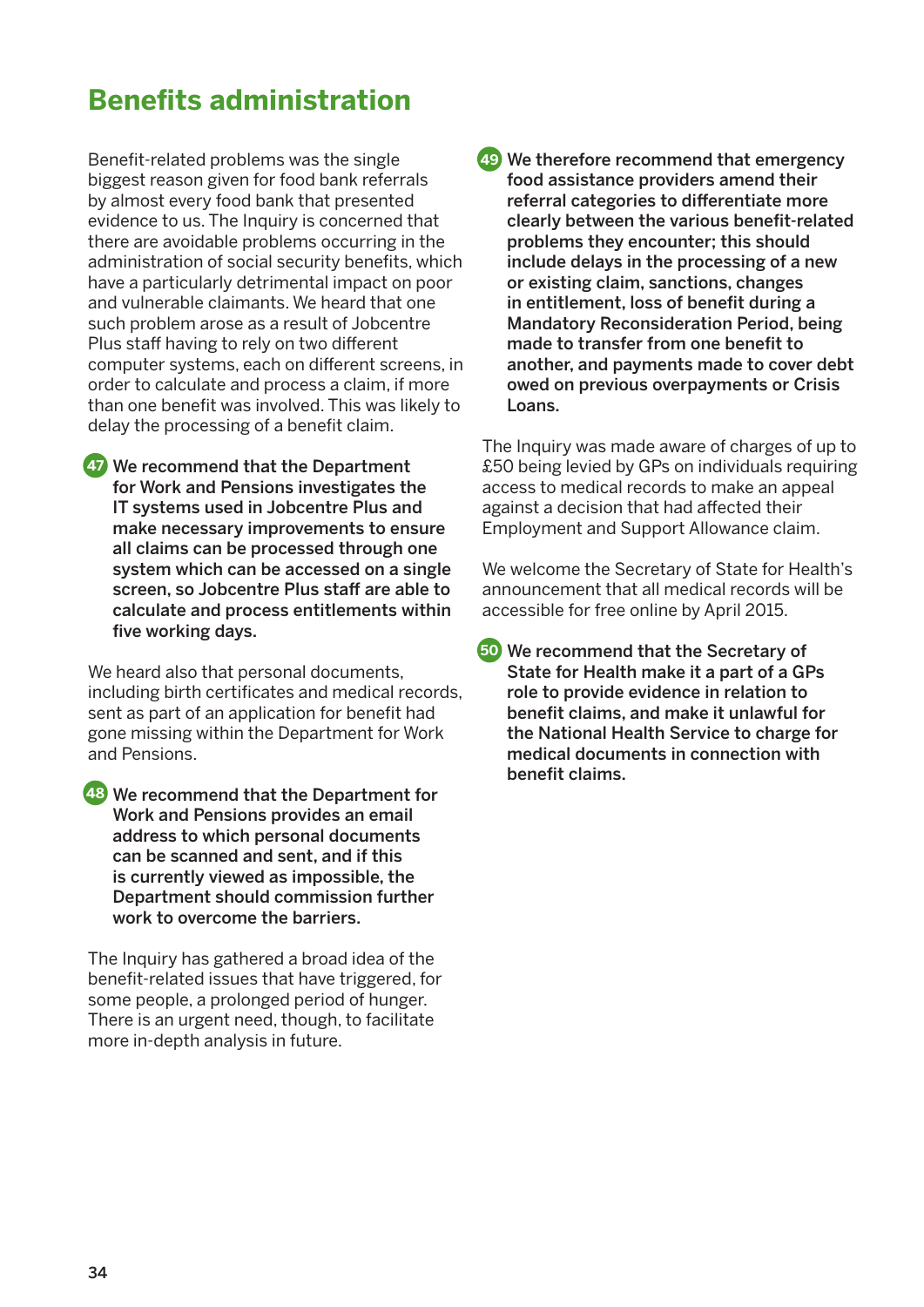## Benefits administration

Benefit-related problems was the single biggest reason given for food bank referrals by almost every food bank that presented evidence to us. The Inquiry is concerned that there are avoidable problems occurring in the administration of social security benefits, which have a particularly detrimental impact on poor and vulnerable claimants. We heard that one such problem arose as a result of Jobcentre Plus staff having to rely on two different computer systems, each on different screens, in order to calculate and process a claim, if more than one benefit was involved. This was likely to delay the processing of a benefit claim.

**47 We recommend that the Department for Work and Pensions investigates the IT systems used in Jobcentre Plus and make necessary improvements to ensure all claims can be processed through one system which can be accessed on a single screen, so Jobcentre Plus staff are able to calculate and process entitlements within five working days.**

We heard also that personal documents, including birth certificates and medical records, sent as part of an application for benefit had gone missing within the Department for Work and Pensions.

**48 We recommend that the Department for Work and Pensions provides an email address to which personal documents can be scanned and sent, and if this is currently viewed as impossible, the Department should commission further work to overcome the barriers.**

The Inquiry has gathered a broad idea of the benefit-related issues that have triggered, for some people, a prolonged period of hunger. There is an urgent need, though, to facilitate more in-depth analysis in future.

**49 We therefore recommend that emergency food assistance providers amend their referral categories to differentiate more clearly between the various benefit-related problems they encounter; this should include delays in the processing of a new or existing claim, sanctions, changes in entitlement, loss of benefit during a Mandatory Reconsideration Period, being made to transfer from one benefit to another, and payments made to cover debt owed on previous overpayments or Crisis Loans.**

The Inquiry was made aware of charges of up to £50 being levied by GPs on individuals requiring access to medical records to make an appeal against a decision that had affected their Employment and Support Allowance claim.

We welcome the Secretary of State for Health's announcement that all medical records will be accessible for free online by April 2015.

**50 We recommend that the Secretary of State for Health make it a part of a GPs role to provide evidence in relation to benefit claims, and make it unlawful for the National Health Service to charge for medical documents in connection with benefit claims.**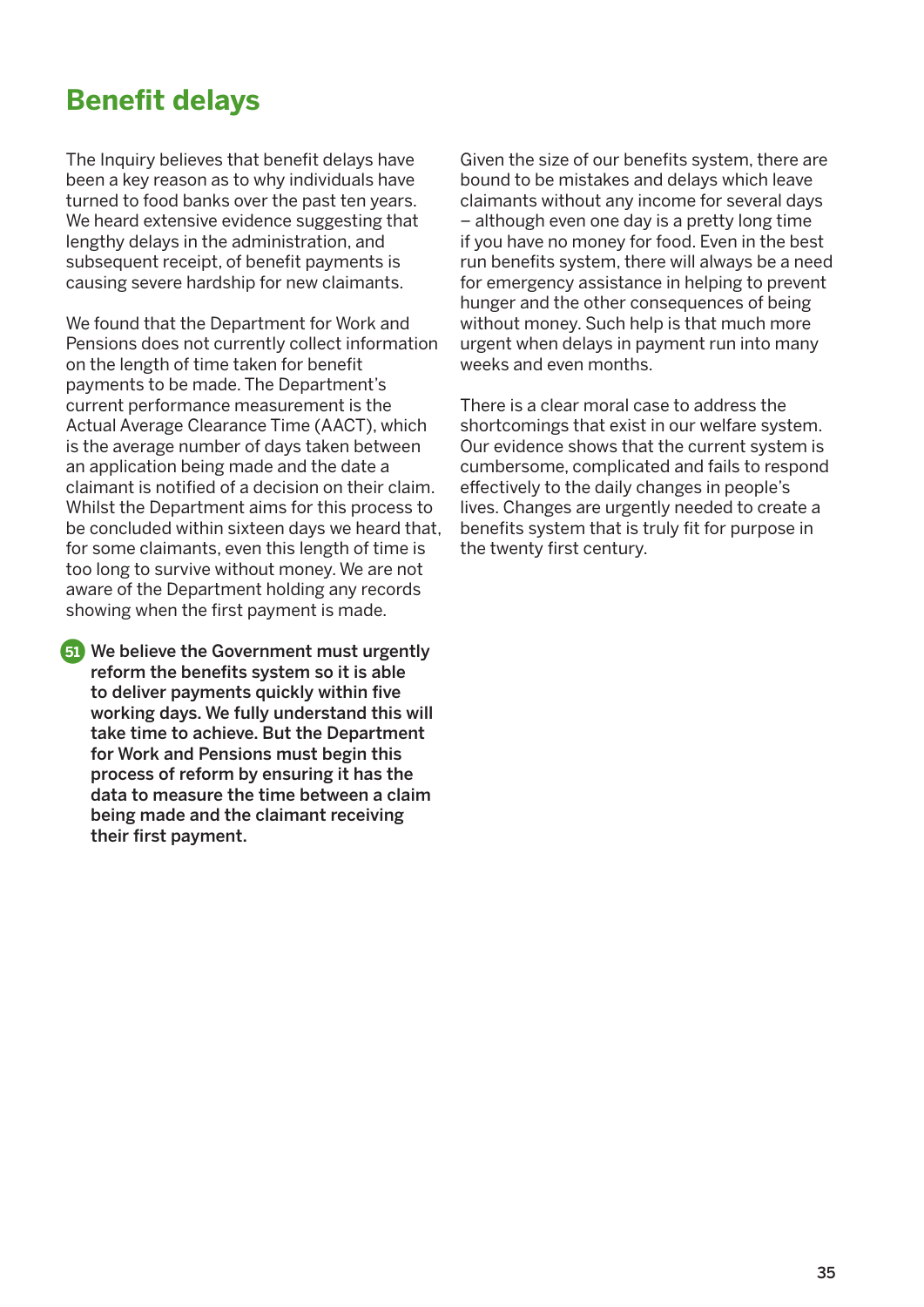## Benefit delays

The Inquiry believes that benefit delays have been a key reason as to why individuals have turned to food banks over the past ten years. We heard extensive evidence suggesting that lengthy delays in the administration, and subsequent receipt, of benefit payments is causing severe hardship for new claimants.

We found that the Department for Work and Pensions does not currently collect information on the length of time taken for benefit payments to be made. The Department's current performance measurement is the Actual Average Clearance Time (AACT), which is the average number of days taken between an application being made and the date a claimant is notified of a decision on their claim. Whilst the Department aims for this process to be concluded within sixteen days we heard that, for some claimants, even this length of time is too long to survive without money. We are not aware of the Department holding any records showing when the first payment is made.

**51 We believe the Government must urgently reform the benefits system so it is able to deliver payments quickly within five working days. We fully understand this will take time to achieve. But the Department for Work and Pensions must begin this process of reform by ensuring it has the data to measure the time between a claim being made and the claimant receiving their first payment.**

Given the size of our benefits system, there are bound to be mistakes and delays which leave claimants without any income for several days – although even one day is a pretty long time if you have no money for food. Even in the best run benefits system, there will always be a need for emergency assistance in helping to prevent hunger and the other consequences of being without money. Such help is that much more urgent when delays in payment run into many weeks and even months.

There is a clear moral case to address the shortcomings that exist in our welfare system. Our evidence shows that the current system is cumbersome, complicated and fails to respond effectively to the daily changes in people's lives. Changes are urgently needed to create a benefits system that is truly fit for purpose in the twenty first century.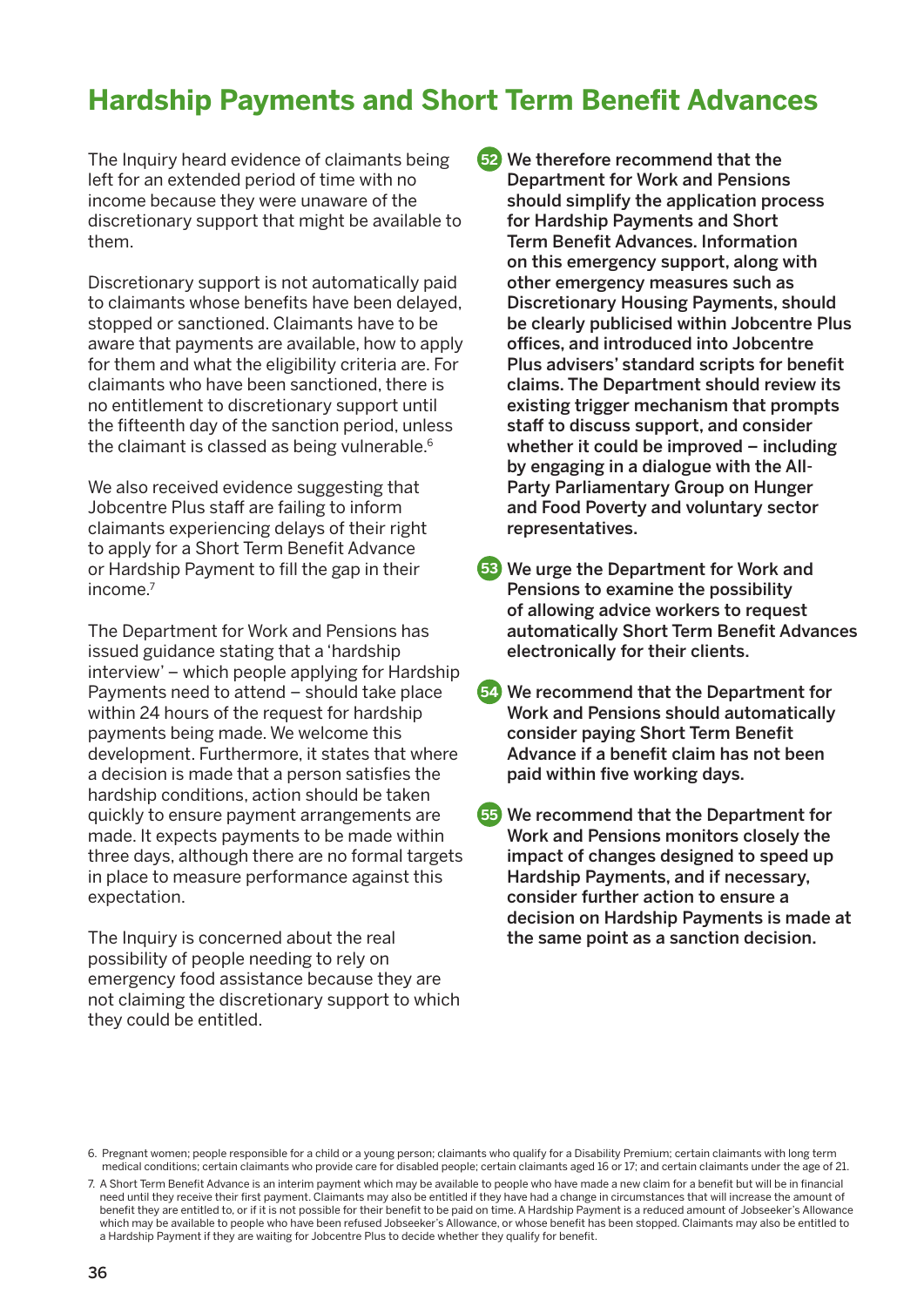# Hardship Payments and Short Term Benefit Advances

The Inquiry heard evidence of claimants being left for an extended period of time with no income because they were unaware of the discretionary support that might be available to them.

Discretionary support is not automatically paid to claimants whose benefits have been delayed, stopped or sanctioned. Claimants have to be aware that payments are available, how to apply for them and what the eligibility criteria are. For claimants who have been sanctioned, there is no entitlement to discretionary support until the fifteenth day of the sanction period, unless the claimant is classed as being vulnerable.[6]

We also received evidence suggesting that Jobcentre Plus staff are failing to inform claimants experiencing delays of their right to apply for a Short Term Benefit Advance or Hardship Payment to fill the gap in their income.[7]

The Department for Work and Pensions has issued guidance stating that a 'hardship interview' – which people applying for Hardship Payments need to attend – should take place within 24 hours of the request for hardship payments being made. We welcome this development. Furthermore, it states that where a decision is made that a person satisfies the hardship conditions, action should be taken quickly to ensure payment arrangements are made. It expects payments to be made within three days, although there are no formal targets in place to measure performance against this expectation.

The Inquiry is concerned about the real possibility of people needing to rely on emergency food assistance because they are not claiming the discretionary support to which they could be entitled.

**52** **We therefore recommend that the Department for Work and Pensions should simplify the application process for Hardship Payments and Short Term Benefit Advances. Information on this emergency support, along with other emergency measures such as Discretionary Housing Payments, should be clearly publicised within Jobcentre Plus offices, and introduced into Jobcentre Plus advisers' standard scripts for benefit claims. The Department should review its existing trigger mechanism that prompts staff to discuss support, and consider whether it could be improved – including by engaging in a dialogue with the All-Party Parliamentary Group on Hunger and Food Poverty and voluntary sector representatives.**

**53** **We urge the Department for Work and Pensions to examine the possibility of allowing advice workers to request automatically Short Term Benefit Advances electronically for their clients.**

**54** **We recommend that the Department for Work and Pensions should automatically consider paying Short Term Benefit Advance if a benefit claim has not been paid within five working days.**

**55** **We recommend that the Department for Work and Pensions monitors closely the impact of changes designed to speed up Hardship Payments, and if necessary, consider further action to ensure a decision on Hardship Payments is made at the same point as a sanction decision.**

6. Pregnant women; people responsible for a child or a young person; claimants who qualify for a Disability Premium; certain claimants with long term medical conditions; certain claimants who provide care for disabled people; certain claimants aged 16 or 17; and certain claimants under the age of 21.

7. A Short Term Benefit Advance is an interim payment which may be available to people who have made a new claim for a benefit but will be in financial need until they receive their first payment. Claimants may also be entitled if they have had a change in circumstances that will increase the amount of benefit they are entitled to, or if it is not possible for their benefit to be paid on time. A Hardship Payment is a reduced amount of Jobseeker's Allowance which may be available to people who have been refused Jobseeker's Allowance, or whose benefit has been stopped. Claimants may also be entitled to a Hardship Payment if they are waiting for Jobcentre Plus to decide whether they qualify for benefit.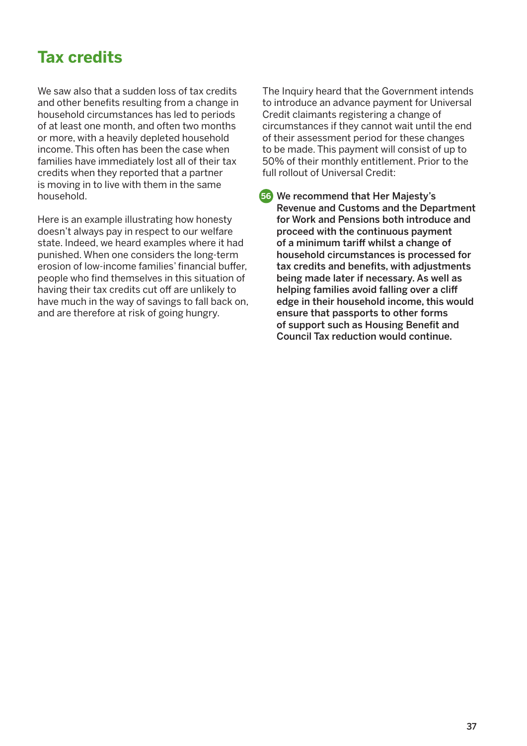## Tax credits

We saw also that a sudden loss of tax credits and other benefits resulting from a change in household circumstances has led to periods of at least one month, and often two months or more, with a heavily depleted household income. This often has been the case when families have immediately lost all of their tax credits when they reported that a partner is moving in to live with them in the same household.

Here is an example illustrating how honesty doesn't always pay in respect to our welfare state. Indeed, we heard examples where it had punished. When one considers the long-term erosion of low-income families' financial buffer, people who find themselves in this situation of having their tax credits cut off are unlikely to have much in the way of savings to fall back on, and are therefore at risk of going hungry.

The Inquiry heard that the Government intends to introduce an advance payment for Universal Credit claimants registering a change of circumstances if they cannot wait until the end of their assessment period for these changes to be made. This payment will consist of up to 50% of their monthly entitlement. Prior to the full rollout of Universal Credit:

**56 We recommend that Her Majesty's Revenue and Customs and the Department for Work and Pensions both introduce and proceed with the continuous payment of a minimum tariff whilst a change of household circumstances is processed for tax credits and benefits, with adjustments being made later if necessary. As well as helping families avoid falling over a cliff edge in their household income, this would ensure that passports to other forms of support such as Housing Benefit and Council Tax reduction would continue.**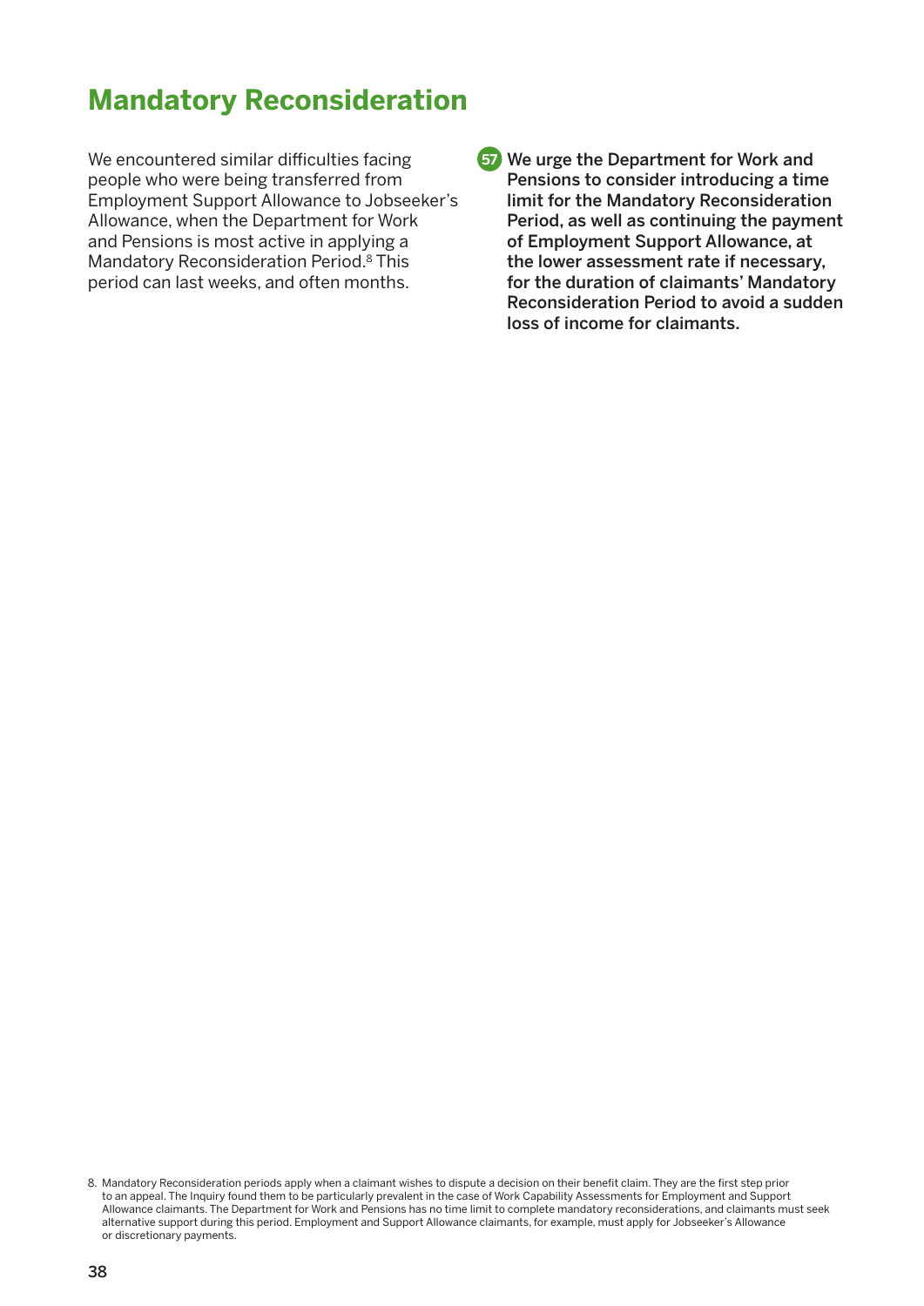## Mandatory Reconsideration

We encountered similar difficulties facing people who were being transferred from Employment Support Allowance to Jobseeker's Allowance, when the Department for Work and Pensions is most active in applying a Mandatory Reconsideration Period.[8] This period can last weeks, and often months.

**57** **We urge the Department for Work and Pensions to consider introducing a time limit for the Mandatory Reconsideration Period, as well as continuing the payment of Employment Support Allowance, at the lower assessment rate if necessary, for the duration of claimants' Mandatory Reconsideration Period to avoid a sudden loss of income for claimants.**

8. Mandatory Reconsideration periods apply when a claimant wishes to dispute a decision on their benefit claim. They are the first step prior to an appeal. The Inquiry found them to be particularly prevalent in the case of Work Capability Assessments for Employment and Support Allowance claimants. The Department for Work and Pensions has no time limit to complete mandatory reconsiderations, and claimants must seek alternative support during this period. Employment and Support Allowance claimants, for example, must apply for Jobseeker's Allowance or discretionary payments.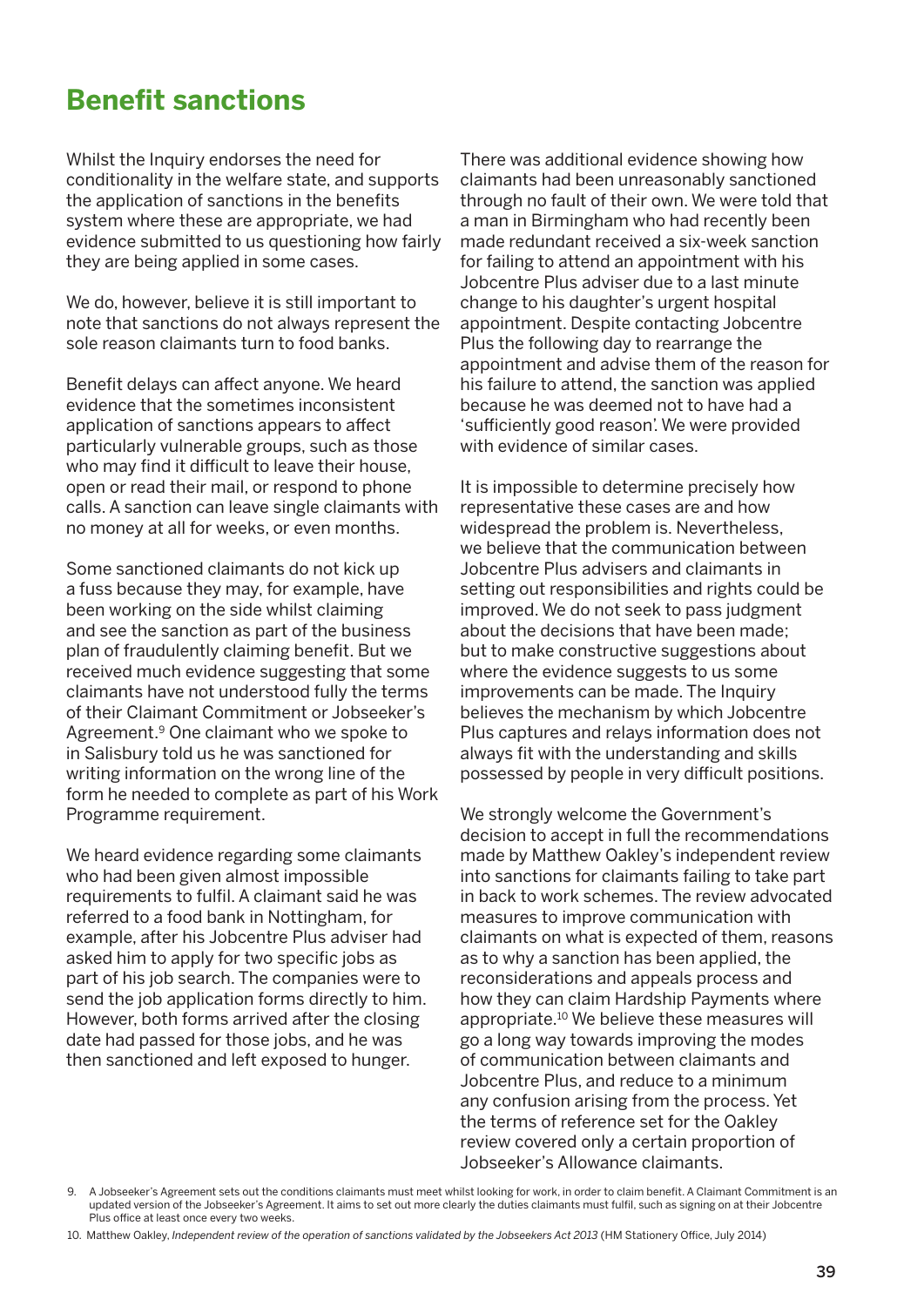## Benefit sanctions

Whilst the Inquiry endorses the need for conditionality in the welfare state, and supports the application of sanctions in the benefits system where these are appropriate, we had evidence submitted to us questioning how fairly they are being applied in some cases.

We do, however, believe it is still important to note that sanctions do not always represent the sole reason claimants turn to food banks.

Benefit delays can affect anyone. We heard evidence that the sometimes inconsistent application of sanctions appears to affect particularly vulnerable groups, such as those who may find it difficult to leave their house, open or read their mail, or respond to phone calls. A sanction can leave single claimants with no money at all for weeks, or even months.

Some sanctioned claimants do not kick up a fuss because they may, for example, have been working on the side whilst claiming and see the sanction as part of the business plan of fraudulently claiming benefit. But we received much evidence suggesting that some claimants have not understood fully the terms of their Claimant Commitment or Jobseeker's Agreement.[9] One claimant who we spoke to in Salisbury told us he was sanctioned for writing information on the wrong line of the form he needed to complete as part of his Work Programme requirement.

We heard evidence regarding some claimants who had been given almost impossible requirements to fulfil. A claimant said he was referred to a food bank in Nottingham, for example, after his Jobcentre Plus adviser had asked him to apply for two specific jobs as part of his job search. The companies were to send the job application forms directly to him. However, both forms arrived after the closing date had passed for those jobs, and he was then sanctioned and left exposed to hunger.

There was additional evidence showing how claimants had been unreasonably sanctioned through no fault of their own. We were told that a man in Birmingham who had recently been made redundant received a six-week sanction for failing to attend an appointment with his Jobcentre Plus adviser due to a last minute change to his daughter's urgent hospital appointment. Despite contacting Jobcentre Plus the following day to rearrange the appointment and advise them of the reason for his failure to attend, the sanction was applied because he was deemed not to have had a 'sufficiently good reason'. We were provided with evidence of similar cases.

It is impossible to determine precisely how representative these cases are and how widespread the problem is. Nevertheless, we believe that the communication between Jobcentre Plus advisers and claimants in setting out responsibilities and rights could be improved. We do not seek to pass judgment about the decisions that have been made; but to make constructive suggestions about where the evidence suggests to us some improvements can be made. The Inquiry believes the mechanism by which Jobcentre Plus captures and relays information does not always fit with the understanding and skills possessed by people in very difficult positions.

We strongly welcome the Government's decision to accept in full the recommendations made by Matthew Oakley's independent review into sanctions for claimants failing to take part in back to work schemes. The review advocated measures to improve communication with claimants on what is expected of them, reasons as to why a sanction has been applied, the reconsiderations and appeals process and how they can claim Hardship Payments where appropriate.[10] We believe these measures will go a long way towards improving the modes of communication between claimants and Jobcentre Plus, and reduce to a minimum any confusion arising from the process. Yet the terms of reference set for the Oakley review covered only a certain proportion of Jobseeker's Allowance claimants.

9. A Jobseeker's Agreement sets out the conditions claimants must meet whilst looking for work, in order to claim benefit. A Claimant Commitment is an updated version of the Jobseeker's Agreement. It aims to set out more clearly the duties claimants must fulfil, such as signing on at their Jobcentre Plus office at least once every two weeks.

10. Matthew Oakley, *Independent review of the operation of sanctions validated by the Jobseekers Act 2013* (HM Stationery Office, July 2014)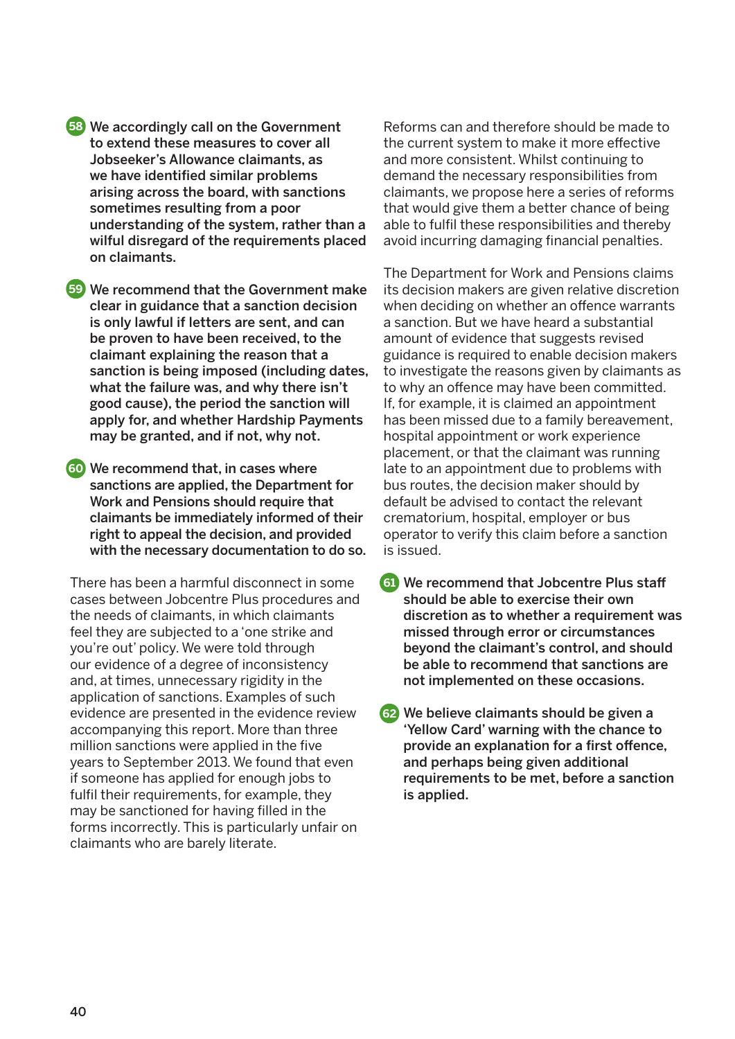**58** **We accordingly call on the Government to extend these measures to cover all Jobseeker's Allowance claimants, as we have identified similar problems arising across the board, with sanctions sometimes resulting from a poor understanding of the system, rather than a wilful disregard of the requirements placed on claimants.**

**59** **We recommend that the Government make clear in guidance that a sanction decision is only lawful if letters are sent, and can be proven to have been received, to the claimant explaining the reason that a sanction is being imposed (including dates, what the failure was, and why there isn't good cause), the period the sanction will apply for, and whether Hardship Payments may be granted, and if not, why not.**

**60** **We recommend that, in cases where sanctions are applied, the Department for Work and Pensions should require that claimants be immediately informed of their right to appeal the decision, and provided with the necessary documentation to do so.**

There has been a harmful disconnect in some cases between Jobcentre Plus procedures and the needs of claimants, in which claimants feel they are subjected to a 'one strike and you're out' policy. We were told through our evidence of a degree of inconsistency and, at times, unnecessary rigidity in the application of sanctions. Examples of such evidence are presented in the evidence review accompanying this report. More than three million sanctions were applied in the five years to September 2013. We found that even if someone has applied for enough jobs to fulfil their requirements, for example, they may be sanctioned for having filled in the forms incorrectly. This is particularly unfair on claimants who are barely literate.

Reforms can and therefore should be made to the current system to make it more effective and more consistent. Whilst continuing to demand the necessary responsibilities from claimants, we propose here a series of reforms that would give them a better chance of being able to fulfil these responsibilities and thereby avoid incurring damaging financial penalties.

The Department for Work and Pensions claims its decision makers are given relative discretion when deciding on whether an offence warrants a sanction. But we have heard a substantial amount of evidence that suggests revised guidance is required to enable decision makers to investigate the reasons given by claimants as to why an offence may have been committed. If, for example, it is claimed an appointment has been missed due to a family bereavement, hospital appointment or work experience placement, or that the claimant was running late to an appointment due to problems with bus routes, the decision maker should by default be advised to contact the relevant crematorium, hospital, employer or bus operator to verify this claim before a sanction is issued.

**61** **We recommend that Jobcentre Plus staff should be able to exercise their own discretion as to whether a requirement was missed through error or circumstances beyond the claimant's control, and should be able to recommend that sanctions are not implemented on these occasions.**

**62** **We believe claimants should be given a 'Yellow Card' warning with the chance to provide an explanation for a first offence, and perhaps being given additional requirements to be met, before a sanction is applied.**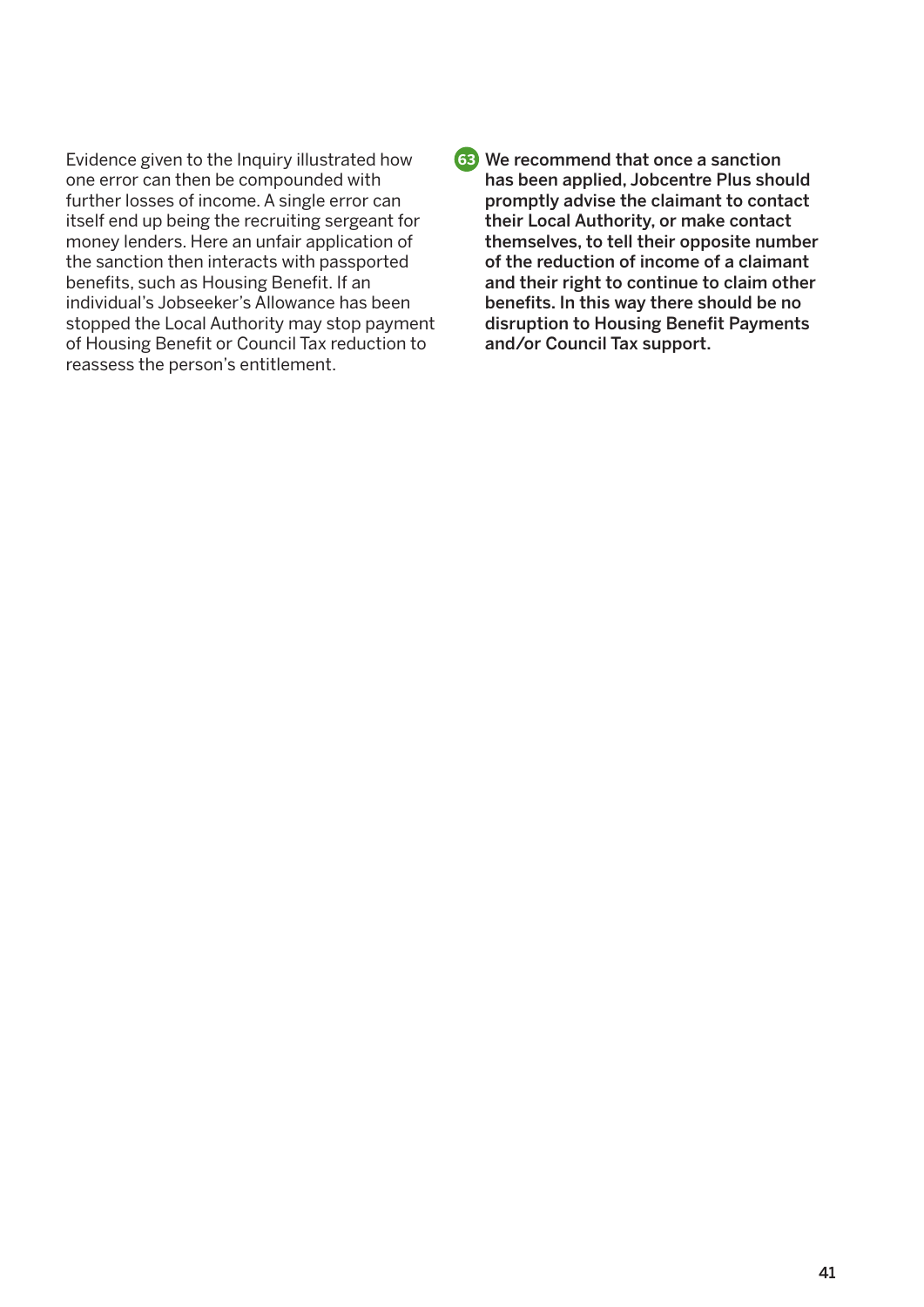Evidence given to the Inquiry illustrated how one error can then be compounded with further losses of income. A single error can itself end up being the recruiting sergeant for money lenders. Here an unfair application of the sanction then interacts with passported benefits, such as Housing Benefit. If an individual's Jobseeker's Allowance has been stopped the Local Authority may stop payment of Housing Benefit or Council Tax reduction to reassess the person's entitlement.

**63 We recommend that once a sanction has been applied, Jobcentre Plus should promptly advise the claimant to contact their Local Authority, or make contact themselves, to tell their opposite number of the reduction of income of a claimant and their right to continue to claim other benefits. In this way there should be no disruption to Housing Benefit Payments and/or Council Tax support.**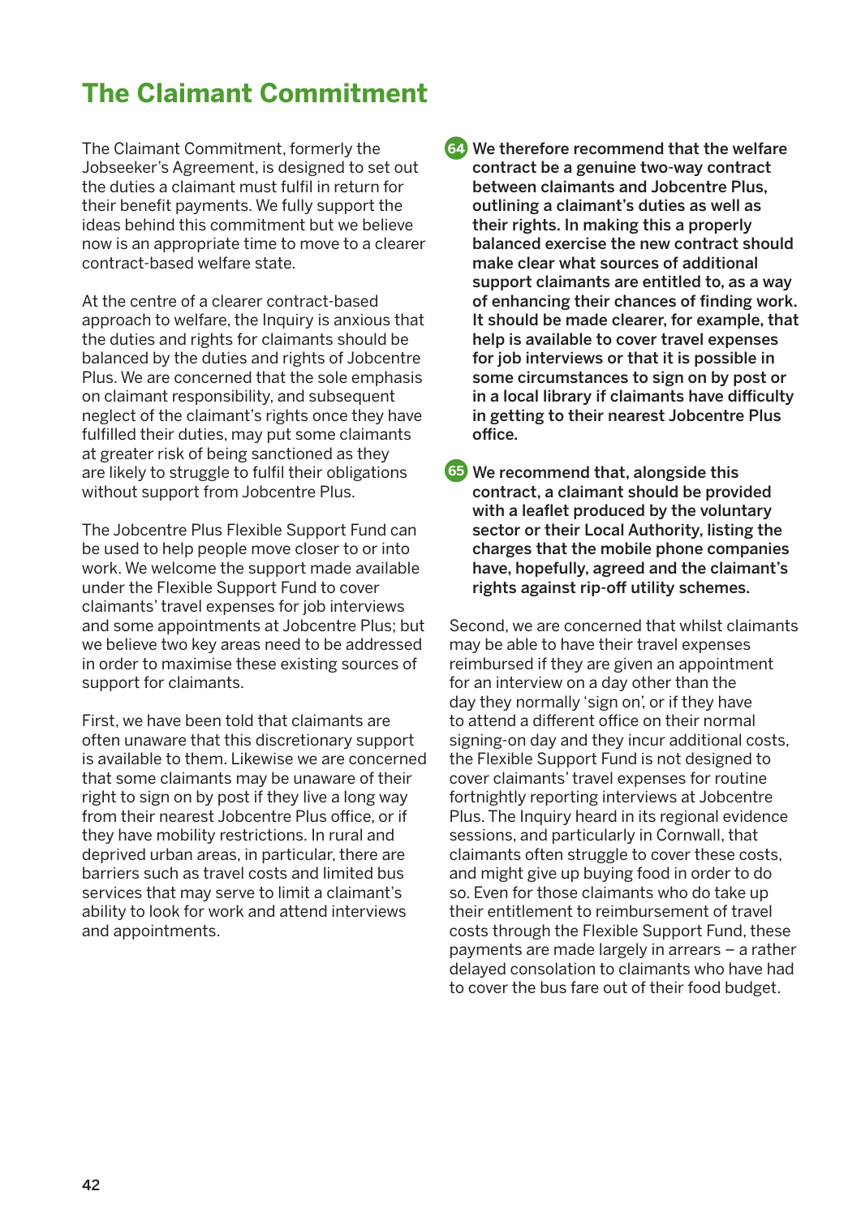# The Claimant Commitment

The Claimant Commitment, formerly the Jobseeker's Agreement, is designed to set out the duties a claimant must fulfil in return for their benefit payments. We fully support the ideas behind this commitment but we believe now is an appropriate time to move to a clearer contract-based welfare state.

At the centre of a clearer contract-based approach to welfare, the Inquiry is anxious that the duties and rights for claimants should be balanced by the duties and rights of Jobcentre Plus. We are concerned that the sole emphasis on claimant responsibility, and subsequent neglect of the claimant's rights once they have fulfilled their duties, may put some claimants at greater risk of being sanctioned as they are likely to struggle to fulfil their obligations without support from Jobcentre Plus.

The Jobcentre Plus Flexible Support Fund can be used to help people move closer to or into work. We welcome the support made available under the Flexible Support Fund to cover claimants' travel expenses for job interviews and some appointments at Jobcentre Plus; but we believe two key areas need to be addressed in order to maximise these existing sources of support for claimants.

First, we have been told that claimants are often unaware that this discretionary support is available to them. Likewise we are concerned that some claimants may be unaware of their right to sign on by post if they live a long way from their nearest Jobcentre Plus office, or if they have mobility restrictions. In rural and deprived urban areas, in particular, there are barriers such as travel costs and limited bus services that may serve to limit a claimant's ability to look for work and attend interviews and appointments.

**64** **We therefore recommend that the welfare contract be a genuine two-way contract between claimants and Jobcentre Plus, outlining a claimant's duties as well as their rights. In making this a properly balanced exercise the new contract should make clear what sources of additional support claimants are entitled to, as a way of enhancing their chances of finding work. It should be made clearer, for example, that help is available to cover travel expenses for job interviews or that it is possible in some circumstances to sign on by post or in a local library if claimants have difficulty in getting to their nearest Jobcentre Plus office.**

**65** **We recommend that, alongside this contract, a claimant should be provided with a leaflet produced by the voluntary sector or their Local Authority, listing the charges that the mobile phone companies have, hopefully, agreed and the claimant's rights against rip-off utility schemes.**

Second, we are concerned that whilst claimants may be able to have their travel expenses reimbursed if they are given an appointment for an interview on a day other than the day they normally 'sign on', or if they have to attend a different office on their normal signing-on day and they incur additional costs, the Flexible Support Fund is not designed to cover claimants' travel expenses for routine fortnightly reporting interviews at Jobcentre Plus. The Inquiry heard in its regional evidence sessions, and particularly in Cornwall, that claimants often struggle to cover these costs, and might give up buying food in order to do so. Even for those claimants who do take up their entitlement to reimbursement of travel costs through the Flexible Support Fund, these payments are made largely in arrears – a rather delayed consolation to claimants who have had to cover the bus fare out of their food budget.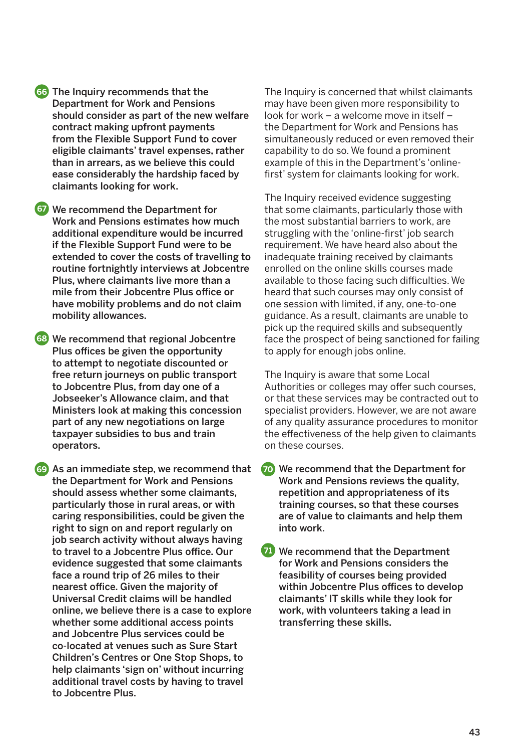**66** **The Inquiry recommends that the Department for Work and Pensions should consider as part of the new welfare contract making upfront payments from the Flexible Support Fund to cover eligible claimants' travel expenses, rather than in arrears, as we believe this could ease considerably the hardship faced by claimants looking for work.**

**67** **We recommend the Department for Work and Pensions estimates how much additional expenditure would be incurred if the Flexible Support Fund were to be extended to cover the costs of travelling to routine fortnightly interviews at Jobcentre Plus, where claimants live more than a mile from their Jobcentre Plus office or have mobility problems and do not claim mobility allowances.**

**68** **We recommend that regional Jobcentre Plus offices be given the opportunity to attempt to negotiate discounted or free return journeys on public transport to Jobcentre Plus, from day one of a Jobseeker's Allowance claim, and that Ministers look at making this concession part of any new negotiations on large taxpayer subsidies to bus and train operators.**

**69** **As an immediate step, we recommend that the Department for Work and Pensions should assess whether some claimants, particularly those in rural areas, or with caring responsibilities, could be given the right to sign on and report regularly on job search activity without always having to travel to a Jobcentre Plus office. Our evidence suggested that some claimants face a round trip of 26 miles to their nearest office. Given the majority of Universal Credit claims will be handled online, we believe there is a case to explore whether some additional access points and Jobcentre Plus services could be co-located at venues such as Sure Start Children's Centres or One Stop Shops, to help claimants 'sign on' without incurring additional travel costs by having to travel to Jobcentre Plus.**

The Inquiry is concerned that whilst claimants may have been given more responsibility to look for work – a welcome move in itself – the Department for Work and Pensions has simultaneously reduced or even removed their capability to do so. We found a prominent example of this in the Department's 'online-first' system for claimants looking for work.

The Inquiry received evidence suggesting that some claimants, particularly those with the most substantial barriers to work, are struggling with the 'online-first' job search requirement. We have heard also about the inadequate training received by claimants enrolled on the online skills courses made available to those facing such difficulties. We heard that such courses may only consist of one session with limited, if any, one-to-one guidance. As a result, claimants are unable to pick up the required skills and subsequently face the prospect of being sanctioned for failing to apply for enough jobs online.

The Inquiry is aware that some Local Authorities or colleges may offer such courses, or that these services may be contracted out to specialist providers. However, we are not aware of any quality assurance procedures to monitor the effectiveness of the help given to claimants on these courses.

**70** **We recommend that the Department for Work and Pensions reviews the quality, repetition and appropriateness of its training courses, so that these courses are of value to claimants and help them into work.**

**71** **We recommend that the Department for Work and Pensions considers the feasibility of courses being provided within Jobcentre Plus offices to develop claimants' IT skills while they look for work, with volunteers taking a lead in transferring these skills.**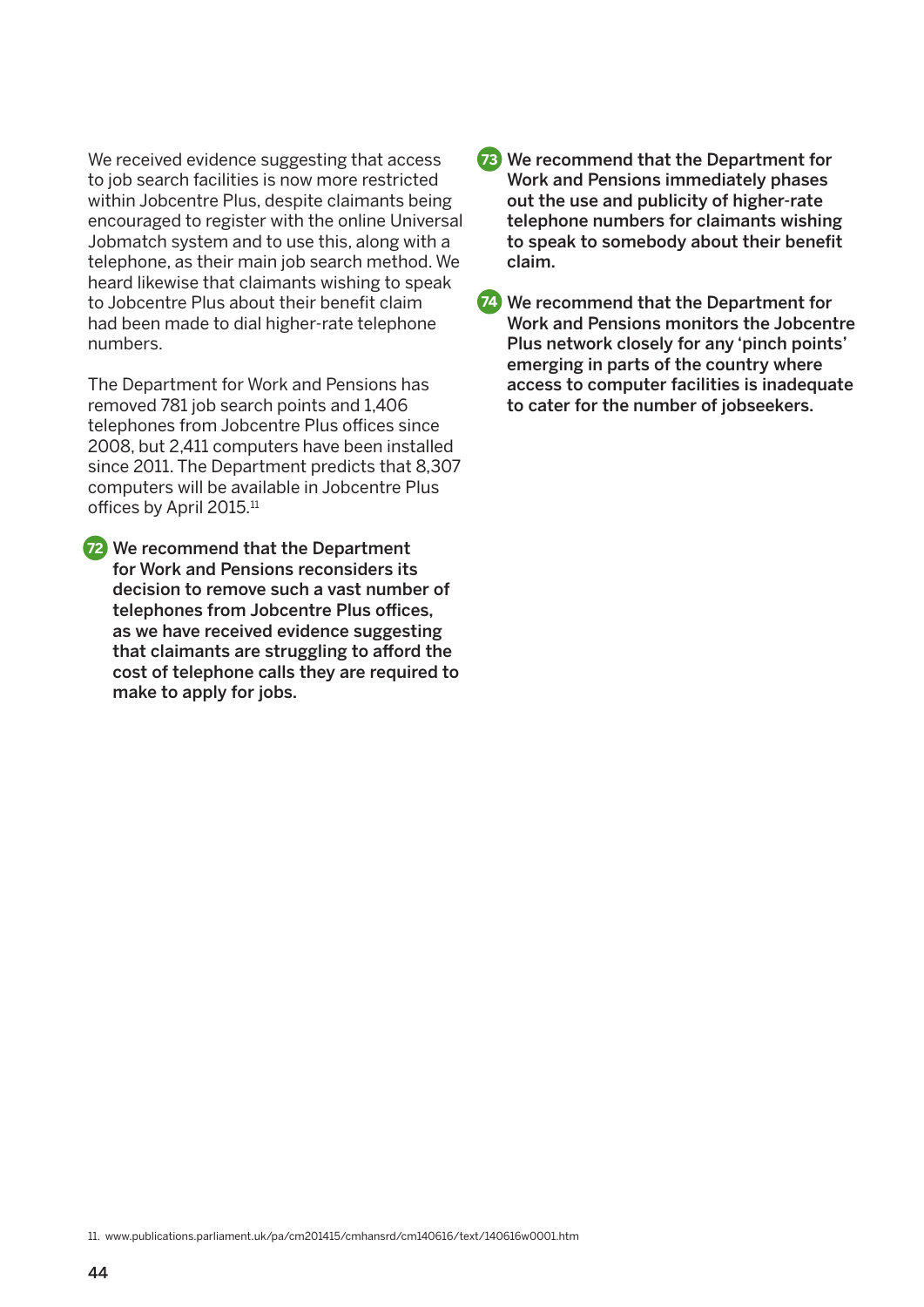We received evidence suggesting that access to job search facilities is now more restricted within Jobcentre Plus, despite claimants being encouraged to register with the online Universal Jobmatch system and to use this, along with a telephone, as their main job search method. We heard likewise that claimants wishing to speak to Jobcentre Plus about their benefit claim had been made to dial higher-rate telephone numbers.

The Department for Work and Pensions has removed 781 job search points and 1,406 telephones from Jobcentre Plus offices since 2008, but 2,411 computers have been installed since 2011. The Department predicts that 8,307 computers will be available in Jobcentre Plus offices by April 2015.[11]

**72** **We recommend that the Department for Work and Pensions reconsiders its decision to remove such a vast number of telephones from Jobcentre Plus offices, as we have received evidence suggesting that claimants are struggling to afford the cost of telephone calls they are required to make to apply for jobs.**

**73** **We recommend that the Department for Work and Pensions immediately phases out the use and publicity of higher-rate telephone numbers for claimants wishing to speak to somebody about their benefit claim.**

**74** **We recommend that the Department for Work and Pensions monitors the Jobcentre Plus network closely for any 'pinch points' emerging in parts of the country where access to computer facilities is inadequate to cater for the number of jobseekers.**

11. www.publications.parliament.uk/pa/cm201415/cmhansrd/cm140616/text/140616w0001.htm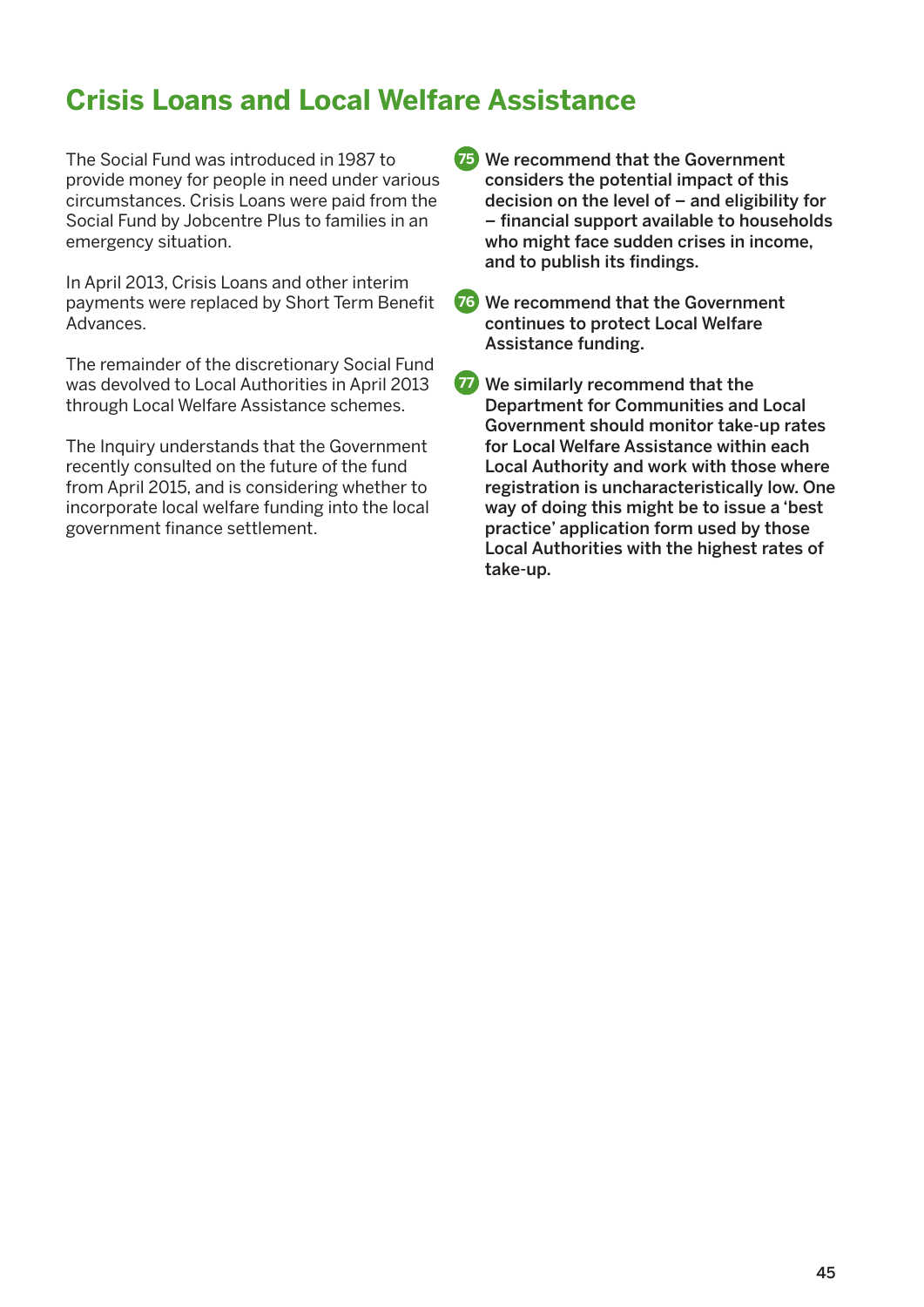## Crisis Loans and Local Welfare Assistance

The Social Fund was introduced in 1987 to provide money for people in need under various circumstances. Crisis Loans were paid from the Social Fund by Jobcentre Plus to families in an emergency situation.

In April 2013, Crisis Loans and other interim payments were replaced by Short Term Benefit Advances.

The remainder of the discretionary Social Fund was devolved to Local Authorities in April 2013 through Local Welfare Assistance schemes.

The Inquiry understands that the Government recently consulted on the future of the fund from April 2015, and is considering whether to incorporate local welfare funding into the local government finance settlement.

**75** **We recommend that the Government considers the potential impact of this decision on the level of – and eligibility for – financial support available to households who might face sudden crises in income, and to publish its findings.**

**76** **We recommend that the Government continues to protect Local Welfare Assistance funding.**

**77** **We similarly recommend that the Department for Communities and Local Government should monitor take-up rates for Local Welfare Assistance within each Local Authority and work with those where registration is uncharacteristically low. One way of doing this might be to issue a 'best practice' application form used by those Local Authorities with the highest rates of take-up.**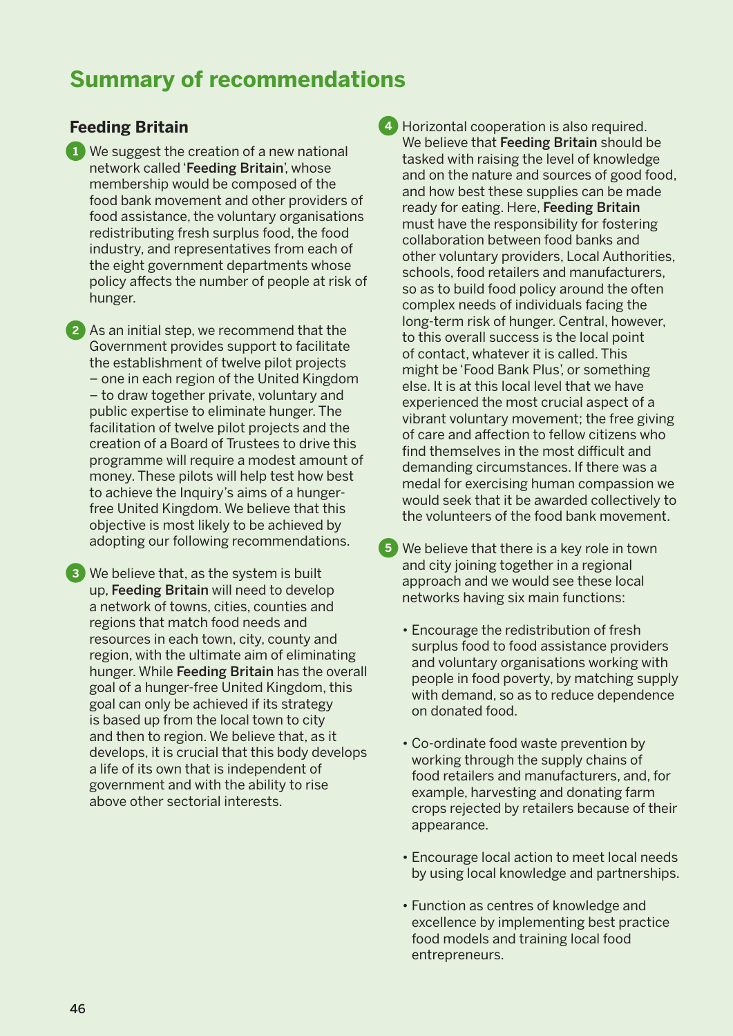# Summary of recommendations

## Feeding Britain

1. We suggest the creation of a new national network called '**Feeding Britain**', whose membership would be composed of the food bank movement and other providers of food assistance, the voluntary organisations redistributing fresh surplus food, the food industry, and representatives from each of the eight government departments whose policy affects the number of people at risk of hunger.

2. As an initial step, we recommend that the Government provides support to facilitate the establishment of twelve pilot projects – one in each region of the United Kingdom – to draw together private, voluntary and public expertise to eliminate hunger. The facilitation of twelve pilot projects and the creation of a Board of Trustees to drive this programme will require a modest amount of money. These pilots will help test how best to achieve the Inquiry's aims of a hunger-free United Kingdom. We believe that this objective is most likely to be achieved by adopting our following recommendations.

3. We believe that, as the system is built up, **Feeding Britain** will need to develop a network of towns, cities, counties and regions that match food needs and resources in each town, city, county and region, with the ultimate aim of eliminating hunger. While **Feeding Britain** has the overall goal of a hunger-free United Kingdom, this goal can only be achieved if its strategy is based up from the local town to city and then to region. We believe that, as it develops, it is crucial that this body develops a life of its own that is independent of government and with the ability to rise above other sectorial interests.

4. Horizontal cooperation is also required. We believe that **Feeding Britain** should be tasked with raising the level of knowledge and on the nature and sources of good food, and how best these supplies can be made ready for eating. Here, **Feeding Britain** must have the responsibility for fostering collaboration between food banks and other voluntary providers, Local Authorities, schools, food retailers and manufacturers, so as to build food policy around the often complex needs of individuals facing the long-term risk of hunger. Central, however, to this overall success is the local point of contact, whatever it is called. This might be 'Food Bank Plus', or something else. It is at this local level that we have experienced the most crucial aspect of a vibrant voluntary movement; the free giving of care and affection to fellow citizens who find themselves in the most difficult and demanding circumstances. If there was a medal for exercising human compassion we would seek that it be awarded collectively to the volunteers of the food bank movement.

5. We believe that there is a key role in town and city joining together in a regional approach and we would see these local networks having six main functions:

   - Encourage the redistribution of fresh surplus food to food assistance providers and voluntary organisations working with people in food poverty, by matching supply with demand, so as to reduce dependence on donated food.

   - Co-ordinate food waste prevention by working through the supply chains of food retailers and manufacturers, and, for example, harvesting and donating farm crops rejected by retailers because of their appearance.

   - Encourage local action to meet local needs by using local knowledge and partnerships.

   - Function as centres of knowledge and excellence by implementing best practice food models and training local food entrepreneurs.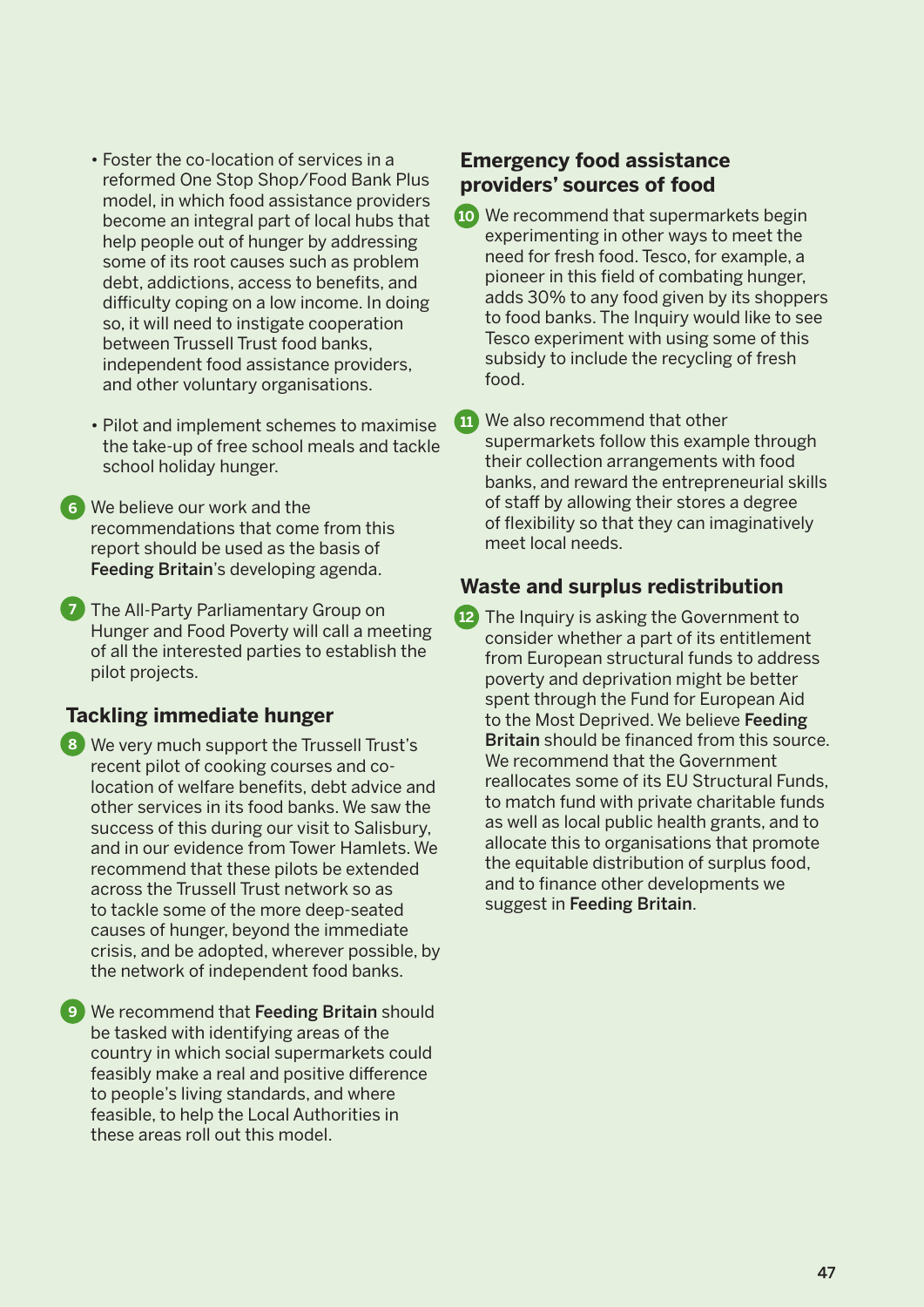- Foster the co-location of services in a reformed One Stop Shop/Food Bank Plus model, in which food assistance providers become an integral part of local hubs that help people out of hunger by addressing some of its root causes such as problem debt, addictions, access to benefits, and difficulty coping on a low income. In doing so, it will need to instigate cooperation between Trussell Trust food banks, independent food assistance providers, and other voluntary organisations.

- Pilot and implement schemes to maximise the take-up of free school meals and tackle school holiday hunger.

6. We believe our work and the recommendations that come from this report should be used as the basis of **Feeding Britain**'s developing agenda.

7. The All-Party Parliamentary Group on Hunger and Food Poverty will call a meeting of all the interested parties to establish the pilot projects.

## Tackling immediate hunger

8. We very much support the Trussell Trust's recent pilot of cooking courses and co-location of welfare benefits, debt advice and other services in its food banks. We saw the success of this during our visit to Salisbury, and in our evidence from Tower Hamlets. We recommend that these pilots be extended across the Trussell Trust network so as to tackle some of the more deep-seated causes of hunger, beyond the immediate crisis, and be adopted, wherever possible, by the network of independent food banks.

9. We recommend that **Feeding Britain** should be tasked with identifying areas of the country in which social supermarkets could feasibly make a real and positive difference to people's living standards, and where feasible, to help the Local Authorities in these areas roll out this model.

## Emergency food assistance providers' sources of food

10. We recommend that supermarkets begin experimenting in other ways to meet the need for fresh food. Tesco, for example, a pioneer in this field of combating hunger, adds 30% to any food given by its shoppers to food banks. The Inquiry would like to see Tesco experiment with using some of this subsidy to include the recycling of fresh food.

11. We also recommend that other supermarkets follow this example through their collection arrangements with food banks, and reward the entrepreneurial skills of staff by allowing their stores a degree of flexibility so that they can imaginatively meet local needs.

## Waste and surplus redistribution

12. The Inquiry is asking the Government to consider whether a part of its entitlement from European structural funds to address poverty and deprivation might be better spent through the Fund for European Aid to the Most Deprived. We believe **Feeding Britain** should be financed from this source. We recommend that the Government reallocates some of its EU Structural Funds, to match fund with private charitable funds as well as local public health grants, and to allocate this to organisations that promote the equitable distribution of surplus food, and to finance other developments we suggest in **Feeding Britain**.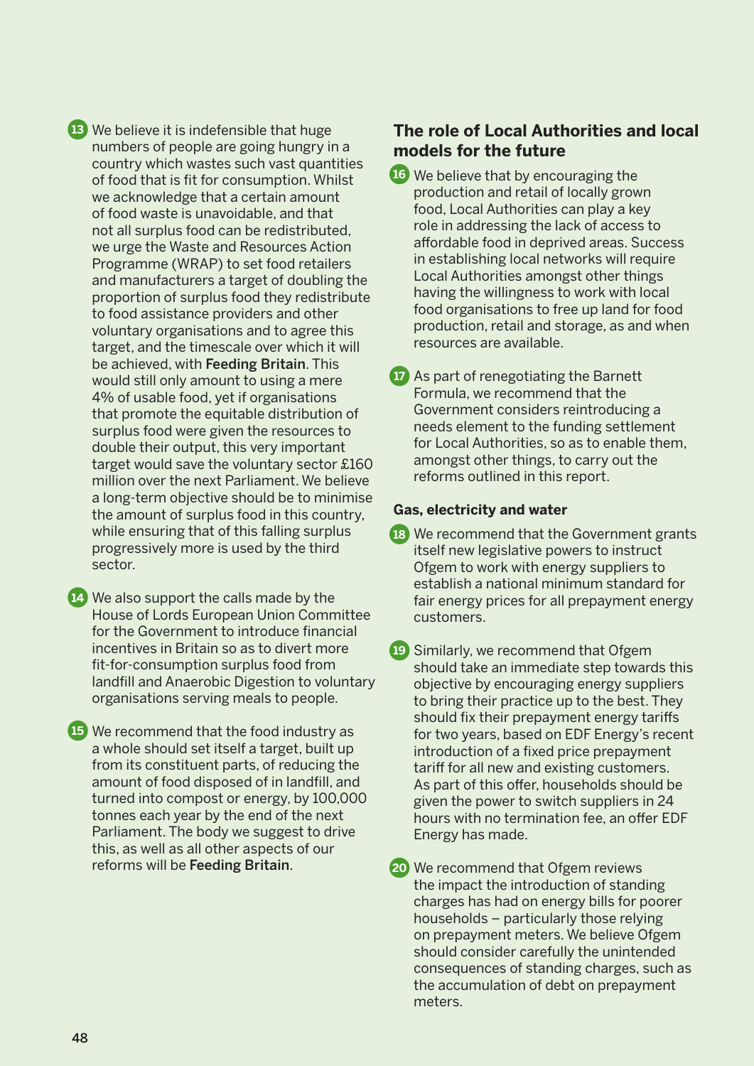**13** We believe it is indefensible that huge numbers of people are going hungry in a country which wastes such vast quantities of food that is fit for consumption. Whilst we acknowledge that a certain amount of food waste is unavoidable, and that not all surplus food can be redistributed, we urge the Waste and Resources Action Programme (WRAP) to set food retailers and manufacturers a target of doubling the proportion of surplus food they redistribute to food assistance providers and other voluntary organisations and to agree this target, and the timescale over which it will be achieved, with Feeding Britain. This would still only amount to using a mere 4% of usable food, yet if organisations that promote the equitable distribution of surplus food were given the resources to double their output, this very important target would save the voluntary sector £160 million over the next Parliament. We believe a long-term objective should be to minimise the amount of surplus food in this country, while ensuring that of this falling surplus progressively more is used by the third sector.

**14** We also support the calls made by the House of Lords European Union Committee for the Government to introduce financial incentives in Britain so as to divert more fit-for-consumption surplus food from landfill and Anaerobic Digestion to voluntary organisations serving meals to people.

**15** We recommend that the food industry as a whole should set itself a target, built up from its constituent parts, of reducing the amount of food disposed of in landfill, and turned into compost or energy, by 100,000 tonnes each year by the end of the next Parliament. The body we suggest to drive this, as well as all other aspects of our reforms will be Feeding Britain.

## The role of Local Authorities and local models for the future

**16** We believe that by encouraging the production and retail of locally grown food, Local Authorities can play a key role in addressing the lack of access to affordable food in deprived areas. Success in establishing local networks will require Local Authorities amongst other things having the willingness to work with local food organisations to free up land for food production, retail and storage, as and when resources are available.

**17** As part of renegotiating the Barnett Formula, we recommend that the Government considers reintroducing a needs element to the funding settlement for Local Authorities, so as to enable them, amongst other things, to carry out the reforms outlined in this report.

### Gas, electricity and water

**18** We recommend that the Government grants itself new legislative powers to instruct Ofgem to work with energy suppliers to establish a national minimum standard for fair energy prices for all prepayment energy customers.

**19** Similarly, we recommend that Ofgem should take an immediate step towards this objective by encouraging energy suppliers to bring their practice up to the best. They should fix their prepayment energy tariffs for two years, based on EDF Energy's recent introduction of a fixed price prepayment tariff for all new and existing customers. As part of this offer, households should be given the power to switch suppliers in 24 hours with no termination fee, an offer EDF Energy has made.

**20** We recommend that Ofgem reviews the impact the introduction of standing charges has had on energy bills for poorer households – particularly those relying on prepayment meters. We believe Ofgem should consider carefully the unintended consequences of standing charges, such as the accumulation of debt on prepayment meters.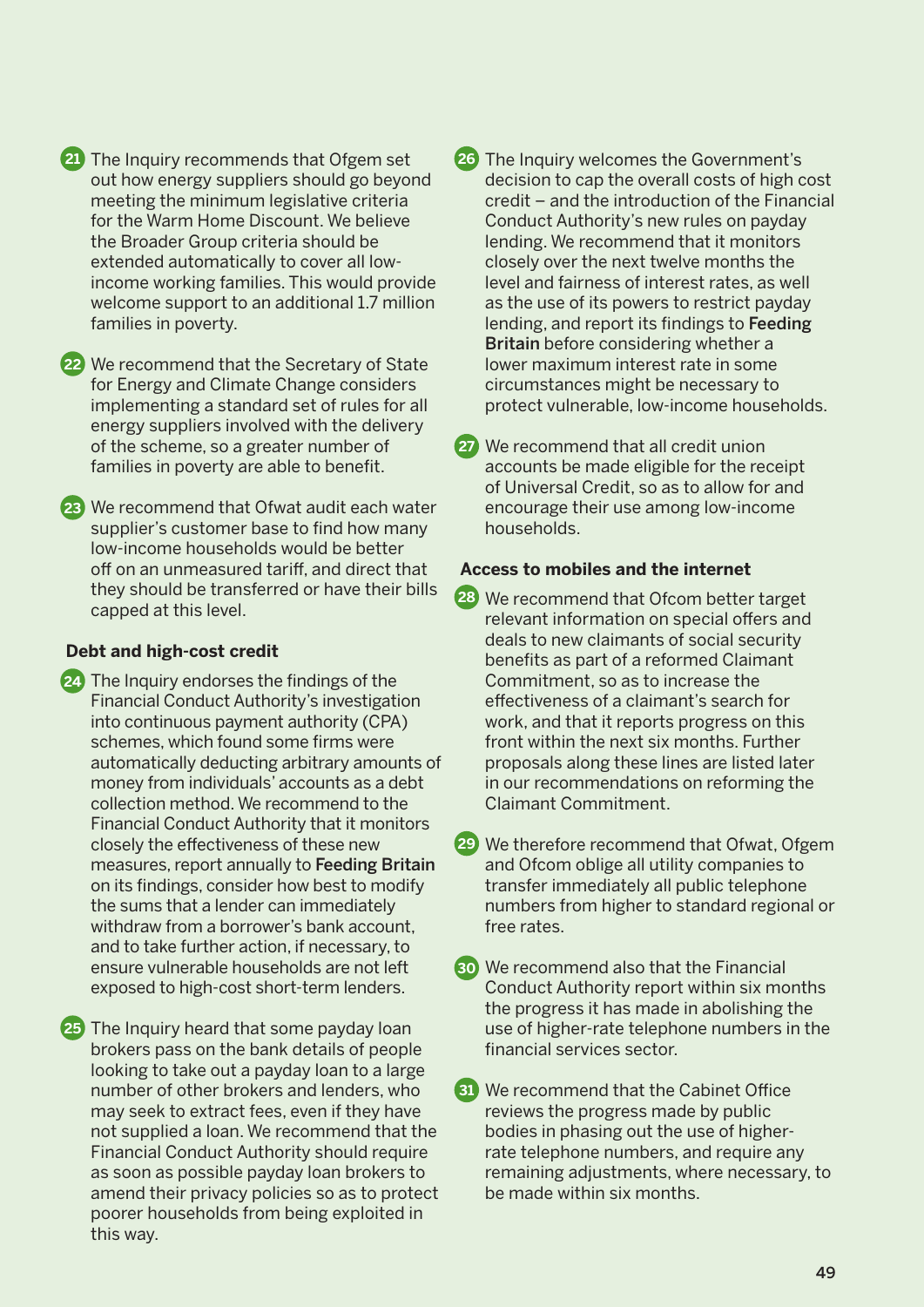21. The Inquiry recommends that Ofgem set out how energy suppliers should go beyond meeting the minimum legislative criteria for the Warm Home Discount. We believe the Broader Group criteria should be extended automatically to cover all low-income working families. This would provide welcome support to an additional 1.7 million families in poverty.

22. We recommend that the Secretary of State for Energy and Climate Change considers implementing a standard set of rules for all energy suppliers involved with the delivery of the scheme, so a greater number of families in poverty are able to benefit.

23. We recommend that Ofwat audit each water supplier's customer base to find how many low-income households would be better off on an unmeasured tariff, and direct that they should be transferred or have their bills capped at this level.

### Debt and high-cost credit

24. The Inquiry endorses the findings of the Financial Conduct Authority's investigation into continuous payment authority (CPA) schemes, which found some firms were automatically deducting arbitrary amounts of money from individuals' accounts as a debt collection method. We recommend to the Financial Conduct Authority that it monitors closely the effectiveness of these new measures, report annually to **Feeding Britain** on its findings, consider how best to modify the sums that a lender can immediately withdraw from a borrower's bank account, and to take further action, if necessary, to ensure vulnerable households are not left exposed to high-cost short-term lenders.

25. The Inquiry heard that some payday loan brokers pass on the bank details of people looking to take out a payday loan to a large number of other brokers and lenders, who may seek to extract fees, even if they have not supplied a loan. We recommend that the Financial Conduct Authority should require as soon as possible payday loan brokers to amend their privacy policies so as to protect poorer households from being exploited in this way.

26. The Inquiry welcomes the Government's decision to cap the overall costs of high cost credit – and the introduction of the Financial Conduct Authority's new rules on payday lending. We recommend that it monitors closely over the next twelve months the level and fairness of interest rates, as well as the use of its powers to restrict payday lending, and report its findings to **Feeding Britain** before considering whether a lower maximum interest rate in some circumstances might be necessary to protect vulnerable, low-income households.

27. We recommend that all credit union accounts be made eligible for the receipt of Universal Credit, so as to allow for and encourage their use among low-income households.

### Access to mobiles and the internet

28. We recommend that Ofcom better target relevant information on special offers and deals to new claimants of social security benefits as part of a reformed Claimant Commitment, so as to increase the effectiveness of a claimant's search for work, and that it reports progress on this front within the next six months. Further proposals along these lines are listed later in our recommendations on reforming the Claimant Commitment.

29. We therefore recommend that Ofwat, Ofgem and Ofcom oblige all utility companies to transfer immediately all public telephone numbers from higher to standard regional or free rates.

30. We recommend also that the Financial Conduct Authority report within six months the progress it has made in abolishing the use of higher-rate telephone numbers in the financial services sector.

31. We recommend that the Cabinet Office reviews the progress made by public bodies in phasing out the use of higher-rate telephone numbers, and require any remaining adjustments, where necessary, to be made within six months.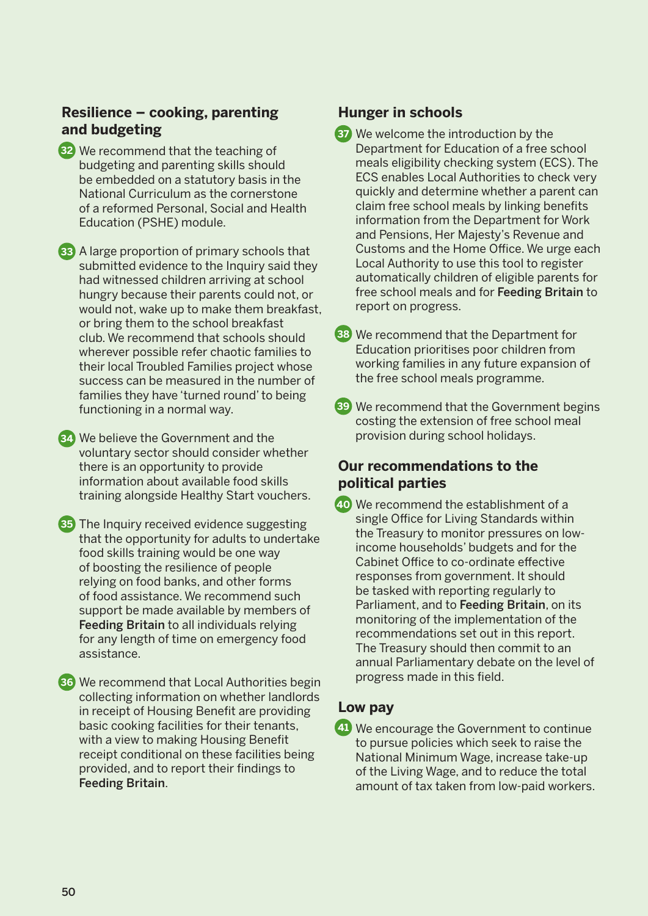## Resilience – cooking, parenting and budgeting

**32** We recommend that the teaching of budgeting and parenting skills should be embedded on a statutory basis in the National Curriculum as the cornerstone of a reformed Personal, Social and Health Education (PSHE) module.

**33** A large proportion of primary schools that submitted evidence to the Inquiry said they had witnessed children arriving at school hungry because their parents could not, or would not, wake up to make them breakfast, or bring them to the school breakfast club. We recommend that schools should wherever possible refer chaotic families to their local Troubled Families project whose success can be measured in the number of families they have 'turned round' to being functioning in a normal way.

**34** We believe the Government and the voluntary sector should consider whether there is an opportunity to provide information about available food skills training alongside Healthy Start vouchers.

**35** The Inquiry received evidence suggesting that the opportunity for adults to undertake food skills training would be one way of boosting the resilience of people relying on food banks, and other forms of food assistance. We recommend such support be made available by members of Feeding Britain to all individuals relying for any length of time on emergency food assistance.

**36** We recommend that Local Authorities begin collecting information on whether landlords in receipt of Housing Benefit are providing basic cooking facilities for their tenants, with a view to making Housing Benefit receipt conditional on these facilities being provided, and to report their findings to Feeding Britain.

## Hunger in schools

**37** We welcome the introduction by the Department for Education of a free school meals eligibility checking system (ECS). The ECS enables Local Authorities to check very quickly and determine whether a parent can claim free school meals by linking benefits information from the Department for Work and Pensions, Her Majesty's Revenue and Customs and the Home Office. We urge each Local Authority to use this tool to register automatically children of eligible parents for free school meals and for Feeding Britain to report on progress.

**38** We recommend that the Department for Education prioritises poor children from working families in any future expansion of the free school meals programme.

**39** We recommend that the Government begins costing the extension of free school meal provision during school holidays.

## Our recommendations to the political parties

**40** We recommend the establishment of a single Office for Living Standards within the Treasury to monitor pressures on low-income households' budgets and for the Cabinet Office to co-ordinate effective responses from government. It should be tasked with reporting regularly to Parliament, and to Feeding Britain, on its monitoring of the implementation of the recommendations set out in this report. The Treasury should then commit to an annual Parliamentary debate on the level of progress made in this field.

## Low pay

**41** We encourage the Government to continue to pursue policies which seek to raise the National Minimum Wage, increase take-up of the Living Wage, and to reduce the total amount of tax taken from low-paid workers.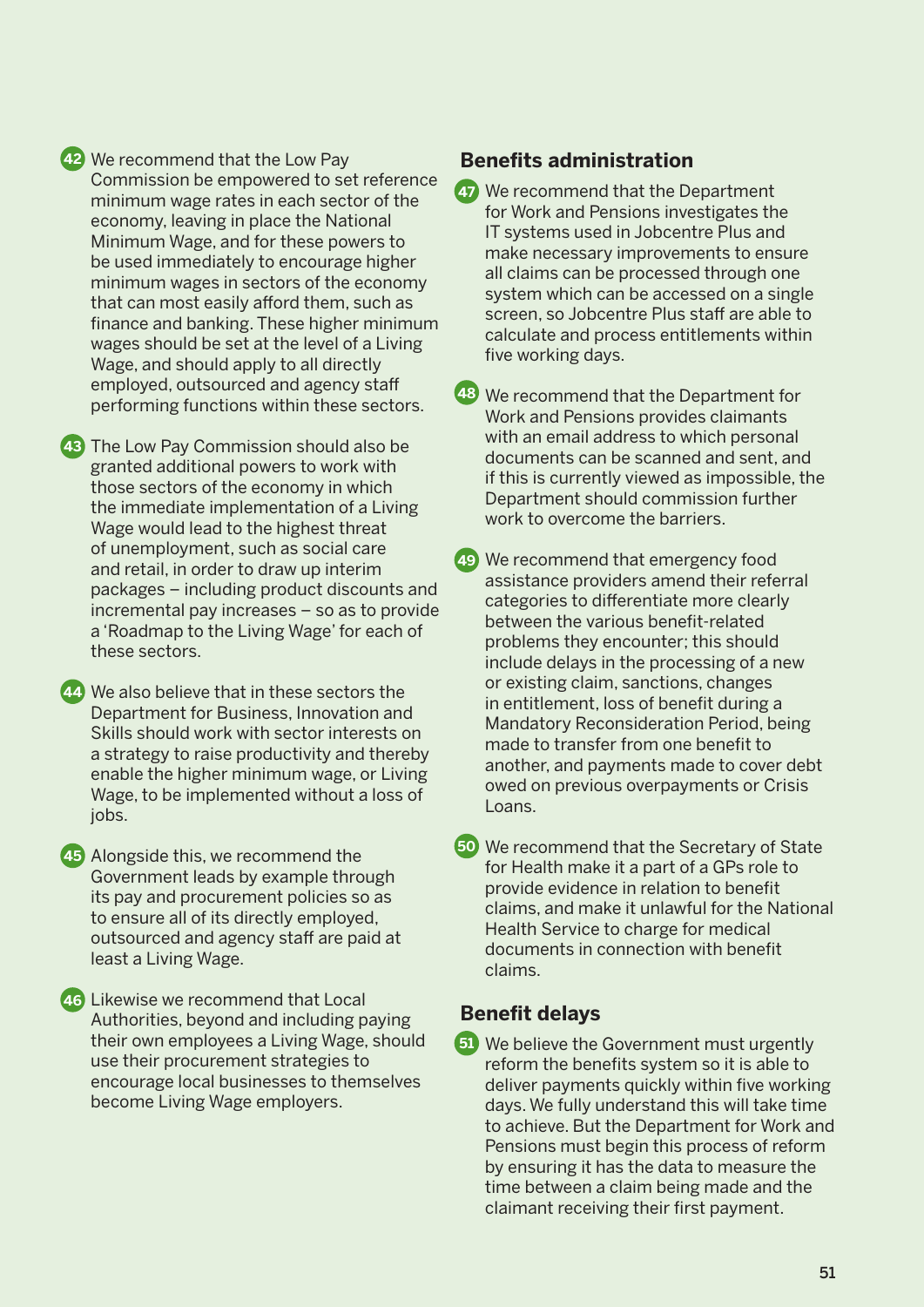42. We recommend that the Low Pay Commission be empowered to set reference minimum wage rates in each sector of the economy, leaving in place the National Minimum Wage, and for these powers to be used immediately to encourage higher minimum wages in sectors of the economy that can most easily afford them, such as finance and banking. These higher minimum wages should be set at the level of a Living Wage, and should apply to all directly employed, outsourced and agency staff performing functions within these sectors.

43. The Low Pay Commission should also be granted additional powers to work with those sectors of the economy in which the immediate implementation of a Living Wage would lead to the highest threat of unemployment, such as social care and retail, in order to draw up interim packages – including product discounts and incremental pay increases – so as to provide a 'Roadmap to the Living Wage' for each of these sectors.

44. We also believe that in these sectors the Department for Business, Innovation and Skills should work with sector interests on a strategy to raise productivity and thereby enable the higher minimum wage, or Living Wage, to be implemented without a loss of jobs.

45. Alongside this, we recommend the Government leads by example through its pay and procurement policies so as to ensure all of its directly employed, outsourced and agency staff are paid at least a Living Wage.

46. Likewise we recommend that Local Authorities, beyond and including paying their own employees a Living Wage, should use their procurement strategies to encourage local businesses to themselves become Living Wage employers.

## Benefits administration

47. We recommend that the Department for Work and Pensions investigates the IT systems used in Jobcentre Plus and make necessary improvements to ensure all claims can be processed through one system which can be accessed on a single screen, so Jobcentre Plus staff are able to calculate and process entitlements within five working days.

48. We recommend that the Department for Work and Pensions provides claimants with an email address to which personal documents can be scanned and sent, and if this is currently viewed as impossible, the Department should commission further work to overcome the barriers.

49. We recommend that emergency food assistance providers amend their referral categories to differentiate more clearly between the various benefit-related problems they encounter; this should include delays in the processing of a new or existing claim, sanctions, changes in entitlement, loss of benefit during a Mandatory Reconsideration Period, being made to transfer from one benefit to another, and payments made to cover debt owed on previous overpayments or Crisis Loans.

50. We recommend that the Secretary of State for Health make it a part of a GPs role to provide evidence in relation to benefit claims, and make it unlawful for the National Health Service to charge for medical documents in connection with benefit claims.

## Benefit delays

51. We believe the Government must urgently reform the benefits system so it is able to deliver payments quickly within five working days. We fully understand this will take time to achieve. But the Department for Work and Pensions must begin this process of reform by ensuring it has the data to measure the time between a claim being made and the claimant receiving their first payment.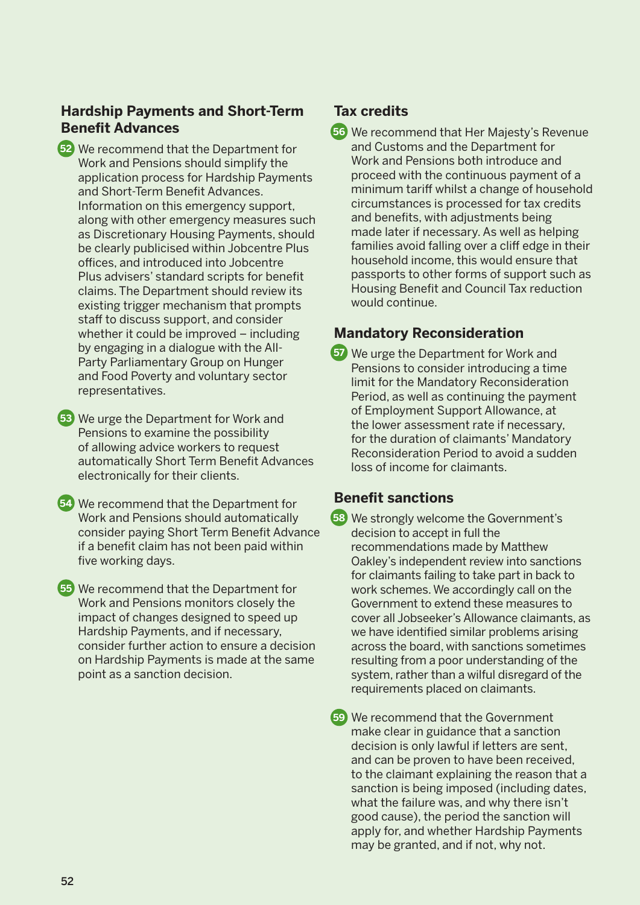### Hardship Payments and Short-Term Benefit Advances

52 We recommend that the Department for Work and Pensions should simplify the application process for Hardship Payments and Short-Term Benefit Advances. Information on this emergency support, along with other emergency measures such as Discretionary Housing Payments, should be clearly publicised within Jobcentre Plus offices, and introduced into Jobcentre Plus advisers' standard scripts for benefit claims. The Department should review its existing trigger mechanism that prompts staff to discuss support, and consider whether it could be improved – including by engaging in a dialogue with the All-Party Parliamentary Group on Hunger and Food Poverty and voluntary sector representatives.

53 We urge the Department for Work and Pensions to examine the possibility of allowing advice workers to request automatically Short Term Benefit Advances electronically for their clients.

54 We recommend that the Department for Work and Pensions should automatically consider paying Short Term Benefit Advance if a benefit claim has not been paid within five working days.

55 We recommend that the Department for Work and Pensions monitors closely the impact of changes designed to speed up Hardship Payments, and if necessary, consider further action to ensure a decision on Hardship Payments is made at the same point as a sanction decision.

### Tax credits

56 We recommend that Her Majesty's Revenue and Customs and the Department for Work and Pensions both introduce and proceed with the continuous payment of a minimum tariff whilst a change of household circumstances is processed for tax credits and benefits, with adjustments being made later if necessary. As well as helping families avoid falling over a cliff edge in their household income, this would ensure that passports to other forms of support such as Housing Benefit and Council Tax reduction would continue.

### Mandatory Reconsideration

57 We urge the Department for Work and Pensions to consider introducing a time limit for the Mandatory Reconsideration Period, as well as continuing the payment of Employment Support Allowance, at the lower assessment rate if necessary, for the duration of claimants' Mandatory Reconsideration Period to avoid a sudden loss of income for claimants.

### Benefit sanctions

58 We strongly welcome the Government's decision to accept in full the recommendations made by Matthew Oakley's independent review into sanctions for claimants failing to take part in back to work schemes. We accordingly call on the Government to extend these measures to cover all Jobseeker's Allowance claimants, as we have identified similar problems arising across the board, with sanctions sometimes resulting from a poor understanding of the system, rather than a wilful disregard of the requirements placed on claimants.

59 We recommend that the Government make clear in guidance that a sanction decision is only lawful if letters are sent, and can be proven to have been received, to the claimant explaining the reason that a sanction is being imposed (including dates, what the failure was, and why there isn't good cause), the period the sanction will apply for, and whether Hardship Payments may be granted, and if not, why not.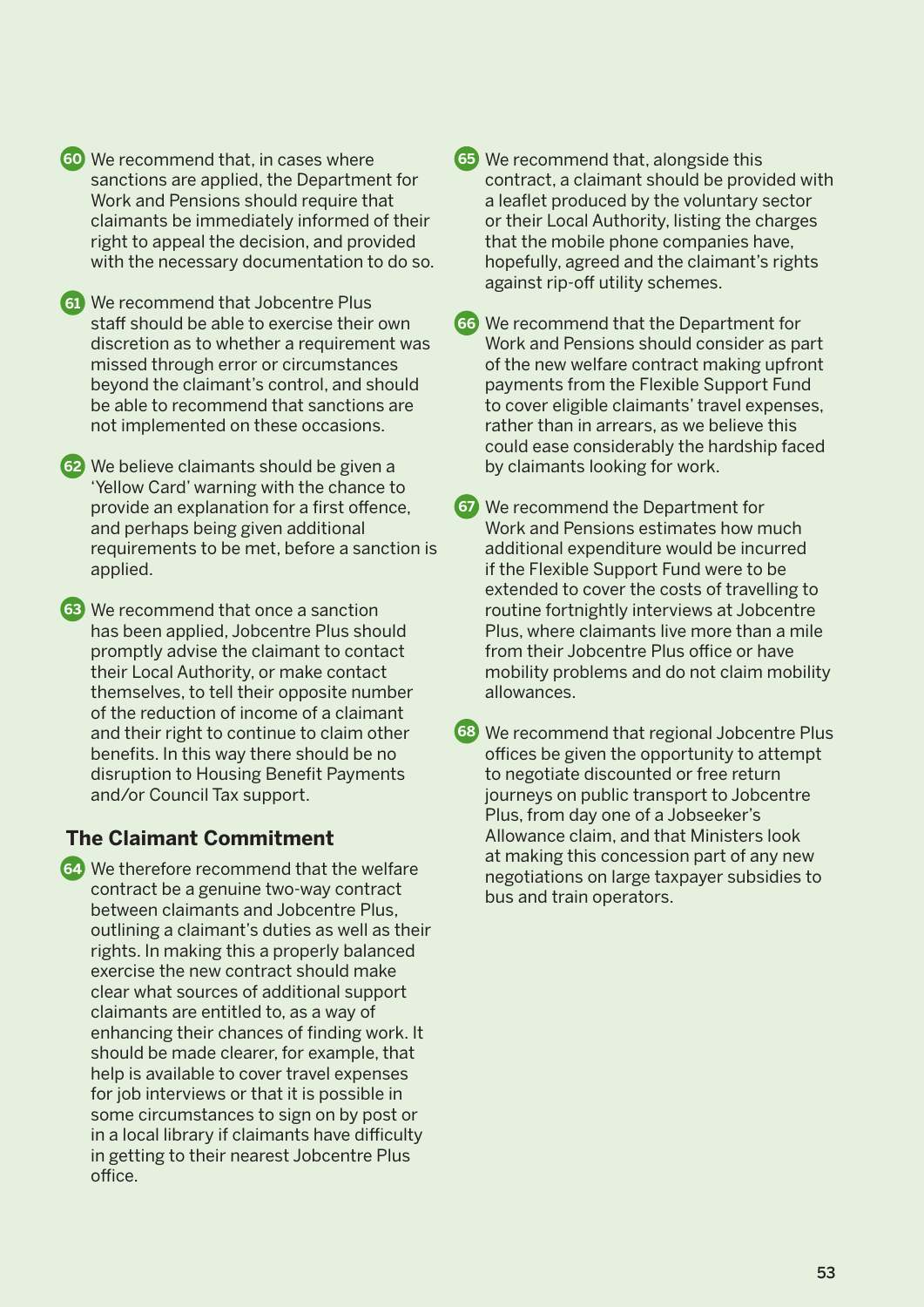60 We recommend that, in cases where sanctions are applied, the Department for Work and Pensions should require that claimants be immediately informed of their right to appeal the decision, and provided with the necessary documentation to do so.

61 We recommend that Jobcentre Plus staff should be able to exercise their own discretion as to whether a requirement was missed through error or circumstances beyond the claimant's control, and should be able to recommend that sanctions are not implemented on these occasions.

62 We believe claimants should be given a 'Yellow Card' warning with the chance to provide an explanation for a first offence, and perhaps being given additional requirements to be met, before a sanction is applied.

63 We recommend that once a sanction has been applied, Jobcentre Plus should promptly advise the claimant to contact their Local Authority, or make contact themselves, to tell their opposite number of the reduction of income of a claimant and their right to continue to claim other benefits. In this way there should be no disruption to Housing Benefit Payments and/or Council Tax support.

## The Claimant Commitment

64 We therefore recommend that the welfare contract be a genuine two-way contract between claimants and Jobcentre Plus, outlining a claimant's duties as well as their rights. In making this a properly balanced exercise the new contract should make clear what sources of additional support claimants are entitled to, as a way of enhancing their chances of finding work. It should be made clearer, for example, that help is available to cover travel expenses for job interviews or that it is possible in some circumstances to sign on by post or in a local library if claimants have difficulty in getting to their nearest Jobcentre Plus office.

65 We recommend that, alongside this contract, a claimant should be provided with a leaflet produced by the voluntary sector or their Local Authority, listing the charges that the mobile phone companies have, hopefully, agreed and the claimant's rights against rip-off utility schemes.

66 We recommend that the Department for Work and Pensions should consider as part of the new welfare contract making upfront payments from the Flexible Support Fund to cover eligible claimants' travel expenses, rather than in arrears, as we believe this could ease considerably the hardship faced by claimants looking for work.

67 We recommend the Department for Work and Pensions estimates how much additional expenditure would be incurred if the Flexible Support Fund were to be extended to cover the costs of travelling to routine fortnightly interviews at Jobcentre Plus, where claimants live more than a mile from their Jobcentre Plus office or have mobility problems and do not claim mobility allowances.

68 We recommend that regional Jobcentre Plus offices be given the opportunity to attempt to negotiate discounted or free return journeys on public transport to Jobcentre Plus, from day one of a Jobseeker's Allowance claim, and that Ministers look at making this concession part of any new negotiations on large taxpayer subsidies to bus and train operators.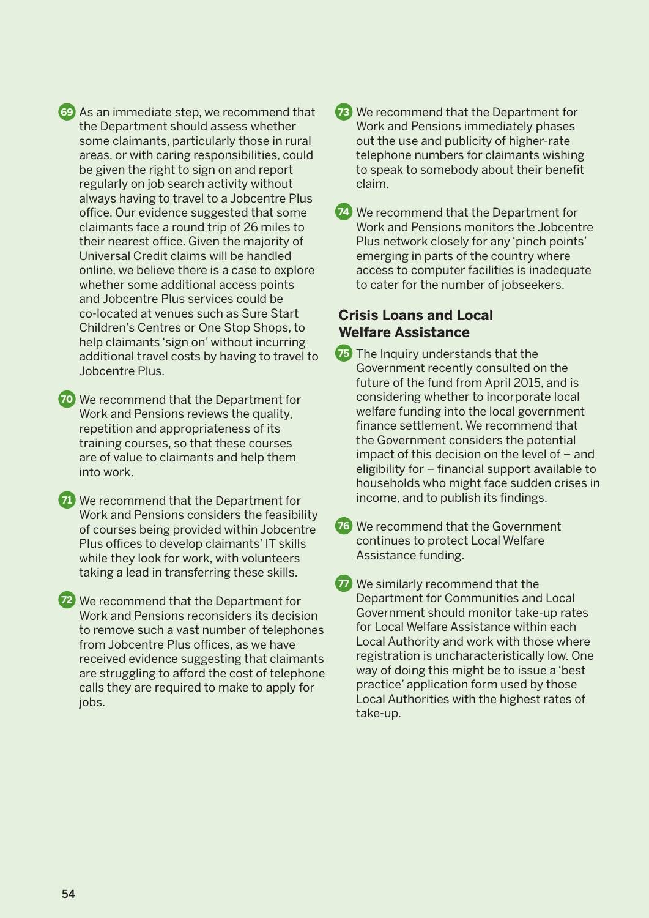69 As an immediate step, we recommend that the Department should assess whether some claimants, particularly those in rural areas, or with caring responsibilities, could be given the right to sign on and report regularly on job search activity without always having to travel to a Jobcentre Plus office. Our evidence suggested that some claimants face a round trip of 26 miles to their nearest office. Given the majority of Universal Credit claims will be handled online, we believe there is a case to explore whether some additional access points and Jobcentre Plus services could be co-located at venues such as Sure Start Children's Centres or One Stop Shops, to help claimants 'sign on' without incurring additional travel costs by having to travel to Jobcentre Plus.

70 We recommend that the Department for Work and Pensions reviews the quality, repetition and appropriateness of its training courses, so that these courses are of value to claimants and help them into work.

71 We recommend that the Department for Work and Pensions considers the feasibility of courses being provided within Jobcentre Plus offices to develop claimants' IT skills while they look for work, with volunteers taking a lead in transferring these skills.

72 We recommend that the Department for Work and Pensions reconsiders its decision to remove such a vast number of telephones from Jobcentre Plus offices, as we have received evidence suggesting that claimants are struggling to afford the cost of telephone calls they are required to make to apply for jobs.

73 We recommend that the Department for Work and Pensions immediately phases out the use and publicity of higher-rate telephone numbers for claimants wishing to speak to somebody about their benefit claim.

74 We recommend that the Department for Work and Pensions monitors the Jobcentre Plus network closely for any 'pinch points' emerging in parts of the country where access to computer facilities is inadequate to cater for the number of jobseekers.

## Crisis Loans and Local Welfare Assistance

75 The Inquiry understands that the Government recently consulted on the future of the fund from April 2015, and is considering whether to incorporate local welfare funding into the local government finance settlement. We recommend that the Government considers the potential impact of this decision on the level of – and eligibility for – financial support available to households who might face sudden crises in income, and to publish its findings.

76 We recommend that the Government continues to protect Local Welfare Assistance funding.

77 We similarly recommend that the Department for Communities and Local Government should monitor take-up rates for Local Welfare Assistance within each Local Authority and work with those where registration is uncharacteristically low. One way of doing this might be to issue a 'best practice' application form used by those Local Authorities with the highest rates of take-up.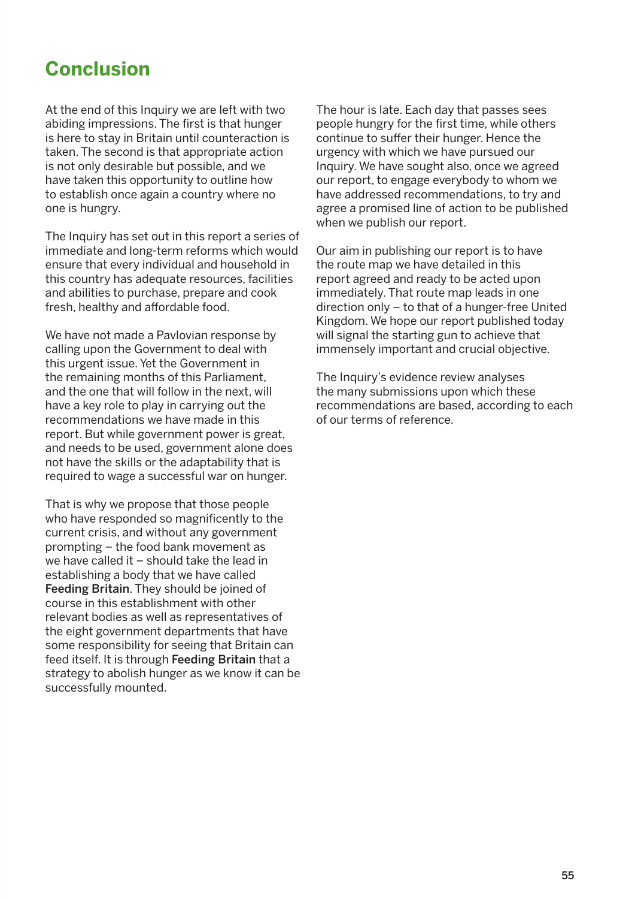# Conclusion

At the end of this Inquiry we are left with two abiding impressions. The first is that hunger is here to stay in Britain until counteraction is taken. The second is that appropriate action is not only desirable but possible, and we have taken this opportunity to outline how to establish once again a country where no one is hungry.

The Inquiry has set out in this report a series of immediate and long-term reforms which would ensure that every individual and household in this country has adequate resources, facilities and abilities to purchase, prepare and cook fresh, healthy and affordable food.

We have not made a Pavlovian response by calling upon the Government to deal with this urgent issue. Yet the Government in the remaining months of this Parliament, and the one that will follow in the next, will have a key role to play in carrying out the recommendations we have made in this report. But while government power is great, and needs to be used, government alone does not have the skills or the adaptability that is required to wage a successful war on hunger.

That is why we propose that those people who have responded so magnificently to the current crisis, and without any government prompting – the food bank movement as we have called it – should take the lead in establishing a body that we have called **Feeding Britain**. They should be joined of course in this establishment with other relevant bodies as well as representatives of the eight government departments that have some responsibility for seeing that Britain can feed itself. It is through **Feeding Britain** that a strategy to abolish hunger as we know it can be successfully mounted.

The hour is late. Each day that passes sees people hungry for the first time, while others continue to suffer their hunger. Hence the urgency with which we have pursued our Inquiry. We have sought also, once we agreed our report, to engage everybody to whom we have addressed recommendations, to try and agree a promised line of action to be published when we publish our report.

Our aim in publishing our report is to have the route map we have detailed in this report agreed and ready to be acted upon immediately. That route map leads in one direction only – to that of a hunger-free United Kingdom. We hope our report published today will signal the starting gun to achieve that immensely important and crucial objective.

The Inquiry's evidence review analyses the many submissions upon which these recommendations are based, according to each of our terms of reference.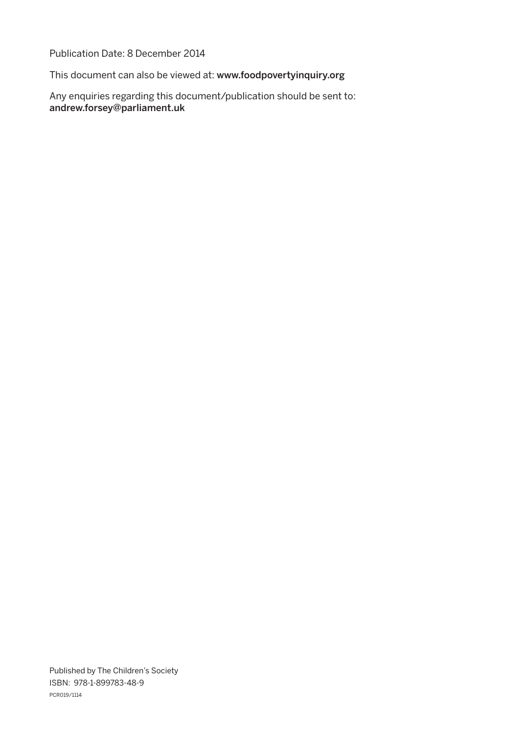Publication Date: 8 December 2014

This document can also be viewed at: **www.foodpovertyinquiry.org**

Any enquiries regarding this document/publication should be sent to:
**andrew.forsey@parliament.uk**

Published by The Children's Society
ISBN: 978-1-899783-48-9
PCR019/1114